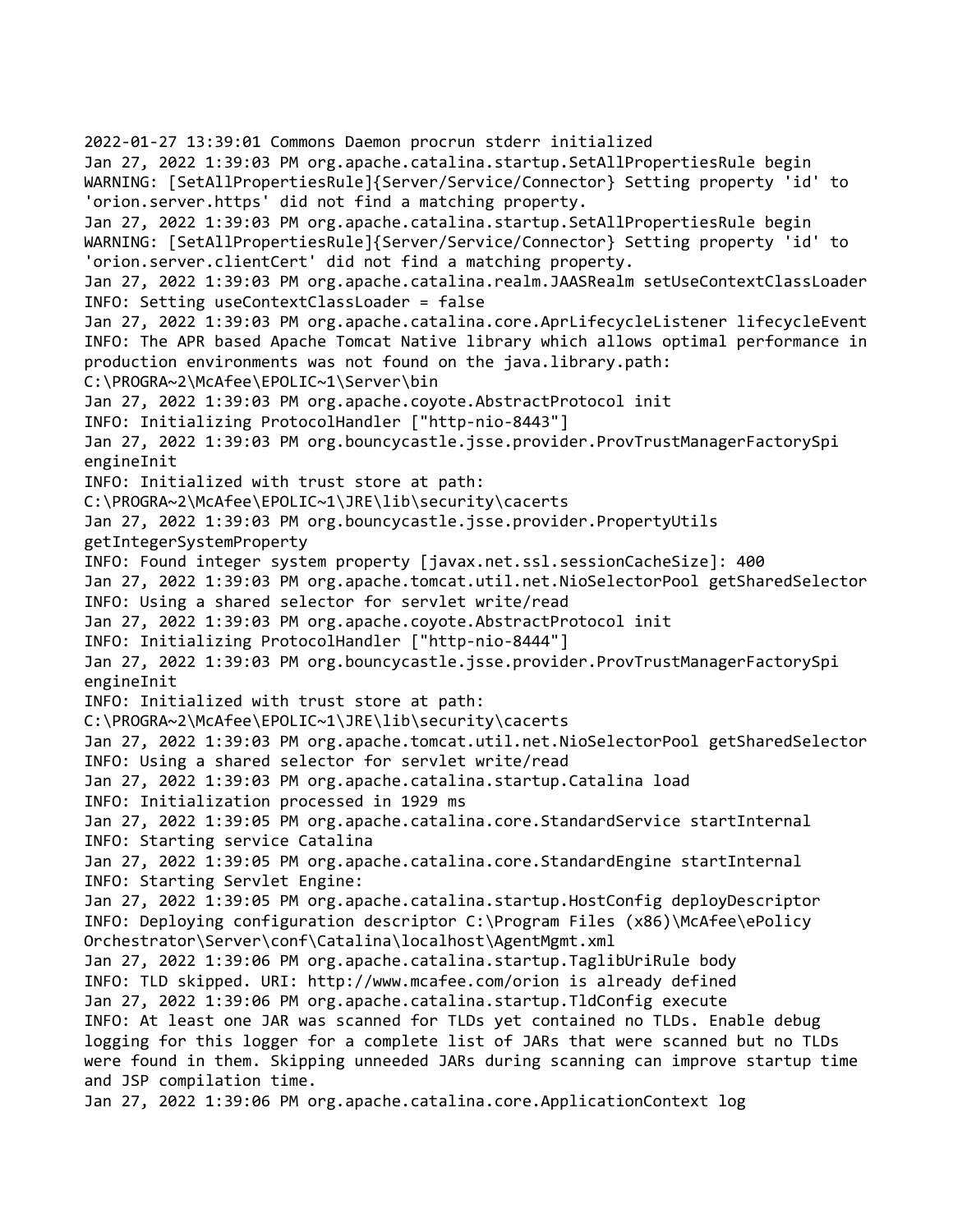```
2022-01-27 13:39:01 Commons Daemon procrun stderr initialized
Jan 27, 2022 1:39:03 PM org.apache.catalina.startup.SetAllPropertiesRule begin
WARNING: [SetAllPropertiesRule]{Server/Service/Connector} Setting property 'id' to
'orion.server.https' did not find a matching property.
Jan 27, 2022 1:39:03 PM org.apache.catalina.startup.SetAllPropertiesRule begin
WARNING: [SetAllPropertiesRule]{Server/Service/Connector} Setting property 'id' to
'orion.server.clientCert' did not find a matching property.
Jan 27, 2022 1:39:03 PM org.apache.catalina.realm.JAASRealm setUseContextClassLoader
INFO: Setting useContextClassLoader = false
Jan 27, 2022 1:39:03 PM org.apache.catalina.core.AprLifecycleListener lifecycleEvent
INFO: The APR based Apache Tomcat Native library which allows optimal performance in
production environments was not found on the java.library.path:
C:\PROGRA~2\McAfee\EPOLIC~1\Server\bin
Jan 27, 2022 1:39:03 PM org.apache.coyote.AbstractProtocol init
INFO: Initializing ProtocolHandler ["http-nio-8443"]
Jan 27, 2022 1:39:03 PM org.bouncycastle.jsse.provider.ProvTrustManagerFactorySpi
engineInit
INFO: Initialized with trust store at path:
C:\PROGRA~2\McAfee\EPOLIC~1\JRE\lib\security\cacerts
Jan 27, 2022 1:39:03 PM org.bouncycastle.jsse.provider.PropertyUtils
getIntegerSystemProperty
INFO: Found integer system property [javax.net.ssl.sessionCacheSize]: 400
Jan 27, 2022 1:39:03 PM org.apache.tomcat.util.net.NioSelectorPool getSharedSelector
INFO: Using a shared selector for servlet write/read
Jan 27, 2022 1:39:03 PM org.apache.coyote.AbstractProtocol init
INFO: Initializing ProtocolHandler ["http-nio-8444"]
Jan 27, 2022 1:39:03 PM org.bouncycastle.jsse.provider.ProvTrustManagerFactorySpi
engineInit
INFO: Initialized with trust store at path:
C:\PROGRA~2\McAfee\EPOLIC~1\JRE\lib\security\cacerts
Jan 27, 2022 1:39:03 PM org.apache.tomcat.util.net.NioSelectorPool getSharedSelector
INFO: Using a shared selector for servlet write/read
Jan 27, 2022 1:39:03 PM org.apache.catalina.startup.Catalina load
INFO: Initialization processed in 1929 ms
Jan 27, 2022 1:39:05 PM org.apache.catalina.core.StandardService startInternal
INFO: Starting service Catalina
Jan 27, 2022 1:39:05 PM org.apache.catalina.core.StandardEngine startInternal
INFO: Starting Servlet Engine:
Jan 27, 2022 1:39:05 PM org.apache.catalina.startup.HostConfig deployDescriptor
INFO: Deploying configuration descriptor C:\Program Files (x86)\McAfee\ePolicy
Orchestrator\Server\conf\Catalina\localhost\AgentMgmt.xml
Jan 27, 2022 1:39:06 PM org.apache.catalina.startup.TaglibUriRule body
INFO: TLD skipped. URI: http://www.mcafee.com/orion is already defined
Jan 27, 2022 1:39:06 PM org.apache.catalina.startup.TldConfig execute
INFO: At least one JAR was scanned for TLDs yet contained no TLDs. Enable debug
logging for this logger for a complete list of JARs that were scanned but no TLDs
were found in them. Skipping unneeded JARs during scanning can improve startup time
and JSP compilation time.
Jan 27, 2022 1:39:06 PM org.apache.catalina.core.ApplicationContext log
```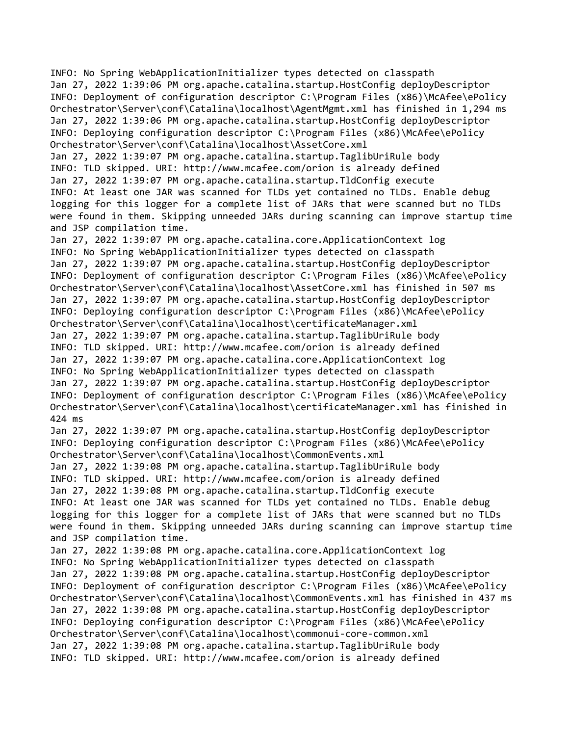```
INFO: No Spring WebApplicationInitializer types detected on classpath
Jan 27, 2022 1:39:06 PM org.apache.catalina.startup.HostConfig deployDescriptor
INFO: Deployment of configuration descriptor C:\Program Files (x86)\McAfee\ePolicy
Orchestrator\Server\conf\Catalina\localhost\AgentMgmt.xml has finished in 1,294 ms
Jan 27, 2022 1:39:06 PM org.apache.catalina.startup.HostConfig deployDescriptor
INFO: Deploying configuration descriptor C:\Program Files (x86)\McAfee\ePolicy
Orchestrator\Server\conf\Catalina\localhost\AssetCore.xml
Jan 27, 2022 1:39:07 PM org.apache.catalina.startup.TaglibUriRule body
INFO: TLD skipped. URI: http://www.mcafee.com/orion is already defined
Jan 27, 2022 1:39:07 PM org.apache.catalina.startup.TldConfig execute
INFO: At least one JAR was scanned for TLDs yet contained no TLDs. Enable debug
logging for this logger for a complete list of JARs that were scanned but no TLDs
were found in them. Skipping unneeded JARs during scanning can improve startup time
and JSP compilation time.
Jan 27, 2022 1:39:07 PM org.apache.catalina.core.ApplicationContext log
INFO: No Spring WebApplicationInitializer types detected on classpath
Jan 27, 2022 1:39:07 PM org.apache.catalina.startup.HostConfig deployDescriptor
INFO: Deployment of configuration descriptor C:\Program Files (x86)\McAfee\ePolicy
Orchestrator\Server\conf\Catalina\localhost\AssetCore.xml has finished in 507 ms
Jan 27, 2022 1:39:07 PM org.apache.catalina.startup.HostConfig deployDescriptor
INFO: Deploying configuration descriptor C:\Program Files (x86)\McAfee\ePolicy
Orchestrator\Server\conf\Catalina\localhost\certificateManager.xml
Jan 27, 2022 1:39:07 PM org.apache.catalina.startup.TaglibUriRule body
INFO: TLD skipped. URI: http://www.mcafee.com/orion is already defined
Jan 27, 2022 1:39:07 PM org.apache.catalina.core.ApplicationContext log
INFO: No Spring WebApplicationInitializer types detected on classpath
Jan 27, 2022 1:39:07 PM org.apache.catalina.startup.HostConfig deployDescriptor
INFO: Deployment of configuration descriptor C:\Program Files (x86)\McAfee\ePolicy
Orchestrator\Server\conf\Catalina\localhost\certificateManager.xml has finished in
424 ms
Jan 27, 2022 1:39:07 PM org.apache.catalina.startup.HostConfig deployDescriptor
INFO: Deploying configuration descriptor C:\Program Files (x86)\McAfee\ePolicy
Orchestrator\Server\conf\Catalina\localhost\CommonEvents.xml
Jan 27, 2022 1:39:08 PM org.apache.catalina.startup.TaglibUriRule body
INFO: TLD skipped. URI: http://www.mcafee.com/orion is already defined
Jan 27, 2022 1:39:08 PM org.apache.catalina.startup.TldConfig execute
INFO: At least one JAR was scanned for TLDs yet contained no TLDs. Enable debug
logging for this logger for a complete list of JARs that were scanned but no TLDs
were found in them. Skipping unneeded JARs during scanning can improve startup time
and JSP compilation time.
Jan 27, 2022 1:39:08 PM org.apache.catalina.core.ApplicationContext log
INFO: No Spring WebApplicationInitializer types detected on classpath
Jan 27, 2022 1:39:08 PM org.apache.catalina.startup.HostConfig deployDescriptor
INFO: Deployment of configuration descriptor C:\Program Files (x86)\McAfee\ePolicy
Orchestrator\Server\conf\Catalina\localhost\CommonEvents.xml has finished in 437 ms
Jan 27, 2022 1:39:08 PM org.apache.catalina.startup.HostConfig deployDescriptor
INFO: Deploying configuration descriptor C:\Program Files (x86)\McAfee\ePolicy
Orchestrator\Server\conf\Catalina\localhost\commonui-core-common.xml
Jan 27, 2022 1:39:08 PM org.apache.catalina.startup.TaglibUriRule body
INFO: TLD skipped. URI: http://www.mcafee.com/orion is already defined
```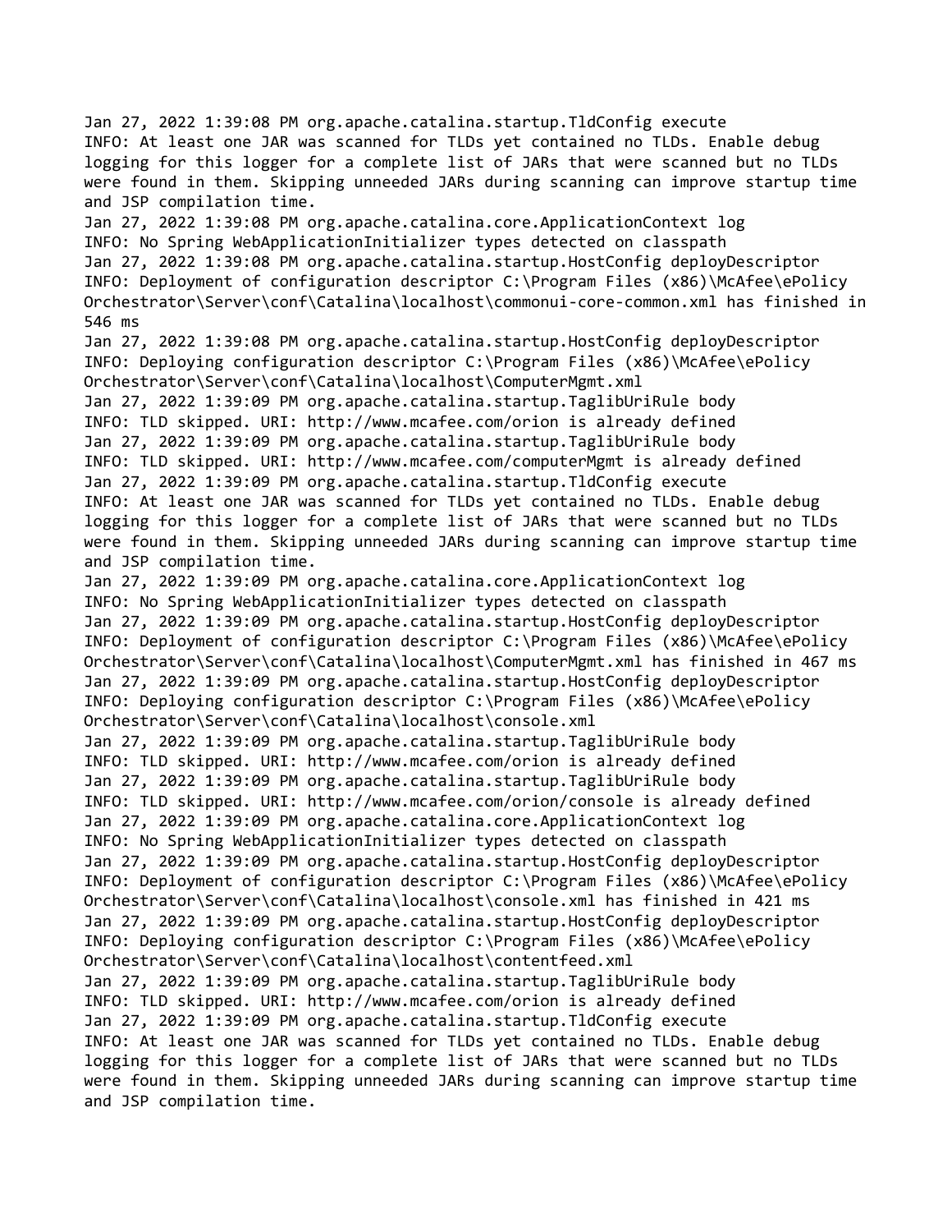```
Jan 27, 2022 1:39:08 PM org.apache.catalina.startup.TldConfig execute
INFO: At least one JAR was scanned for TLDs yet contained no TLDs. Enable debug
logging for this logger for a complete list of JARs that were scanned but no TLDs
were found in them. Skipping unneeded JARs during scanning can improve startup time
and JSP compilation time.
Jan 27, 2022 1:39:08 PM org.apache.catalina.core.ApplicationContext log
INFO: No Spring WebApplicationInitializer types detected on classpath
Jan 27, 2022 1:39:08 PM org.apache.catalina.startup.HostConfig deployDescriptor
INFO: Deployment of configuration descriptor C:\Program Files (x86)\McAfee\ePolicy
Orchestrator\Server\conf\Catalina\localhost\commonui-core-common.xml has finished in
546 ms
Jan 27, 2022 1:39:08 PM org.apache.catalina.startup.HostConfig deployDescriptor
INFO: Deploying configuration descriptor C:\Program Files (x86)\McAfee\ePolicy
Orchestrator\Server\conf\Catalina\localhost\ComputerMgmt.xml
Jan 27, 2022 1:39:09 PM org.apache.catalina.startup.TaglibUriRule body
INFO: TLD skipped. URI: http://www.mcafee.com/orion is already defined
Jan 27, 2022 1:39:09 PM org.apache.catalina.startup.TaglibUriRule body
INFO: TLD skipped. URI: http://www.mcafee.com/computerMgmt is already defined
Jan 27, 2022 1:39:09 PM org.apache.catalina.startup.TldConfig execute
INFO: At least one JAR was scanned for TLDs yet contained no TLDs. Enable debug
logging for this logger for a complete list of JARs that were scanned but no TLDs
were found in them. Skipping unneeded JARs during scanning can improve startup time
and JSP compilation time.
Jan 27, 2022 1:39:09 PM org.apache.catalina.core.ApplicationContext log
INFO: No Spring WebApplicationInitializer types detected on classpath
Jan 27, 2022 1:39:09 PM org.apache.catalina.startup.HostConfig deployDescriptor
INFO: Deployment of configuration descriptor C:\Program Files (x86)\McAfee\ePolicy
Orchestrator\Server\conf\Catalina\localhost\ComputerMgmt.xml has finished in 467 ms
Jan 27, 2022 1:39:09 PM org.apache.catalina.startup.HostConfig deployDescriptor
INFO: Deploying configuration descriptor C:\Program Files (x86)\McAfee\ePolicy
Orchestrator\Server\conf\Catalina\localhost\console.xml
Jan 27, 2022 1:39:09 PM org.apache.catalina.startup.TaglibUriRule body
INFO: TLD skipped. URI: http://www.mcafee.com/orion is already defined
Jan 27, 2022 1:39:09 PM org.apache.catalina.startup.TaglibUriRule body
INFO: TLD skipped. URI: http://www.mcafee.com/orion/console is already defined
Jan 27, 2022 1:39:09 PM org.apache.catalina.core.ApplicationContext log
INFO: No Spring WebApplicationInitializer types detected on classpath
Jan 27, 2022 1:39:09 PM org.apache.catalina.startup.HostConfig deployDescriptor
INFO: Deployment of configuration descriptor C:\Program Files (x86)\McAfee\ePolicy
Orchestrator\Server\conf\Catalina\localhost\console.xml has finished in 421 ms
Jan 27, 2022 1:39:09 PM org.apache.catalina.startup.HostConfig deployDescriptor
INFO: Deploying configuration descriptor C:\Program Files (x86)\McAfee\ePolicy
Orchestrator\Server\conf\Catalina\localhost\contentfeed.xml
Jan 27, 2022 1:39:09 PM org.apache.catalina.startup.TaglibUriRule body
INFO: TLD skipped. URI: http://www.mcafee.com/orion is already defined
Jan 27, 2022 1:39:09 PM org.apache.catalina.startup.TldConfig execute
INFO: At least one JAR was scanned for TLDs yet contained no TLDs. Enable debug
logging for this logger for a complete list of JARs that were scanned but no TLDs
were found in them. Skipping unneeded JARs during scanning can improve startup time
and JSP compilation time.
```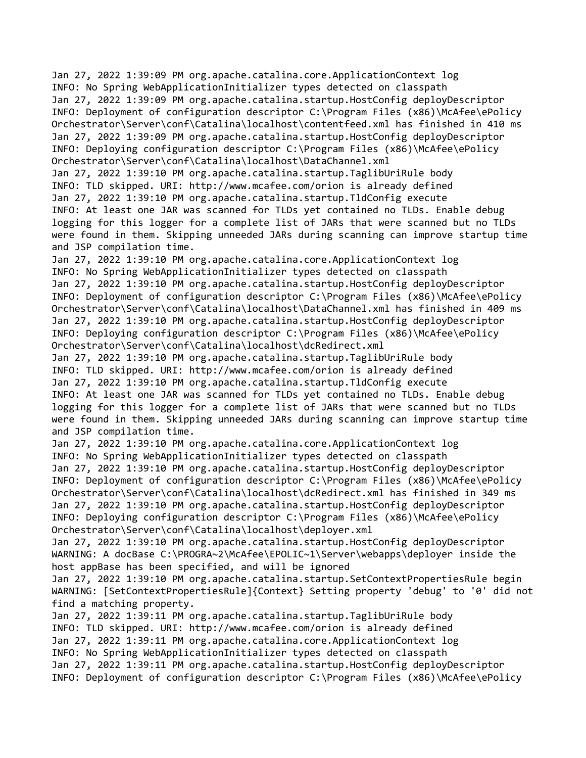```
Jan 27, 2022 1:39:09 PM org.apache.catalina.core.ApplicationContext log
INFO: No Spring WebApplicationInitializer types detected on classpath
Jan 27, 2022 1:39:09 PM org.apache.catalina.startup.HostConfig deployDescriptor
INFO: Deployment of configuration descriptor C:\Program Files (x86)\McAfee\ePolicy
Orchestrator\Server\conf\Catalina\localhost\contentfeed.xml has finished in 410 ms
Jan 27, 2022 1:39:09 PM org.apache.catalina.startup.HostConfig deployDescriptor
INFO: Deploying configuration descriptor C:\Program Files (x86)\McAfee\ePolicy
Orchestrator\Server\conf\Catalina\localhost\DataChannel.xml
Jan 27, 2022 1:39:10 PM org.apache.catalina.startup.TaglibUriRule body
INFO: TLD skipped. URI: http://www.mcafee.com/orion is already defined
Jan 27, 2022 1:39:10 PM org.apache.catalina.startup.TldConfig execute
INFO: At least one JAR was scanned for TLDs yet contained no TLDs. Enable debug
logging for this logger for a complete list of JARs that were scanned but no TLDs
were found in them. Skipping unneeded JARs during scanning can improve startup time
and JSP compilation time.
Jan 27, 2022 1:39:10 PM org.apache.catalina.core.ApplicationContext log
INFO: No Spring WebApplicationInitializer types detected on classpath
Jan 27, 2022 1:39:10 PM org.apache.catalina.startup.HostConfig deployDescriptor
INFO: Deployment of configuration descriptor C:\Program Files (x86)\McAfee\ePolicy
Orchestrator\Server\conf\Catalina\localhost\DataChannel.xml has finished in 409 ms
Jan 27, 2022 1:39:10 PM org.apache.catalina.startup.HostConfig deployDescriptor
INFO: Deploying configuration descriptor C:\Program Files (x86)\McAfee\ePolicy
Orchestrator\Server\conf\Catalina\localhost\dcRedirect.xml
Jan 27, 2022 1:39:10 PM org.apache.catalina.startup.TaglibUriRule body
INFO: TLD skipped. URI: http://www.mcafee.com/orion is already defined
Jan 27, 2022 1:39:10 PM org.apache.catalina.startup.TldConfig execute
INFO: At least one JAR was scanned for TLDs yet contained no TLDs. Enable debug
logging for this logger for a complete list of JARs that were scanned but no TLDs
were found in them. Skipping unneeded JARs during scanning can improve startup time
and JSP compilation time.
Jan 27, 2022 1:39:10 PM org.apache.catalina.core.ApplicationContext log
INFO: No Spring WebApplicationInitializer types detected on classpath
Jan 27, 2022 1:39:10 PM org.apache.catalina.startup.HostConfig deployDescriptor
INFO: Deployment of configuration descriptor C:\Program Files (x86)\McAfee\ePolicy
Orchestrator\Server\conf\Catalina\localhost\dcRedirect.xml has finished in 349 ms
Jan 27, 2022 1:39:10 PM org.apache.catalina.startup.HostConfig deployDescriptor
INFO: Deploying configuration descriptor C:\Program Files (x86)\McAfee\ePolicy
Orchestrator\Server\conf\Catalina\localhost\deployer.xml
Jan 27, 2022 1:39:10 PM org.apache.catalina.startup.HostConfig deployDescriptor
WARNING: A docBase C:\PROGRA~2\McAfee\EPOLIC~1\Server\webapps\deployer inside the
host appBase has been specified, and will be ignored
Jan 27, 2022 1:39:10 PM org.apache.catalina.startup.SetContextPropertiesRule begin
WARNING: [SetContextPropertiesRule]{Context} Setting property 'debug' to '0' did not
find a matching property.
Jan 27, 2022 1:39:11 PM org.apache.catalina.startup.TaglibUriRule body
INFO: TLD skipped. URI: http://www.mcafee.com/orion is already defined
Jan 27, 2022 1:39:11 PM org.apache.catalina.core.ApplicationContext log
INFO: No Spring WebApplicationInitializer types detected on classpath
Jan 27, 2022 1:39:11 PM org.apache.catalina.startup.HostConfig deployDescriptor
INFO: Deployment of configuration descriptor C:\Program Files (x86)\McAfee\ePolicy
```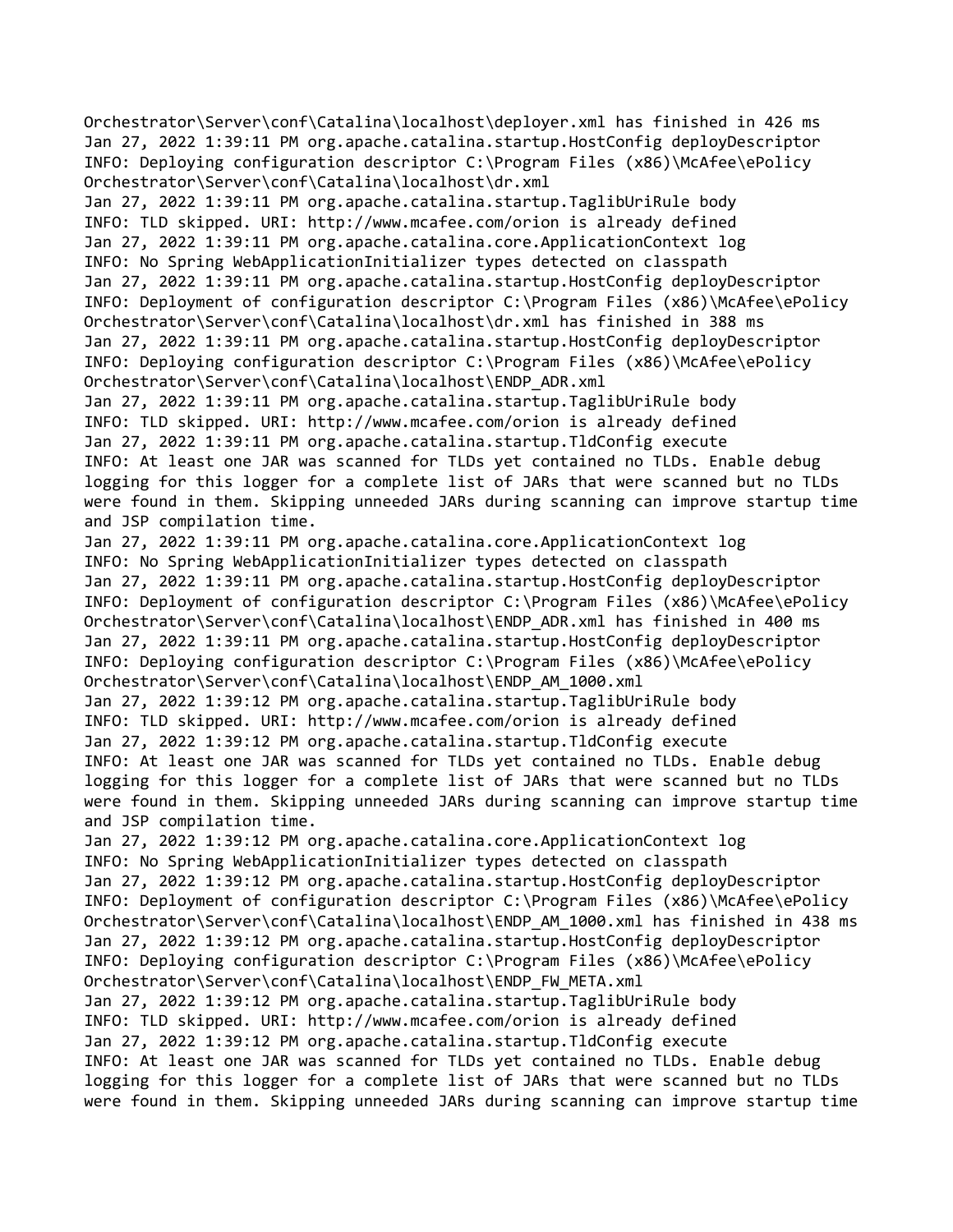```
Orchestrator\Server\conf\Catalina\localhost\deployer.xml has finished in 426 ms
Jan 27, 2022 1:39:11 PM org.apache.catalina.startup.HostConfig deployDescriptor
INFO: Deploying configuration descriptor C:\Program Files (x86)\McAfee\ePolicy
Orchestrator\Server\conf\Catalina\localhost\dr.xml
Jan 27, 2022 1:39:11 PM org.apache.catalina.startup.TaglibUriRule body
INFO: TLD skipped. URI: http://www.mcafee.com/orion is already defined
Jan 27, 2022 1:39:11 PM org.apache.catalina.core.ApplicationContext log
INFO: No Spring WebApplicationInitializer types detected on classpath
Jan 27, 2022 1:39:11 PM org.apache.catalina.startup.HostConfig deployDescriptor
INFO: Deployment of configuration descriptor C:\Program Files (x86)\McAfee\ePolicy
Orchestrator\Server\conf\Catalina\localhost\dr.xml has finished in 388 ms
Jan 27, 2022 1:39:11 PM org.apache.catalina.startup.HostConfig deployDescriptor
INFO: Deploying configuration descriptor C:\Program Files (x86)\McAfee\ePolicy
Orchestrator\Server\conf\Catalina\localhost\ENDP_ADR.xml
Jan 27, 2022 1:39:11 PM org.apache.catalina.startup.TaglibUriRule body
INFO: TLD skipped. URI: http://www.mcafee.com/orion is already defined
Jan 27, 2022 1:39:11 PM org.apache.catalina.startup.TldConfig execute
INFO: At least one JAR was scanned for TLDs yet contained no TLDs. Enable debug
logging for this logger for a complete list of JARs that were scanned but no TLDs
were found in them. Skipping unneeded JARs during scanning can improve startup time
and JSP compilation time.
Jan 27, 2022 1:39:11 PM org.apache.catalina.core.ApplicationContext log
INFO: No Spring WebApplicationInitializer types detected on classpath
Jan 27, 2022 1:39:11 PM org.apache.catalina.startup.HostConfig deployDescriptor
INFO: Deployment of configuration descriptor C:\Program Files (x86)\McAfee\ePolicy
Orchestrator\Server\conf\Catalina\localhost\ENDP_ADR.xml has finished in 400 ms
Jan 27, 2022 1:39:11 PM org.apache.catalina.startup.HostConfig deployDescriptor
INFO: Deploying configuration descriptor C:\Program Files (x86)\McAfee\ePolicy
Orchestrator\Server\conf\Catalina\localhost\ENDP_AM_1000.xml
Jan 27, 2022 1:39:12 PM org.apache.catalina.startup.TaglibUriRule body
INFO: TLD skipped. URI: http://www.mcafee.com/orion is already defined
Jan 27, 2022 1:39:12 PM org.apache.catalina.startup.TldConfig execute
INFO: At least one JAR was scanned for TLDs yet contained no TLDs. Enable debug
logging for this logger for a complete list of JARs that were scanned but no TLDs
were found in them. Skipping unneeded JARs during scanning can improve startup time
and JSP compilation time.
Jan 27, 2022 1:39:12 PM org.apache.catalina.core.ApplicationContext log
INFO: No Spring WebApplicationInitializer types detected on classpath
Jan 27, 2022 1:39:12 PM org.apache.catalina.startup.HostConfig deployDescriptor
INFO: Deployment of configuration descriptor C:\Program Files (x86)\McAfee\ePolicy
Orchestrator\Server\conf\Catalina\localhost\ENDP_AM_1000.xml has finished in 438 ms
Jan 27, 2022 1:39:12 PM org.apache.catalina.startup.HostConfig deployDescriptor
INFO: Deploying configuration descriptor C:\Program Files (x86)\McAfee\ePolicy
Orchestrator\Server\conf\Catalina\localhost\ENDP_FW_META.xml
Jan 27, 2022 1:39:12 PM org.apache.catalina.startup.TaglibUriRule body
INFO: TLD skipped. URI: http://www.mcafee.com/orion is already defined
Jan 27, 2022 1:39:12 PM org.apache.catalina.startup.TldConfig execute
INFO: At least one JAR was scanned for TLDs yet contained no TLDs. Enable debug
logging for this logger for a complete list of JARs that were scanned but no TLDs
were found in them. Skipping unneeded JARs during scanning can improve startup time
```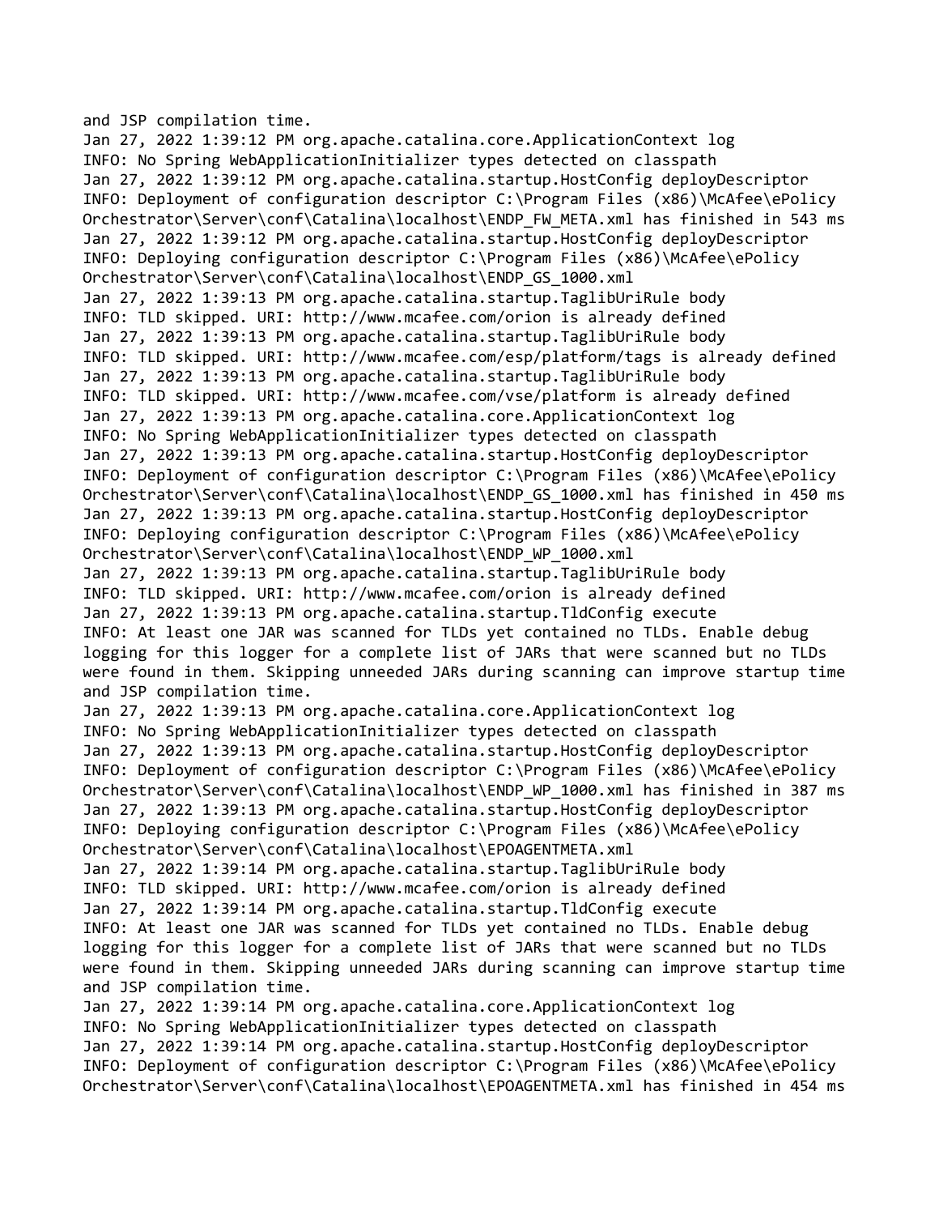```
and JSP compilation time.
Jan 27, 2022 1:39:12 PM org.apache.catalina.core.ApplicationContext log
INFO: No Spring WebApplicationInitializer types detected on classpath
Jan 27, 2022 1:39:12 PM org.apache.catalina.startup.HostConfig deployDescriptor
INFO: Deployment of configuration descriptor C:\Program Files (x86)\McAfee\ePolicy
Orchestrator\Server\conf\Catalina\localhost\ENDP_FW_META.xml has finished in 543 ms
Jan 27, 2022 1:39:12 PM org.apache.catalina.startup.HostConfig deployDescriptor
INFO: Deploying configuration descriptor C:\Program Files (x86)\McAfee\ePolicy
Orchestrator\Server\conf\Catalina\localhost\ENDP_GS_1000.xml
Jan 27, 2022 1:39:13 PM org.apache.catalina.startup.TaglibUriRule body
INFO: TLD skipped. URI: http://www.mcafee.com/orion is already defined
Jan 27, 2022 1:39:13 PM org.apache.catalina.startup.TaglibUriRule body
INFO: TLD skipped. URI: http://www.mcafee.com/esp/platform/tags is already defined
Jan 27, 2022 1:39:13 PM org.apache.catalina.startup.TaglibUriRule body
INFO: TLD skipped. URI: http://www.mcafee.com/vse/platform is already defined
Jan 27, 2022 1:39:13 PM org.apache.catalina.core.ApplicationContext log
INFO: No Spring WebApplicationInitializer types detected on classpath
Jan 27, 2022 1:39:13 PM org.apache.catalina.startup.HostConfig deployDescriptor
INFO: Deployment of configuration descriptor C:\Program Files (x86)\McAfee\ePolicy
Orchestrator\Server\conf\Catalina\localhost\ENDP_GS_1000.xml has finished in 450 ms
Jan 27, 2022 1:39:13 PM org.apache.catalina.startup.HostConfig deployDescriptor
INFO: Deploying configuration descriptor C:\Program Files (x86)\McAfee\ePolicy
Orchestrator\Server\conf\Catalina\localhost\ENDP_WP_1000.xml
Jan 27, 2022 1:39:13 PM org.apache.catalina.startup.TaglibUriRule body
INFO: TLD skipped. URI: http://www.mcafee.com/orion is already defined
Jan 27, 2022 1:39:13 PM org.apache.catalina.startup.TldConfig execute
INFO: At least one JAR was scanned for TLDs yet contained no TLDs. Enable debug
logging for this logger for a complete list of JARs that were scanned but no TLDs
were found in them. Skipping unneeded JARs during scanning can improve startup time
and JSP compilation time.
Jan 27, 2022 1:39:13 PM org.apache.catalina.core.ApplicationContext log
INFO: No Spring WebApplicationInitializer types detected on classpath
Jan 27, 2022 1:39:13 PM org.apache.catalina.startup.HostConfig deployDescriptor
INFO: Deployment of configuration descriptor C:\Program Files (x86)\McAfee\ePolicy
Orchestrator\Server\conf\Catalina\localhost\ENDP_WP_1000.xml has finished in 387 ms
Jan 27, 2022 1:39:13 PM org.apache.catalina.startup.HostConfig deployDescriptor
INFO: Deploying configuration descriptor C:\Program Files (x86)\McAfee\ePolicy
Orchestrator\Server\conf\Catalina\localhost\EPOAGENTMETA.xml
Jan 27, 2022 1:39:14 PM org.apache.catalina.startup.TaglibUriRule body
INFO: TLD skipped. URI: http://www.mcafee.com/orion is already defined
Jan 27, 2022 1:39:14 PM org.apache.catalina.startup.TldConfig execute
INFO: At least one JAR was scanned for TLDs yet contained no TLDs. Enable debug
logging for this logger for a complete list of JARs that were scanned but no TLDs
were found in them. Skipping unneeded JARs during scanning can improve startup time
and JSP compilation time.
Jan 27, 2022 1:39:14 PM org.apache.catalina.core.ApplicationContext log
INFO: No Spring WebApplicationInitializer types detected on classpath
Jan 27, 2022 1:39:14 PM org.apache.catalina.startup.HostConfig deployDescriptor
INFO: Deployment of configuration descriptor C:\Program Files (x86)\McAfee\ePolicy
Orchestrator\Server\conf\Catalina\localhost\EPOAGENTMETA.xml has finished in 454 ms
```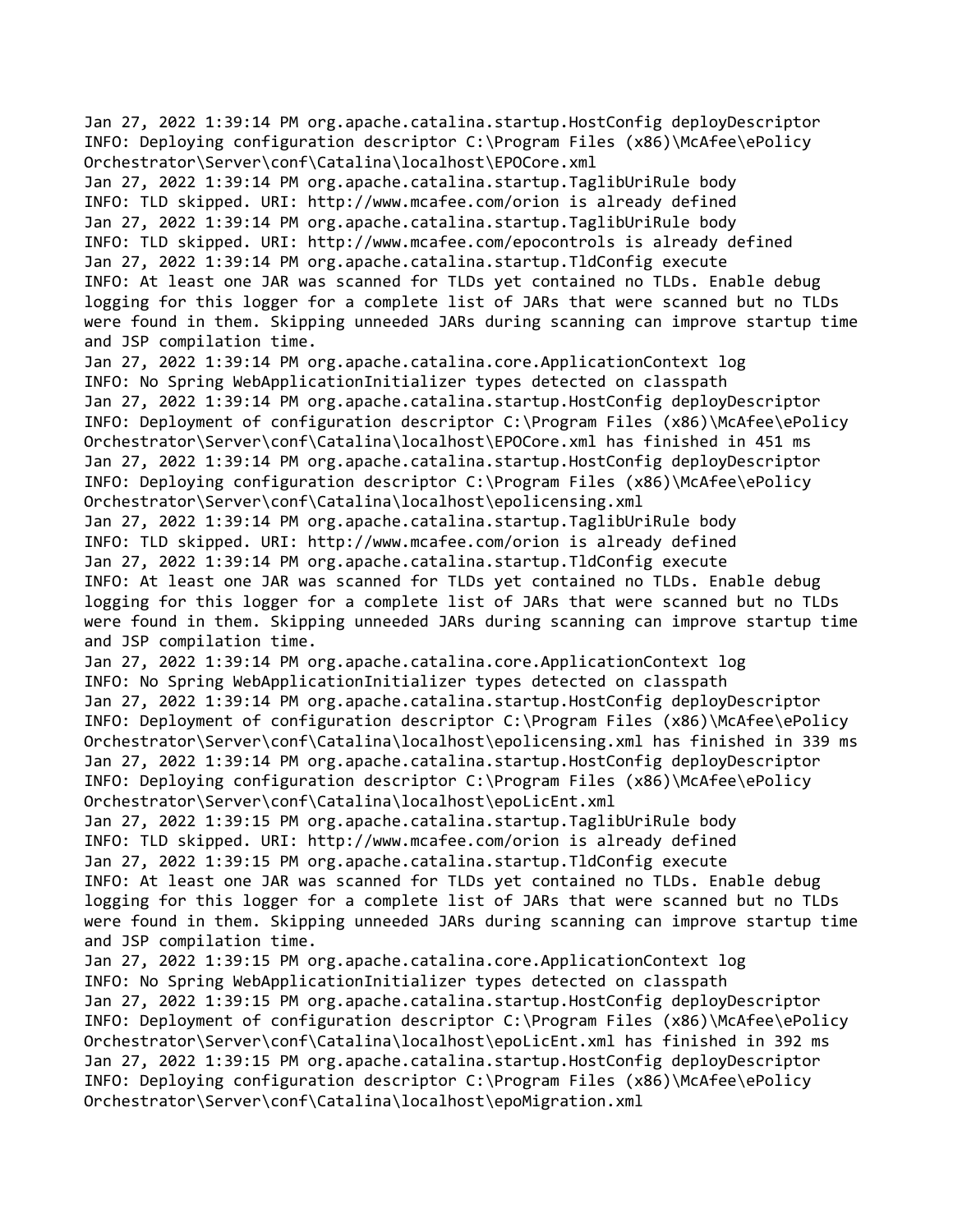Jan 27, 2022 1:39:14 PM org.apache.catalina.startup.HostConfig deployDescriptor
INFO: Deploying configuration descriptor C:\Program Files (x86)\McAfee\ePolicy Orchestrator\Server\conf\Catalina\localhost\EPOCore.xml
Jan 27, 2022 1:39:14 PM org.apache.catalina.startup.TaglibUriRule body
INFO: TLD skipped. URI: http://www.mcafee.com/orion is already defined
Jan 27, 2022 1:39:14 PM org.apache.catalina.startup.TaglibUriRule body
INFO: TLD skipped. URI: http://www.mcafee.com/epocontrols is already defined
Jan 27, 2022 1:39:14 PM org.apache.catalina.startup.TldConfig execute
INFO: At least one JAR was scanned for TLDs yet contained no TLDs. Enable debug logging for this logger for a complete list of JARs that were scanned but no TLDs were found in them. Skipping unneeded JARs during scanning can improve startup time and JSP compilation time.
Jan 27, 2022 1:39:14 PM org.apache.catalina.core.ApplicationContext log
INFO: No Spring WebApplicationInitializer types detected on classpath
Jan 27, 2022 1:39:14 PM org.apache.catalina.startup.HostConfig deployDescriptor
INFO: Deployment of configuration descriptor C:\Program Files (x86)\McAfee\ePolicy Orchestrator\Server\conf\Catalina\localhost\EPOCore.xml has finished in 451 ms
Jan 27, 2022 1:39:14 PM org.apache.catalina.startup.HostConfig deployDescriptor
INFO: Deploying configuration descriptor C:\Program Files (x86)\McAfee\ePolicy Orchestrator\Server\conf\Catalina\localhost\epolicensing.xml
Jan 27, 2022 1:39:14 PM org.apache.catalina.startup.TaglibUriRule body
INFO: TLD skipped. URI: http://www.mcafee.com/orion is already defined
Jan 27, 2022 1:39:14 PM org.apache.catalina.startup.TldConfig execute
INFO: At least one JAR was scanned for TLDs yet contained no TLDs. Enable debug logging for this logger for a complete list of JARs that were scanned but no TLDs were found in them. Skipping unneeded JARs during scanning can improve startup time and JSP compilation time.
Jan 27, 2022 1:39:14 PM org.apache.catalina.core.ApplicationContext log
INFO: No Spring WebApplicationInitializer types detected on classpath
Jan 27, 2022 1:39:14 PM org.apache.catalina.startup.HostConfig deployDescriptor
INFO: Deployment of configuration descriptor C:\Program Files (x86)\McAfee\ePolicy Orchestrator\Server\conf\Catalina\localhost\epolicensing.xml has finished in 339 ms
Jan 27, 2022 1:39:14 PM org.apache.catalina.startup.HostConfig deployDescriptor
INFO: Deploying configuration descriptor C:\Program Files (x86)\McAfee\ePolicy Orchestrator\Server\conf\Catalina\localhost\epoLicEnt.xml
Jan 27, 2022 1:39:15 PM org.apache.catalina.startup.TaglibUriRule body
INFO: TLD skipped. URI: http://www.mcafee.com/orion is already defined
Jan 27, 2022 1:39:15 PM org.apache.catalina.startup.TldConfig execute
INFO: At least one JAR was scanned for TLDs yet contained no TLDs. Enable debug logging for this logger for a complete list of JARs that were scanned but no TLDs were found in them. Skipping unneeded JARs during scanning can improve startup time and JSP compilation time.
Jan 27, 2022 1:39:15 PM org.apache.catalina.core.ApplicationContext log
INFO: No Spring WebApplicationInitializer types detected on classpath
Jan 27, 2022 1:39:15 PM org.apache.catalina.startup.HostConfig deployDescriptor
INFO: Deployment of configuration descriptor C:\Program Files (x86)\McAfee\ePolicy Orchestrator\Server\conf\Catalina\localhost\epoLicEnt.xml has finished in 392 ms
Jan 27, 2022 1:39:15 PM org.apache.catalina.startup.HostConfig deployDescriptor
INFO: Deploying configuration descriptor C:\Program Files (x86)\McAfee\ePolicy Orchestrator\Server\conf\Catalina\localhost\epoMigration.xml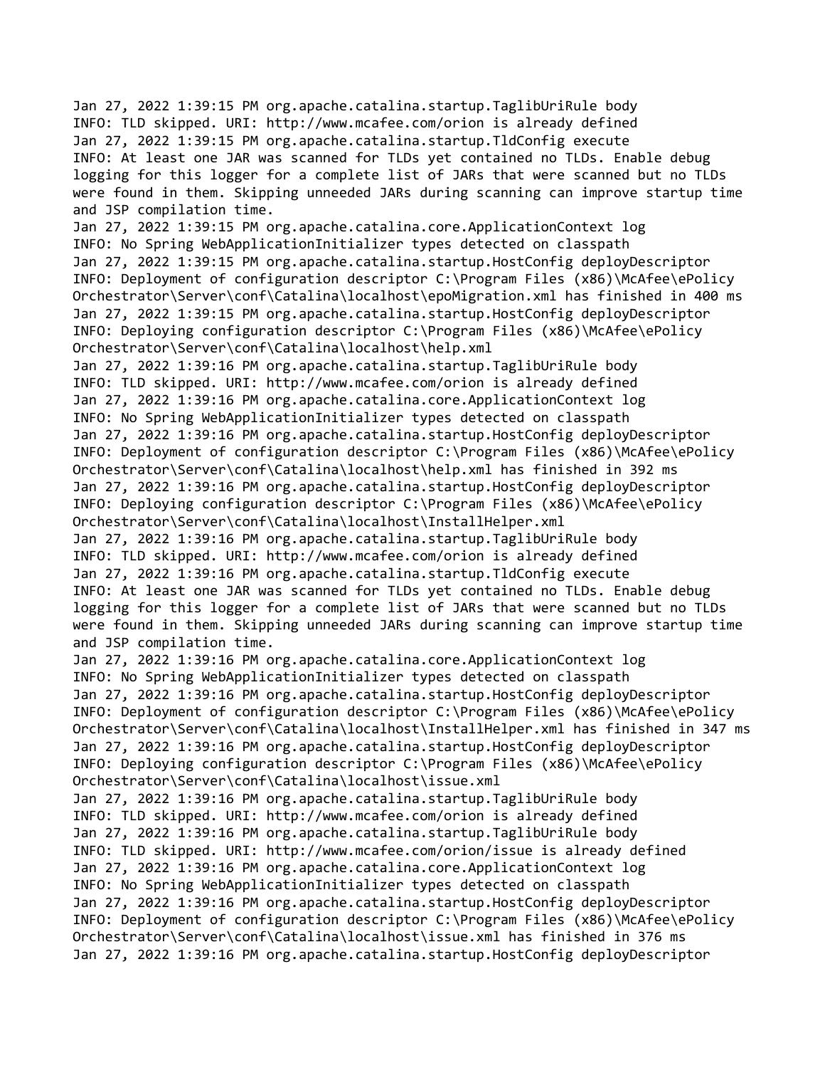```
Jan 27, 2022 1:39:15 PM org.apache.catalina.startup.TaglibUriRule body
INFO: TLD skipped. URI: http://www.mcafee.com/orion is already defined
Jan 27, 2022 1:39:15 PM org.apache.catalina.startup.TldConfig execute
INFO: At least one JAR was scanned for TLDs yet contained no TLDs. Enable debug
logging for this logger for a complete list of JARs that were scanned but no TLDs
were found in them. Skipping unneeded JARs during scanning can improve startup time
and JSP compilation time.
Jan 27, 2022 1:39:15 PM org.apache.catalina.core.ApplicationContext log
INFO: No Spring WebApplicationInitializer types detected on classpath
Jan 27, 2022 1:39:15 PM org.apache.catalina.startup.HostConfig deployDescriptor
INFO: Deployment of configuration descriptor C:\Program Files (x86)\McAfee\ePolicy
Orchestrator\Server\conf\Catalina\localhost\epoMigration.xml has finished in 400 ms
Jan 27, 2022 1:39:15 PM org.apache.catalina.startup.HostConfig deployDescriptor
INFO: Deploying configuration descriptor C:\Program Files (x86)\McAfee\ePolicy
Orchestrator\Server\conf\Catalina\localhost\help.xml
Jan 27, 2022 1:39:16 PM org.apache.catalina.startup.TaglibUriRule body
INFO: TLD skipped. URI: http://www.mcafee.com/orion is already defined
Jan 27, 2022 1:39:16 PM org.apache.catalina.core.ApplicationContext log
INFO: No Spring WebApplicationInitializer types detected on classpath
Jan 27, 2022 1:39:16 PM org.apache.catalina.startup.HostConfig deployDescriptor
INFO: Deployment of configuration descriptor C:\Program Files (x86)\McAfee\ePolicy
Orchestrator\Server\conf\Catalina\localhost\help.xml has finished in 392 ms
Jan 27, 2022 1:39:16 PM org.apache.catalina.startup.HostConfig deployDescriptor
INFO: Deploying configuration descriptor C:\Program Files (x86)\McAfee\ePolicy
Orchestrator\Server\conf\Catalina\localhost\InstallHelper.xml
Jan 27, 2022 1:39:16 PM org.apache.catalina.startup.TaglibUriRule body
INFO: TLD skipped. URI: http://www.mcafee.com/orion is already defined
Jan 27, 2022 1:39:16 PM org.apache.catalina.startup.TldConfig execute
INFO: At least one JAR was scanned for TLDs yet contained no TLDs. Enable debug
logging for this logger for a complete list of JARs that were scanned but no TLDs
were found in them. Skipping unneeded JARs during scanning can improve startup time
and JSP compilation time.
Jan 27, 2022 1:39:16 PM org.apache.catalina.core.ApplicationContext log
INFO: No Spring WebApplicationInitializer types detected on classpath
Jan 27, 2022 1:39:16 PM org.apache.catalina.startup.HostConfig deployDescriptor
INFO: Deployment of configuration descriptor C:\Program Files (x86)\McAfee\ePolicy
Orchestrator\Server\conf\Catalina\localhost\InstallHelper.xml has finished in 347 ms
Jan 27, 2022 1:39:16 PM org.apache.catalina.startup.HostConfig deployDescriptor
INFO: Deploying configuration descriptor C:\Program Files (x86)\McAfee\ePolicy
Orchestrator\Server\conf\Catalina\localhost\issue.xml
Jan 27, 2022 1:39:16 PM org.apache.catalina.startup.TaglibUriRule body
INFO: TLD skipped. URI: http://www.mcafee.com/orion is already defined
Jan 27, 2022 1:39:16 PM org.apache.catalina.startup.TaglibUriRule body
INFO: TLD skipped. URI: http://www.mcafee.com/orion/issue is already defined
Jan 27, 2022 1:39:16 PM org.apache.catalina.core.ApplicationContext log
INFO: No Spring WebApplicationInitializer types detected on classpath
Jan 27, 2022 1:39:16 PM org.apache.catalina.startup.HostConfig deployDescriptor
INFO: Deployment of configuration descriptor C:\Program Files (x86)\McAfee\ePolicy
Orchestrator\Server\conf\Catalina\localhost\issue.xml has finished in 376 ms
Jan 27, 2022 1:39:16 PM org.apache.catalina.startup.HostConfig deployDescriptor
```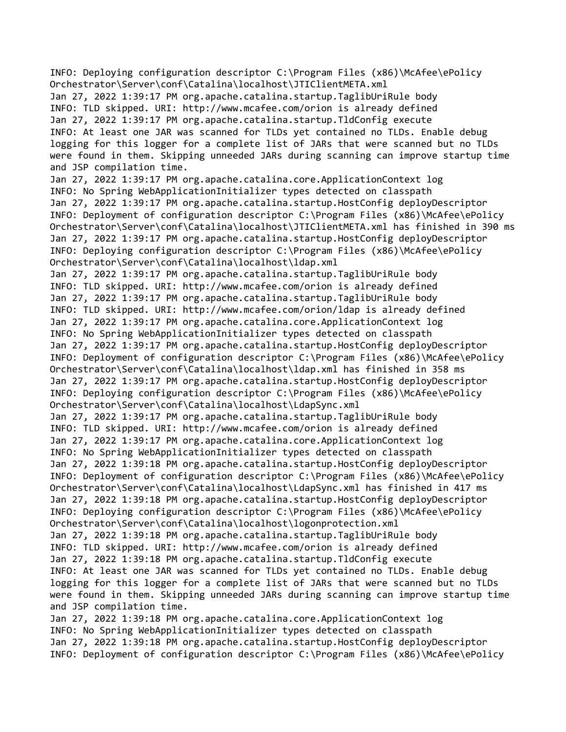```
INFO: Deploying configuration descriptor C:\Program Files (x86)\McAfee\ePolicy
Orchestrator\Server\conf\Catalina\localhost\JTIClientMETA.xml
Jan 27, 2022 1:39:17 PM org.apache.catalina.startup.TaglibUriRule body
INFO: TLD skipped. URI: http://www.mcafee.com/orion is already defined
Jan 27, 2022 1:39:17 PM org.apache.catalina.startup.TldConfig execute
INFO: At least one JAR was scanned for TLDs yet contained no TLDs. Enable debug
logging for this logger for a complete list of JARs that were scanned but no TLDs
were found in them. Skipping unneeded JARs during scanning can improve startup time
and JSP compilation time.
Jan 27, 2022 1:39:17 PM org.apache.catalina.core.ApplicationContext log
INFO: No Spring WebApplicationInitializer types detected on classpath
Jan 27, 2022 1:39:17 PM org.apache.catalina.startup.HostConfig deployDescriptor
INFO: Deployment of configuration descriptor C:\Program Files (x86)\McAfee\ePolicy
Orchestrator\Server\conf\Catalina\localhost\JTIClientMETA.xml has finished in 390 ms
Jan 27, 2022 1:39:17 PM org.apache.catalina.startup.HostConfig deployDescriptor
INFO: Deploying configuration descriptor C:\Program Files (x86)\McAfee\ePolicy
Orchestrator\Server\conf\Catalina\localhost\ldap.xml
Jan 27, 2022 1:39:17 PM org.apache.catalina.startup.TaglibUriRule body
INFO: TLD skipped. URI: http://www.mcafee.com/orion is already defined
Jan 27, 2022 1:39:17 PM org.apache.catalina.startup.TaglibUriRule body
INFO: TLD skipped. URI: http://www.mcafee.com/orion/ldap is already defined
Jan 27, 2022 1:39:17 PM org.apache.catalina.core.ApplicationContext log
INFO: No Spring WebApplicationInitializer types detected on classpath
Jan 27, 2022 1:39:17 PM org.apache.catalina.startup.HostConfig deployDescriptor
INFO: Deployment of configuration descriptor C:\Program Files (x86)\McAfee\ePolicy
Orchestrator\Server\conf\Catalina\localhost\ldap.xml has finished in 358 ms
Jan 27, 2022 1:39:17 PM org.apache.catalina.startup.HostConfig deployDescriptor
INFO: Deploying configuration descriptor C:\Program Files (x86)\McAfee\ePolicy
Orchestrator\Server\conf\Catalina\localhost\LdapSync.xml
Jan 27, 2022 1:39:17 PM org.apache.catalina.startup.TaglibUriRule body
INFO: TLD skipped. URI: http://www.mcafee.com/orion is already defined
Jan 27, 2022 1:39:17 PM org.apache.catalina.core.ApplicationContext log
INFO: No Spring WebApplicationInitializer types detected on classpath
Jan 27, 2022 1:39:18 PM org.apache.catalina.startup.HostConfig deployDescriptor
INFO: Deployment of configuration descriptor C:\Program Files (x86)\McAfee\ePolicy
Orchestrator\Server\conf\Catalina\localhost\LdapSync.xml has finished in 417 ms
Jan 27, 2022 1:39:18 PM org.apache.catalina.startup.HostConfig deployDescriptor
INFO: Deploying configuration descriptor C:\Program Files (x86)\McAfee\ePolicy
Orchestrator\Server\conf\Catalina\localhost\logonprotection.xml
Jan 27, 2022 1:39:18 PM org.apache.catalina.startup.TaglibUriRule body
INFO: TLD skipped. URI: http://www.mcafee.com/orion is already defined
Jan 27, 2022 1:39:18 PM org.apache.catalina.startup.TldConfig execute
INFO: At least one JAR was scanned for TLDs yet contained no TLDs. Enable debug
logging for this logger for a complete list of JARs that were scanned but no TLDs
were found in them. Skipping unneeded JARs during scanning can improve startup time
and JSP compilation time.
Jan 27, 2022 1:39:18 PM org.apache.catalina.core.ApplicationContext log
INFO: No Spring WebApplicationInitializer types detected on classpath
Jan 27, 2022 1:39:18 PM org.apache.catalina.startup.HostConfig deployDescriptor
INFO: Deployment of configuration descriptor C:\Program Files (x86)\McAfee\ePolicy
```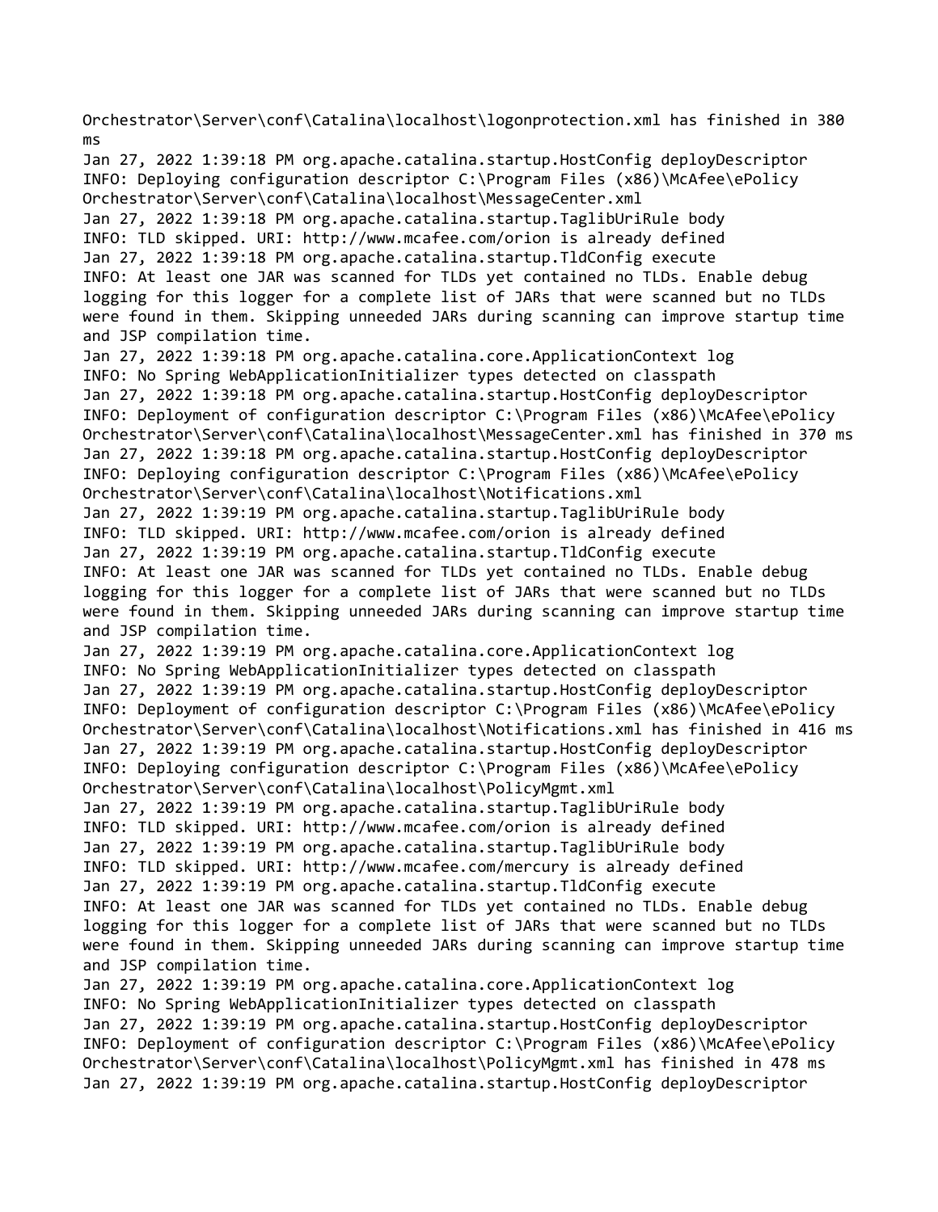```
Orchestrator\Server\conf\Catalina\localhost\logonprotection.xml has finished in 380
ms
Jan 27, 2022 1:39:18 PM org.apache.catalina.startup.HostConfig deployDescriptor
INFO: Deploying configuration descriptor C:\Program Files (x86)\McAfee\ePolicy
Orchestrator\Server\conf\Catalina\localhost\MessageCenter.xml
Jan 27, 2022 1:39:18 PM org.apache.catalina.startup.TaglibUriRule body
INFO: TLD skipped. URI: http://www.mcafee.com/orion is already defined
Jan 27, 2022 1:39:18 PM org.apache.catalina.startup.TldConfig execute
INFO: At least one JAR was scanned for TLDs yet contained no TLDs. Enable debug
logging for this logger for a complete list of JARs that were scanned but no TLDs
were found in them. Skipping unneeded JARs during scanning can improve startup time
and JSP compilation time.
Jan 27, 2022 1:39:18 PM org.apache.catalina.core.ApplicationContext log
INFO: No Spring WebApplicationInitializer types detected on classpath
Jan 27, 2022 1:39:18 PM org.apache.catalina.startup.HostConfig deployDescriptor
INFO: Deployment of configuration descriptor C:\Program Files (x86)\McAfee\ePolicy
Orchestrator\Server\conf\Catalina\localhost\MessageCenter.xml has finished in 370 ms
Jan 27, 2022 1:39:18 PM org.apache.catalina.startup.HostConfig deployDescriptor
INFO: Deploying configuration descriptor C:\Program Files (x86)\McAfee\ePolicy
Orchestrator\Server\conf\Catalina\localhost\Notifications.xml
Jan 27, 2022 1:39:19 PM org.apache.catalina.startup.TaglibUriRule body
INFO: TLD skipped. URI: http://www.mcafee.com/orion is already defined
Jan 27, 2022 1:39:19 PM org.apache.catalina.startup.TldConfig execute
INFO: At least one JAR was scanned for TLDs yet contained no TLDs. Enable debug
logging for this logger for a complete list of JARs that were scanned but no TLDs
were found in them. Skipping unneeded JARs during scanning can improve startup time
and JSP compilation time.
Jan 27, 2022 1:39:19 PM org.apache.catalina.core.ApplicationContext log
INFO: No Spring WebApplicationInitializer types detected on classpath
Jan 27, 2022 1:39:19 PM org.apache.catalina.startup.HostConfig deployDescriptor
INFO: Deployment of configuration descriptor C:\Program Files (x86)\McAfee\ePolicy
Orchestrator\Server\conf\Catalina\localhost\Notifications.xml has finished in 416 ms
Jan 27, 2022 1:39:19 PM org.apache.catalina.startup.HostConfig deployDescriptor
INFO: Deploying configuration descriptor C:\Program Files (x86)\McAfee\ePolicy
Orchestrator\Server\conf\Catalina\localhost\PolicyMgmt.xml
Jan 27, 2022 1:39:19 PM org.apache.catalina.startup.TaglibUriRule body
INFO: TLD skipped. URI: http://www.mcafee.com/orion is already defined
Jan 27, 2022 1:39:19 PM org.apache.catalina.startup.TaglibUriRule body
INFO: TLD skipped. URI: http://www.mcafee.com/mercury is already defined
Jan 27, 2022 1:39:19 PM org.apache.catalina.startup.TldConfig execute
INFO: At least one JAR was scanned for TLDs yet contained no TLDs. Enable debug
logging for this logger for a complete list of JARs that were scanned but no TLDs
were found in them. Skipping unneeded JARs during scanning can improve startup time
and JSP compilation time.
Jan 27, 2022 1:39:19 PM org.apache.catalina.core.ApplicationContext log
INFO: No Spring WebApplicationInitializer types detected on classpath
Jan 27, 2022 1:39:19 PM org.apache.catalina.startup.HostConfig deployDescriptor
INFO: Deployment of configuration descriptor C:\Program Files (x86)\McAfee\ePolicy
Orchestrator\Server\conf\Catalina\localhost\PolicyMgmt.xml has finished in 478 ms
Jan 27, 2022 1:39:19 PM org.apache.catalina.startup.HostConfig deployDescriptor
```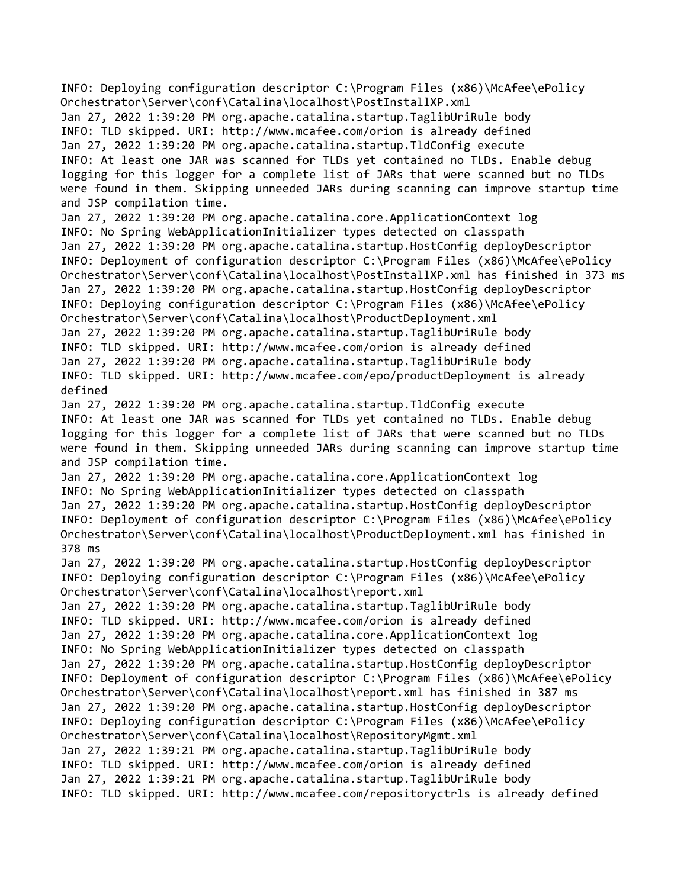```
INFO: Deploying configuration descriptor C:\Program Files (x86)\McAfee\ePolicy
Orchestrator\Server\conf\Catalina\localhost\PostInstallXP.xml
Jan 27, 2022 1:39:20 PM org.apache.catalina.startup.TaglibUriRule body
INFO: TLD skipped. URI: http://www.mcafee.com/orion is already defined
Jan 27, 2022 1:39:20 PM org.apache.catalina.startup.TldConfig execute
INFO: At least one JAR was scanned for TLDs yet contained no TLDs. Enable debug
logging for this logger for a complete list of JARs that were scanned but no TLDs
were found in them. Skipping unneeded JARs during scanning can improve startup time
and JSP compilation time.
Jan 27, 2022 1:39:20 PM org.apache.catalina.core.ApplicationContext log
INFO: No Spring WebApplicationInitializer types detected on classpath
Jan 27, 2022 1:39:20 PM org.apache.catalina.startup.HostConfig deployDescriptor
INFO: Deployment of configuration descriptor C:\Program Files (x86)\McAfee\ePolicy
Orchestrator\Server\conf\Catalina\localhost\PostInstallXP.xml has finished in 373 ms
Jan 27, 2022 1:39:20 PM org.apache.catalina.startup.HostConfig deployDescriptor
INFO: Deploying configuration descriptor C:\Program Files (x86)\McAfee\ePolicy
Orchestrator\Server\conf\Catalina\localhost\ProductDeployment.xml
Jan 27, 2022 1:39:20 PM org.apache.catalina.startup.TaglibUriRule body
INFO: TLD skipped. URI: http://www.mcafee.com/orion is already defined
Jan 27, 2022 1:39:20 PM org.apache.catalina.startup.TaglibUriRule body
INFO: TLD skipped. URI: http://www.mcafee.com/epo/productDeployment is already
defined
Jan 27, 2022 1:39:20 PM org.apache.catalina.startup.TldConfig execute
INFO: At least one JAR was scanned for TLDs yet contained no TLDs. Enable debug
logging for this logger for a complete list of JARs that were scanned but no TLDs
were found in them. Skipping unneeded JARs during scanning can improve startup time
and JSP compilation time.
Jan 27, 2022 1:39:20 PM org.apache.catalina.core.ApplicationContext log
INFO: No Spring WebApplicationInitializer types detected on classpath
Jan 27, 2022 1:39:20 PM org.apache.catalina.startup.HostConfig deployDescriptor
INFO: Deployment of configuration descriptor C:\Program Files (x86)\McAfee\ePolicy
Orchestrator\Server\conf\Catalina\localhost\ProductDeployment.xml has finished in
378 ms
Jan 27, 2022 1:39:20 PM org.apache.catalina.startup.HostConfig deployDescriptor
INFO: Deploying configuration descriptor C:\Program Files (x86)\McAfee\ePolicy
Orchestrator\Server\conf\Catalina\localhost\report.xml
Jan 27, 2022 1:39:20 PM org.apache.catalina.startup.TaglibUriRule body
INFO: TLD skipped. URI: http://www.mcafee.com/orion is already defined
Jan 27, 2022 1:39:20 PM org.apache.catalina.core.ApplicationContext log
INFO: No Spring WebApplicationInitializer types detected on classpath
Jan 27, 2022 1:39:20 PM org.apache.catalina.startup.HostConfig deployDescriptor
INFO: Deployment of configuration descriptor C:\Program Files (x86)\McAfee\ePolicy
Orchestrator\Server\conf\Catalina\localhost\report.xml has finished in 387 ms
Jan 27, 2022 1:39:20 PM org.apache.catalina.startup.HostConfig deployDescriptor
INFO: Deploying configuration descriptor C:\Program Files (x86)\McAfee\ePolicy
Orchestrator\Server\conf\Catalina\localhost\RepositoryMgmt.xml
Jan 27, 2022 1:39:21 PM org.apache.catalina.startup.TaglibUriRule body
INFO: TLD skipped. URI: http://www.mcafee.com/orion is already defined
Jan 27, 2022 1:39:21 PM org.apache.catalina.startup.TaglibUriRule body
INFO: TLD skipped. URI: http://www.mcafee.com/repositoryctrls is already defined
```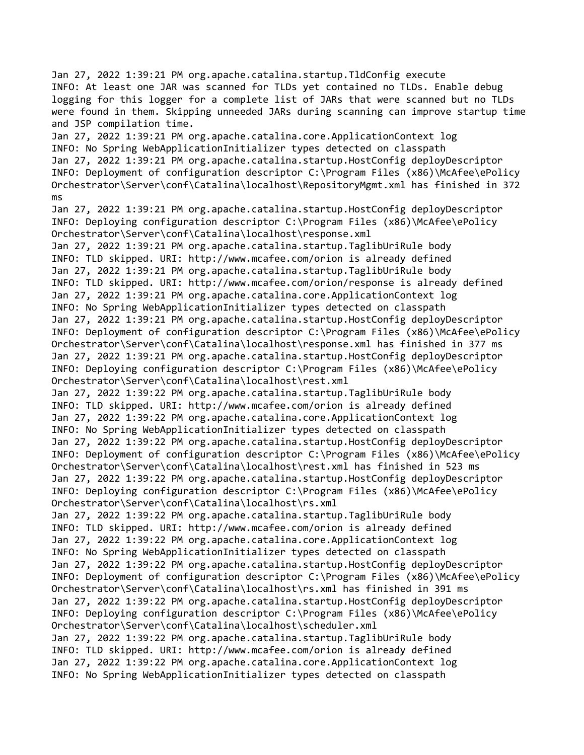```
Jan 27, 2022 1:39:21 PM org.apache.catalina.startup.TldConfig execute
INFO: At least one JAR was scanned for TLDs yet contained no TLDs. Enable debug
logging for this logger for a complete list of JARs that were scanned but no TLDs
were found in them. Skipping unneeded JARs during scanning can improve startup time
and JSP compilation time.
Jan 27, 2022 1:39:21 PM org.apache.catalina.core.ApplicationContext log
INFO: No Spring WebApplicationInitializer types detected on classpath
Jan 27, 2022 1:39:21 PM org.apache.catalina.startup.HostConfig deployDescriptor
INFO: Deployment of configuration descriptor C:\Program Files (x86)\McAfee\ePolicy
Orchestrator\Server\conf\Catalina\localhost\RepositoryMgmt.xml has finished in 372
ms
Jan 27, 2022 1:39:21 PM org.apache.catalina.startup.HostConfig deployDescriptor
INFO: Deploying configuration descriptor C:\Program Files (x86)\McAfee\ePolicy
Orchestrator\Server\conf\Catalina\localhost\response.xml
Jan 27, 2022 1:39:21 PM org.apache.catalina.startup.TaglibUriRule body
INFO: TLD skipped. URI: http://www.mcafee.com/orion is already defined
Jan 27, 2022 1:39:21 PM org.apache.catalina.startup.TaglibUriRule body
INFO: TLD skipped. URI: http://www.mcafee.com/orion/response is already defined
Jan 27, 2022 1:39:21 PM org.apache.catalina.core.ApplicationContext log
INFO: No Spring WebApplicationInitializer types detected on classpath
Jan 27, 2022 1:39:21 PM org.apache.catalina.startup.HostConfig deployDescriptor
INFO: Deployment of configuration descriptor C:\Program Files (x86)\McAfee\ePolicy
Orchestrator\Server\conf\Catalina\localhost\response.xml has finished in 377 ms
Jan 27, 2022 1:39:21 PM org.apache.catalina.startup.HostConfig deployDescriptor
INFO: Deploying configuration descriptor C:\Program Files (x86)\McAfee\ePolicy
Orchestrator\Server\conf\Catalina\localhost\rest.xml
Jan 27, 2022 1:39:22 PM org.apache.catalina.startup.TaglibUriRule body
INFO: TLD skipped. URI: http://www.mcafee.com/orion is already defined
Jan 27, 2022 1:39:22 PM org.apache.catalina.core.ApplicationContext log
INFO: No Spring WebApplicationInitializer types detected on classpath
Jan 27, 2022 1:39:22 PM org.apache.catalina.startup.HostConfig deployDescriptor
INFO: Deployment of configuration descriptor C:\Program Files (x86)\McAfee\ePolicy
Orchestrator\Server\conf\Catalina\localhost\rest.xml has finished in 523 ms
Jan 27, 2022 1:39:22 PM org.apache.catalina.startup.HostConfig deployDescriptor
INFO: Deploying configuration descriptor C:\Program Files (x86)\McAfee\ePolicy
Orchestrator\Server\conf\Catalina\localhost\rs.xml
Jan 27, 2022 1:39:22 PM org.apache.catalina.startup.TaglibUriRule body
INFO: TLD skipped. URI: http://www.mcafee.com/orion is already defined
Jan 27, 2022 1:39:22 PM org.apache.catalina.core.ApplicationContext log
INFO: No Spring WebApplicationInitializer types detected on classpath
Jan 27, 2022 1:39:22 PM org.apache.catalina.startup.HostConfig deployDescriptor
INFO: Deployment of configuration descriptor C:\Program Files (x86)\McAfee\ePolicy
Orchestrator\Server\conf\Catalina\localhost\rs.xml has finished in 391 ms
Jan 27, 2022 1:39:22 PM org.apache.catalina.startup.HostConfig deployDescriptor
INFO: Deploying configuration descriptor C:\Program Files (x86)\McAfee\ePolicy
Orchestrator\Server\conf\Catalina\localhost\scheduler.xml
Jan 27, 2022 1:39:22 PM org.apache.catalina.startup.TaglibUriRule body
INFO: TLD skipped. URI: http://www.mcafee.com/orion is already defined
Jan 27, 2022 1:39:22 PM org.apache.catalina.core.ApplicationContext log
INFO: No Spring WebApplicationInitializer types detected on classpath
```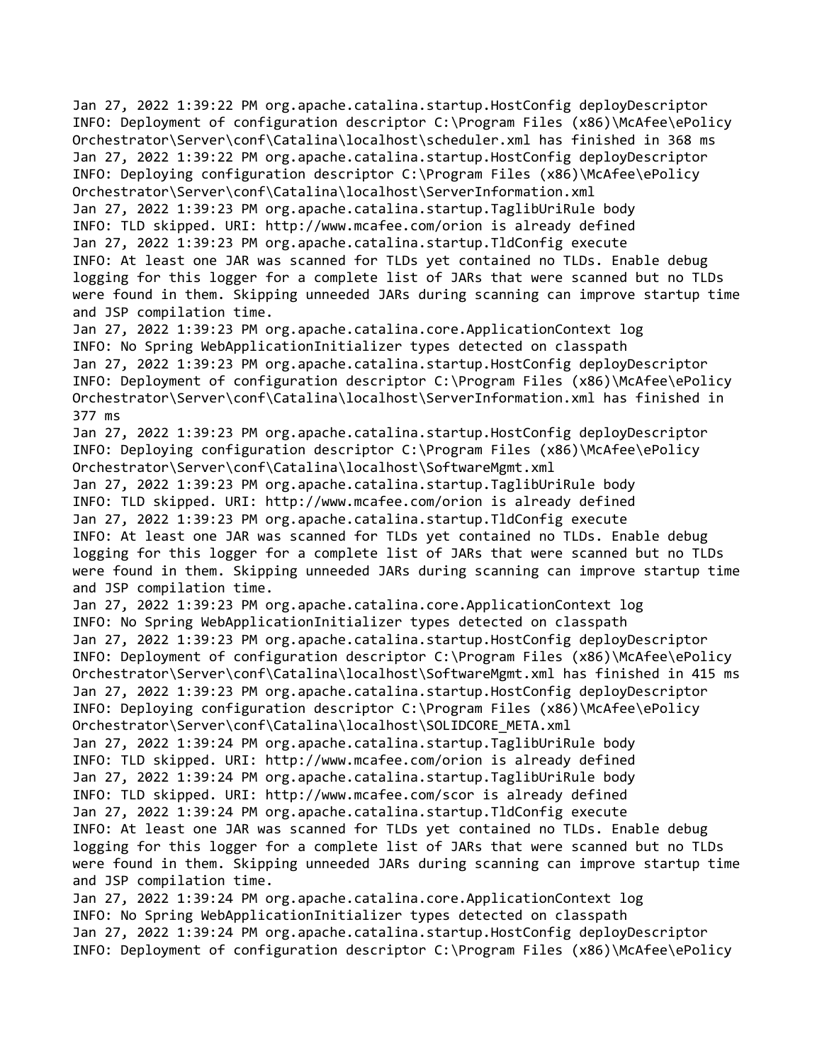Jan 27, 2022 1:39:22 PM org.apache.catalina.startup.HostConfig deployDescriptor
INFO: Deployment of configuration descriptor C:\Program Files (x86)\McAfee\ePolicy Orchestrator\Server\conf\Catalina\localhost\scheduler.xml has finished in 368 ms
Jan 27, 2022 1:39:22 PM org.apache.catalina.startup.HostConfig deployDescriptor
INFO: Deploying configuration descriptor C:\Program Files (x86)\McAfee\ePolicy Orchestrator\Server\conf\Catalina\localhost\ServerInformation.xml
Jan 27, 2022 1:39:23 PM org.apache.catalina.startup.TaglibUriRule body
INFO: TLD skipped. URI: http://www.mcafee.com/orion is already defined
Jan 27, 2022 1:39:23 PM org.apache.catalina.startup.TldConfig execute
INFO: At least one JAR was scanned for TLDs yet contained no TLDs. Enable debug logging for this logger for a complete list of JARs that were scanned but no TLDs were found in them. Skipping unneeded JARs during scanning can improve startup time and JSP compilation time.
Jan 27, 2022 1:39:23 PM org.apache.catalina.core.ApplicationContext log
INFO: No Spring WebApplicationInitializer types detected on classpath
Jan 27, 2022 1:39:23 PM org.apache.catalina.startup.HostConfig deployDescriptor
INFO: Deployment of configuration descriptor C:\Program Files (x86)\McAfee\ePolicy Orchestrator\Server\conf\Catalina\localhost\ServerInformation.xml has finished in 377 ms
Jan 27, 2022 1:39:23 PM org.apache.catalina.startup.HostConfig deployDescriptor
INFO: Deploying configuration descriptor C:\Program Files (x86)\McAfee\ePolicy Orchestrator\Server\conf\Catalina\localhost\SoftwareMgmt.xml
Jan 27, 2022 1:39:23 PM org.apache.catalina.startup.TaglibUriRule body
INFO: TLD skipped. URI: http://www.mcafee.com/orion is already defined
Jan 27, 2022 1:39:23 PM org.apache.catalina.startup.TldConfig execute
INFO: At least one JAR was scanned for TLDs yet contained no TLDs. Enable debug logging for this logger for a complete list of JARs that were scanned but no TLDs were found in them. Skipping unneeded JARs during scanning can improve startup time and JSP compilation time.
Jan 27, 2022 1:39:23 PM org.apache.catalina.core.ApplicationContext log
INFO: No Spring WebApplicationInitializer types detected on classpath
Jan 27, 2022 1:39:23 PM org.apache.catalina.startup.HostConfig deployDescriptor
INFO: Deployment of configuration descriptor C:\Program Files (x86)\McAfee\ePolicy Orchestrator\Server\conf\Catalina\localhost\SoftwareMgmt.xml has finished in 415 ms
Jan 27, 2022 1:39:23 PM org.apache.catalina.startup.HostConfig deployDescriptor
INFO: Deploying configuration descriptor C:\Program Files (x86)\McAfee\ePolicy Orchestrator\Server\conf\Catalina\localhost\SOLIDCORE_META.xml
Jan 27, 2022 1:39:24 PM org.apache.catalina.startup.TaglibUriRule body
INFO: TLD skipped. URI: http://www.mcafee.com/orion is already defined
Jan 27, 2022 1:39:24 PM org.apache.catalina.startup.TaglibUriRule body
INFO: TLD skipped. URI: http://www.mcafee.com/scor is already defined
Jan 27, 2022 1:39:24 PM org.apache.catalina.startup.TldConfig execute
INFO: At least one JAR was scanned for TLDs yet contained no TLDs. Enable debug logging for this logger for a complete list of JARs that were scanned but no TLDs were found in them. Skipping unneeded JARs during scanning can improve startup time and JSP compilation time.
Jan 27, 2022 1:39:24 PM org.apache.catalina.core.ApplicationContext log
INFO: No Spring WebApplicationInitializer types detected on classpath
Jan 27, 2022 1:39:24 PM org.apache.catalina.startup.HostConfig deployDescriptor
INFO: Deployment of configuration descriptor C:\Program Files (x86)\McAfee\ePolicy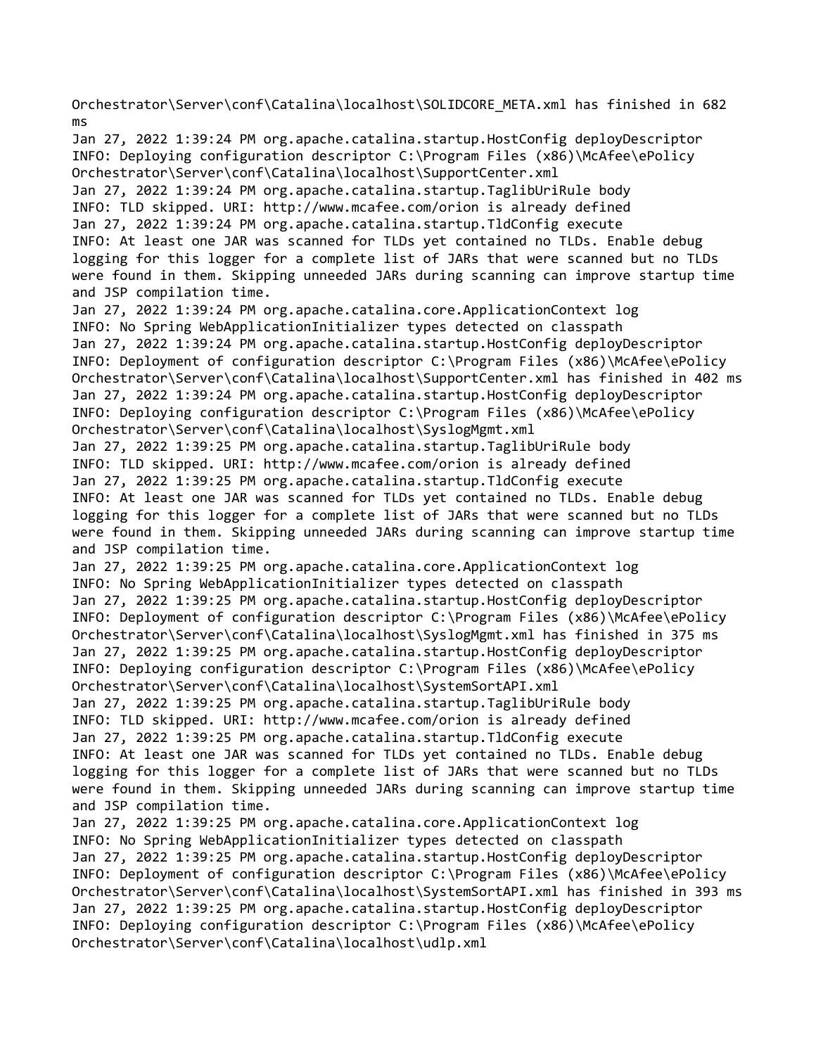```
Orchestrator\Server\conf\Catalina\localhost\SOLIDCORE_META.xml has finished in 682
ms
Jan 27, 2022 1:39:24 PM org.apache.catalina.startup.HostConfig deployDescriptor
INFO: Deploying configuration descriptor C:\Program Files (x86)\McAfee\ePolicy
Orchestrator\Server\conf\Catalina\localhost\SupportCenter.xml
Jan 27, 2022 1:39:24 PM org.apache.catalina.startup.TaglibUriRule body
INFO: TLD skipped. URI: http://www.mcafee.com/orion is already defined
Jan 27, 2022 1:39:24 PM org.apache.catalina.startup.TldConfig execute
INFO: At least one JAR was scanned for TLDs yet contained no TLDs. Enable debug
logging for this logger for a complete list of JARs that were scanned but no TLDs
were found in them. Skipping unneeded JARs during scanning can improve startup time
and JSP compilation time.
Jan 27, 2022 1:39:24 PM org.apache.catalina.core.ApplicationContext log
INFO: No Spring WebApplicationInitializer types detected on classpath
Jan 27, 2022 1:39:24 PM org.apache.catalina.startup.HostConfig deployDescriptor
INFO: Deployment of configuration descriptor C:\Program Files (x86)\McAfee\ePolicy
Orchestrator\Server\conf\Catalina\localhost\SupportCenter.xml has finished in 402 ms
Jan 27, 2022 1:39:24 PM org.apache.catalina.startup.HostConfig deployDescriptor
INFO: Deploying configuration descriptor C:\Program Files (x86)\McAfee\ePolicy
Orchestrator\Server\conf\Catalina\localhost\SyslogMgmt.xml
Jan 27, 2022 1:39:25 PM org.apache.catalina.startup.TaglibUriRule body
INFO: TLD skipped. URI: http://www.mcafee.com/orion is already defined
Jan 27, 2022 1:39:25 PM org.apache.catalina.startup.TldConfig execute
INFO: At least one JAR was scanned for TLDs yet contained no TLDs. Enable debug
logging for this logger for a complete list of JARs that were scanned but no TLDs
were found in them. Skipping unneeded JARs during scanning can improve startup time
and JSP compilation time.
Jan 27, 2022 1:39:25 PM org.apache.catalina.core.ApplicationContext log
INFO: No Spring WebApplicationInitializer types detected on classpath
Jan 27, 2022 1:39:25 PM org.apache.catalina.startup.HostConfig deployDescriptor
INFO: Deployment of configuration descriptor C:\Program Files (x86)\McAfee\ePolicy
Orchestrator\Server\conf\Catalina\localhost\SyslogMgmt.xml has finished in 375 ms
Jan 27, 2022 1:39:25 PM org.apache.catalina.startup.HostConfig deployDescriptor
INFO: Deploying configuration descriptor C:\Program Files (x86)\McAfee\ePolicy
Orchestrator\Server\conf\Catalina\localhost\SystemSortAPI.xml
Jan 27, 2022 1:39:25 PM org.apache.catalina.startup.TaglibUriRule body
INFO: TLD skipped. URI: http://www.mcafee.com/orion is already defined
Jan 27, 2022 1:39:25 PM org.apache.catalina.startup.TldConfig execute
INFO: At least one JAR was scanned for TLDs yet contained no TLDs. Enable debug
logging for this logger for a complete list of JARs that were scanned but no TLDs
were found in them. Skipping unneeded JARs during scanning can improve startup time
and JSP compilation time.
Jan 27, 2022 1:39:25 PM org.apache.catalina.core.ApplicationContext log
INFO: No Spring WebApplicationInitializer types detected on classpath
Jan 27, 2022 1:39:25 PM org.apache.catalina.startup.HostConfig deployDescriptor
INFO: Deployment of configuration descriptor C:\Program Files (x86)\McAfee\ePolicy
Orchestrator\Server\conf\Catalina\localhost\SystemSortAPI.xml has finished in 393 ms
Jan 27, 2022 1:39:25 PM org.apache.catalina.startup.HostConfig deployDescriptor
INFO: Deploying configuration descriptor C:\Program Files (x86)\McAfee\ePolicy
Orchestrator\Server\conf\Catalina\localhost\udlp.xml
```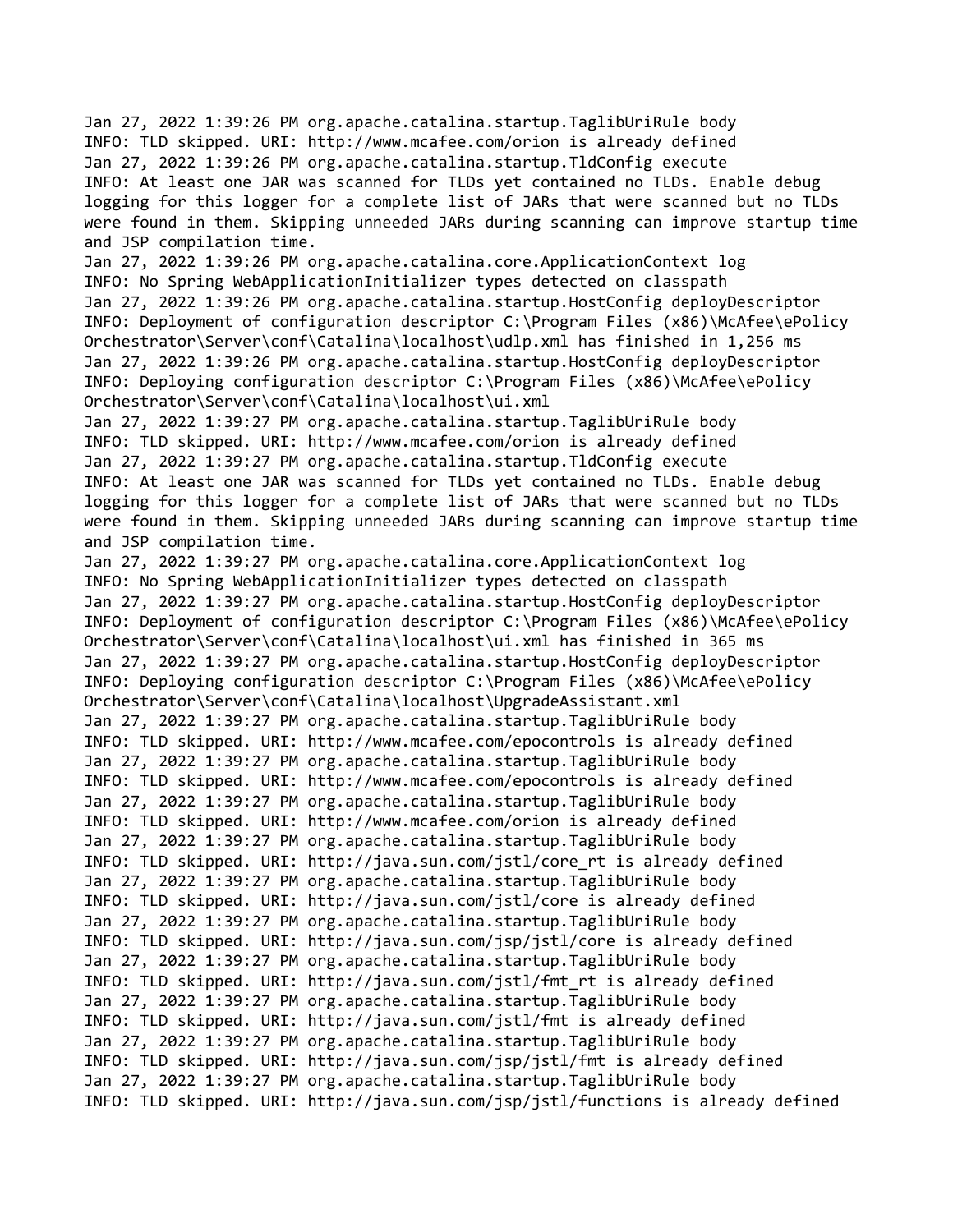Jan 27, 2022 1:39:26 PM org.apache.catalina.startup.TaglibUriRule body
INFO: TLD skipped. URI: http://www.mcafee.com/orion is already defined
Jan 27, 2022 1:39:26 PM org.apache.catalina.startup.TldConfig execute
INFO: At least one JAR was scanned for TLDs yet contained no TLDs. Enable debug logging for this logger for a complete list of JARs that were scanned but no TLDs were found in them. Skipping unneeded JARs during scanning can improve startup time and JSP compilation time.
Jan 27, 2022 1:39:26 PM org.apache.catalina.core.ApplicationContext log
INFO: No Spring WebApplicationInitializer types detected on classpath
Jan 27, 2022 1:39:26 PM org.apache.catalina.startup.HostConfig deployDescriptor
INFO: Deployment of configuration descriptor C:\Program Files (x86)\McAfee\ePolicy Orchestrator\Server\conf\Catalina\localhost\udlp.xml has finished in 1,256 ms
Jan 27, 2022 1:39:26 PM org.apache.catalina.startup.HostConfig deployDescriptor
INFO: Deploying configuration descriptor C:\Program Files (x86)\McAfee\ePolicy Orchestrator\Server\conf\Catalina\localhost\ui.xml
Jan 27, 2022 1:39:27 PM org.apache.catalina.startup.TaglibUriRule body
INFO: TLD skipped. URI: http://www.mcafee.com/orion is already defined
Jan 27, 2022 1:39:27 PM org.apache.catalina.startup.TldConfig execute
INFO: At least one JAR was scanned for TLDs yet contained no TLDs. Enable debug logging for this logger for a complete list of JARs that were scanned but no TLDs were found in them. Skipping unneeded JARs during scanning can improve startup time and JSP compilation time.
Jan 27, 2022 1:39:27 PM org.apache.catalina.core.ApplicationContext log
INFO: No Spring WebApplicationInitializer types detected on classpath
Jan 27, 2022 1:39:27 PM org.apache.catalina.startup.HostConfig deployDescriptor
INFO: Deployment of configuration descriptor C:\Program Files (x86)\McAfee\ePolicy Orchestrator\Server\conf\Catalina\localhost\ui.xml has finished in 365 ms
Jan 27, 2022 1:39:27 PM org.apache.catalina.startup.HostConfig deployDescriptor
INFO: Deploying configuration descriptor C:\Program Files (x86)\McAfee\ePolicy Orchestrator\Server\conf\Catalina\localhost\UpgradeAssistant.xml
Jan 27, 2022 1:39:27 PM org.apache.catalina.startup.TaglibUriRule body
INFO: TLD skipped. URI: http://www.mcafee.com/epocontrols is already defined
Jan 27, 2022 1:39:27 PM org.apache.catalina.startup.TaglibUriRule body
INFO: TLD skipped. URI: http://www.mcafee.com/epocontrols is already defined
Jan 27, 2022 1:39:27 PM org.apache.catalina.startup.TaglibUriRule body
INFO: TLD skipped. URI: http://www.mcafee.com/orion is already defined
Jan 27, 2022 1:39:27 PM org.apache.catalina.startup.TaglibUriRule body
INFO: TLD skipped. URI: http://java.sun.com/jstl/core_rt is already defined
Jan 27, 2022 1:39:27 PM org.apache.catalina.startup.TaglibUriRule body
INFO: TLD skipped. URI: http://java.sun.com/jstl/core is already defined
Jan 27, 2022 1:39:27 PM org.apache.catalina.startup.TaglibUriRule body
INFO: TLD skipped. URI: http://java.sun.com/jsp/jstl/core is already defined
Jan 27, 2022 1:39:27 PM org.apache.catalina.startup.TaglibUriRule body
INFO: TLD skipped. URI: http://java.sun.com/jstl/fmt_rt is already defined
Jan 27, 2022 1:39:27 PM org.apache.catalina.startup.TaglibUriRule body
INFO: TLD skipped. URI: http://java.sun.com/jstl/fmt is already defined
Jan 27, 2022 1:39:27 PM org.apache.catalina.startup.TaglibUriRule body
INFO: TLD skipped. URI: http://java.sun.com/jsp/jstl/fmt is already defined
Jan 27, 2022 1:39:27 PM org.apache.catalina.startup.TaglibUriRule body
INFO: TLD skipped. URI: http://java.sun.com/jsp/jstl/functions is already defined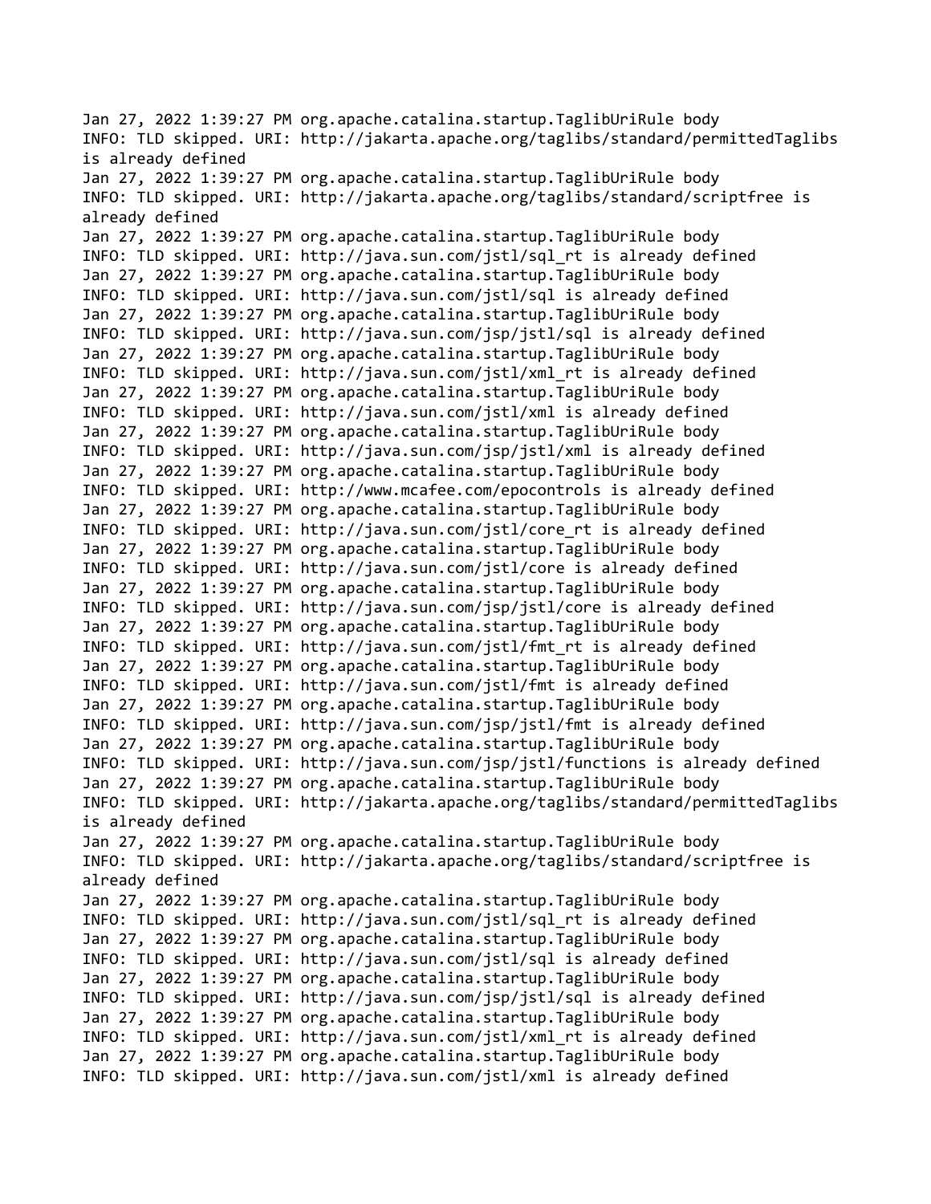```
Jan 27, 2022 1:39:27 PM org.apache.catalina.startup.TaglibUriRule body
INFO: TLD skipped. URI: http://jakarta.apache.org/taglibs/standard/permittedTaglibs
is already defined
Jan 27, 2022 1:39:27 PM org.apache.catalina.startup.TaglibUriRule body
INFO: TLD skipped. URI: http://jakarta.apache.org/taglibs/standard/scriptfree is
already defined
Jan 27, 2022 1:39:27 PM org.apache.catalina.startup.TaglibUriRule body
INFO: TLD skipped. URI: http://java.sun.com/jstl/sql_rt is already defined
Jan 27, 2022 1:39:27 PM org.apache.catalina.startup.TaglibUriRule body
INFO: TLD skipped. URI: http://java.sun.com/jstl/sql is already defined
Jan 27, 2022 1:39:27 PM org.apache.catalina.startup.TaglibUriRule body
INFO: TLD skipped. URI: http://java.sun.com/jsp/jstl/sql is already defined
Jan 27, 2022 1:39:27 PM org.apache.catalina.startup.TaglibUriRule body
INFO: TLD skipped. URI: http://java.sun.com/jstl/xml_rt is already defined
Jan 27, 2022 1:39:27 PM org.apache.catalina.startup.TaglibUriRule body
INFO: TLD skipped. URI: http://java.sun.com/jstl/xml is already defined
Jan 27, 2022 1:39:27 PM org.apache.catalina.startup.TaglibUriRule body
INFO: TLD skipped. URI: http://java.sun.com/jsp/jstl/xml is already defined
Jan 27, 2022 1:39:27 PM org.apache.catalina.startup.TaglibUriRule body
INFO: TLD skipped. URI: http://www.mcafee.com/epocontrols is already defined
Jan 27, 2022 1:39:27 PM org.apache.catalina.startup.TaglibUriRule body
INFO: TLD skipped. URI: http://java.sun.com/jstl/core_rt is already defined
Jan 27, 2022 1:39:27 PM org.apache.catalina.startup.TaglibUriRule body
INFO: TLD skipped. URI: http://java.sun.com/jstl/core is already defined
Jan 27, 2022 1:39:27 PM org.apache.catalina.startup.TaglibUriRule body
INFO: TLD skipped. URI: http://java.sun.com/jsp/jstl/core is already defined
Jan 27, 2022 1:39:27 PM org.apache.catalina.startup.TaglibUriRule body
INFO: TLD skipped. URI: http://java.sun.com/jstl/fmt_rt is already defined
Jan 27, 2022 1:39:27 PM org.apache.catalina.startup.TaglibUriRule body
INFO: TLD skipped. URI: http://java.sun.com/jstl/fmt is already defined
Jan 27, 2022 1:39:27 PM org.apache.catalina.startup.TaglibUriRule body
INFO: TLD skipped. URI: http://java.sun.com/jsp/jstl/fmt is already defined
Jan 27, 2022 1:39:27 PM org.apache.catalina.startup.TaglibUriRule body
INFO: TLD skipped. URI: http://java.sun.com/jsp/jstl/functions is already defined
Jan 27, 2022 1:39:27 PM org.apache.catalina.startup.TaglibUriRule body
INFO: TLD skipped. URI: http://jakarta.apache.org/taglibs/standard/permittedTaglibs
is already defined
Jan 27, 2022 1:39:27 PM org.apache.catalina.startup.TaglibUriRule body
INFO: TLD skipped. URI: http://jakarta.apache.org/taglibs/standard/scriptfree is
already defined
Jan 27, 2022 1:39:27 PM org.apache.catalina.startup.TaglibUriRule body
INFO: TLD skipped. URI: http://java.sun.com/jstl/sql_rt is already defined
Jan 27, 2022 1:39:27 PM org.apache.catalina.startup.TaglibUriRule body
INFO: TLD skipped. URI: http://java.sun.com/jstl/sql is already defined
Jan 27, 2022 1:39:27 PM org.apache.catalina.startup.TaglibUriRule body
INFO: TLD skipped. URI: http://java.sun.com/jsp/jstl/sql is already defined
Jan 27, 2022 1:39:27 PM org.apache.catalina.startup.TaglibUriRule body
INFO: TLD skipped. URI: http://java.sun.com/jstl/xml_rt is already defined
Jan 27, 2022 1:39:27 PM org.apache.catalina.startup.TaglibUriRule body
INFO: TLD skipped. URI: http://java.sun.com/jstl/xml is already defined
```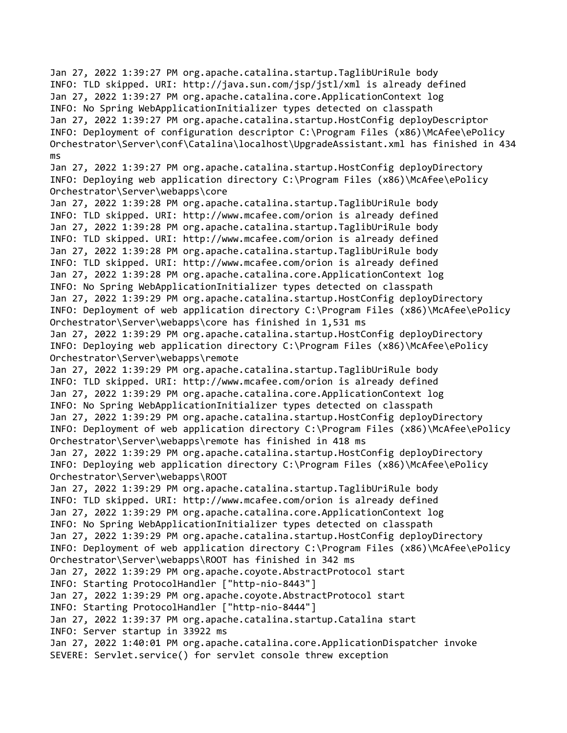```
Jan 27, 2022 1:39:27 PM org.apache.catalina.startup.TaglibUriRule body
INFO: TLD skipped. URI: http://java.sun.com/jsp/jstl/xml is already defined
Jan 27, 2022 1:39:27 PM org.apache.catalina.core.ApplicationContext log
INFO: No Spring WebApplicationInitializer types detected on classpath
Jan 27, 2022 1:39:27 PM org.apache.catalina.startup.HostConfig deployDescriptor
INFO: Deployment of configuration descriptor C:\Program Files (x86)\McAfee\ePolicy
Orchestrator\Server\conf\Catalina\localhost\UpgradeAssistant.xml has finished in 434
ms
Jan 27, 2022 1:39:27 PM org.apache.catalina.startup.HostConfig deployDirectory
INFO: Deploying web application directory C:\Program Files (x86)\McAfee\ePolicy
Orchestrator\Server\webapps\core
Jan 27, 2022 1:39:28 PM org.apache.catalina.startup.TaglibUriRule body
INFO: TLD skipped. URI: http://www.mcafee.com/orion is already defined
Jan 27, 2022 1:39:28 PM org.apache.catalina.startup.TaglibUriRule body
INFO: TLD skipped. URI: http://www.mcafee.com/orion is already defined
Jan 27, 2022 1:39:28 PM org.apache.catalina.startup.TaglibUriRule body
INFO: TLD skipped. URI: http://www.mcafee.com/orion is already defined
Jan 27, 2022 1:39:28 PM org.apache.catalina.core.ApplicationContext log
INFO: No Spring WebApplicationInitializer types detected on classpath
Jan 27, 2022 1:39:29 PM org.apache.catalina.startup.HostConfig deployDirectory
INFO: Deployment of web application directory C:\Program Files (x86)\McAfee\ePolicy
Orchestrator\Server\webapps\core has finished in 1,531 ms
Jan 27, 2022 1:39:29 PM org.apache.catalina.startup.HostConfig deployDirectory
INFO: Deploying web application directory C:\Program Files (x86)\McAfee\ePolicy
Orchestrator\Server\webapps\remote
Jan 27, 2022 1:39:29 PM org.apache.catalina.startup.TaglibUriRule body
INFO: TLD skipped. URI: http://www.mcafee.com/orion is already defined
Jan 27, 2022 1:39:29 PM org.apache.catalina.core.ApplicationContext log
INFO: No Spring WebApplicationInitializer types detected on classpath
Jan 27, 2022 1:39:29 PM org.apache.catalina.startup.HostConfig deployDirectory
INFO: Deployment of web application directory C:\Program Files (x86)\McAfee\ePolicy
Orchestrator\Server\webapps\remote has finished in 418 ms
Jan 27, 2022 1:39:29 PM org.apache.catalina.startup.HostConfig deployDirectory
INFO: Deploying web application directory C:\Program Files (x86)\McAfee\ePolicy
Orchestrator\Server\webapps\ROOT
Jan 27, 2022 1:39:29 PM org.apache.catalina.startup.TaglibUriRule body
INFO: TLD skipped. URI: http://www.mcafee.com/orion is already defined
Jan 27, 2022 1:39:29 PM org.apache.catalina.core.ApplicationContext log
INFO: No Spring WebApplicationInitializer types detected on classpath
Jan 27, 2022 1:39:29 PM org.apache.catalina.startup.HostConfig deployDirectory
INFO: Deployment of web application directory C:\Program Files (x86)\McAfee\ePolicy
Orchestrator\Server\webapps\ROOT has finished in 342 ms
Jan 27, 2022 1:39:29 PM org.apache.coyote.AbstractProtocol start
INFO: Starting ProtocolHandler ["http-nio-8443"]
Jan 27, 2022 1:39:29 PM org.apache.coyote.AbstractProtocol start
INFO: Starting ProtocolHandler ["http-nio-8444"]
Jan 27, 2022 1:39:37 PM org.apache.catalina.startup.Catalina start
INFO: Server startup in 33922 ms
Jan 27, 2022 1:40:01 PM org.apache.catalina.core.ApplicationDispatcher invoke
SEVERE: Servlet.service() for servlet console threw exception
```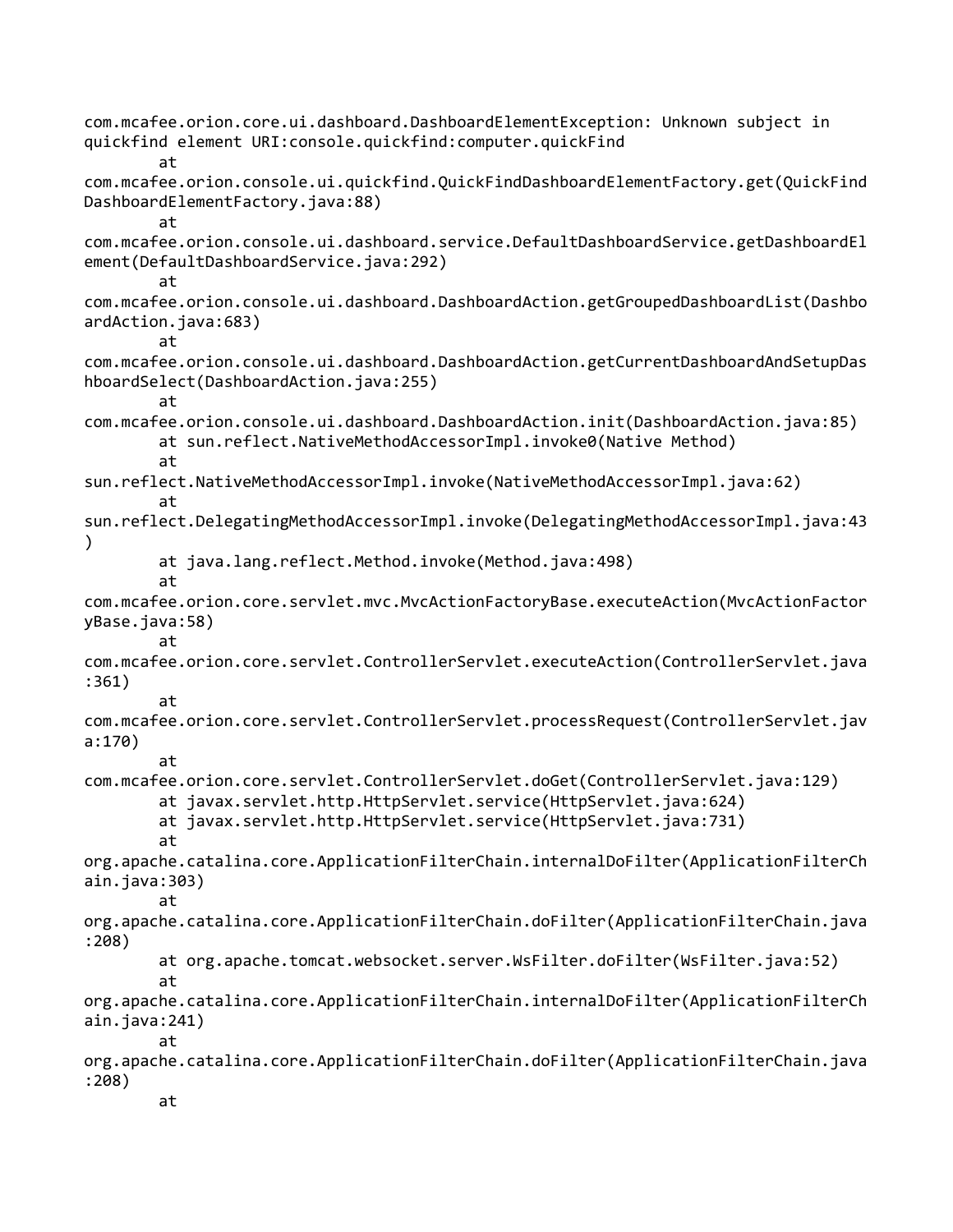```
com.mcafee.orion.core.ui.dashboard.DashboardElementException: Unknown subject in quickfind element URI:console.quickfind:computer.quickFind
	at com.mcafee.orion.console.ui.quickfind.QuickFindDashboardElementFactory.get(QuickFindDashboardElementFactory.java:88)
	at com.mcafee.orion.console.ui.dashboard.service.DefaultDashboardService.getDashboardElement(DefaultDashboardService.java:292)
	at com.mcafee.orion.console.ui.dashboard.DashboardAction.getGroupedDashboardList(DashboardAction.java:683)
	at com.mcafee.orion.console.ui.dashboard.DashboardAction.getCurrentDashboardAndSetupDashboardSelect(DashboardAction.java:255)
	at com.mcafee.orion.console.ui.dashboard.DashboardAction.init(DashboardAction.java:85)
	at sun.reflect.NativeMethodAccessorImpl.invoke0(Native Method)
	at sun.reflect.NativeMethodAccessorImpl.invoke(NativeMethodAccessorImpl.java:62)
	at sun.reflect.DelegatingMethodAccessorImpl.invoke(DelegatingMethodAccessorImpl.java:43)
	at java.lang.reflect.Method.invoke(Method.java:498)
	at com.mcafee.orion.core.servlet.mvc.MvcActionFactoryBase.executeAction(MvcActionFactoryBase.java:58)
	at com.mcafee.orion.core.servlet.ControllerServlet.executeAction(ControllerServlet.java:361)
	at com.mcafee.orion.core.servlet.ControllerServlet.processRequest(ControllerServlet.java:170)
	at com.mcafee.orion.core.servlet.ControllerServlet.doGet(ControllerServlet.java:129)
	at javax.servlet.http.HttpServlet.service(HttpServlet.java:624)
	at javax.servlet.http.HttpServlet.service(HttpServlet.java:731)
	at org.apache.catalina.core.ApplicationFilterChain.internalDoFilter(ApplicationFilterChain.java:303)
	at org.apache.catalina.core.ApplicationFilterChain.doFilter(ApplicationFilterChain.java:208)
	at org.apache.tomcat.websocket.server.WsFilter.doFilter(WsFilter.java:52)
	at org.apache.catalina.core.ApplicationFilterChain.internalDoFilter(ApplicationFilterChain.java:241)
	at org.apache.catalina.core.ApplicationFilterChain.doFilter(ApplicationFilterChain.java:208)
	at
```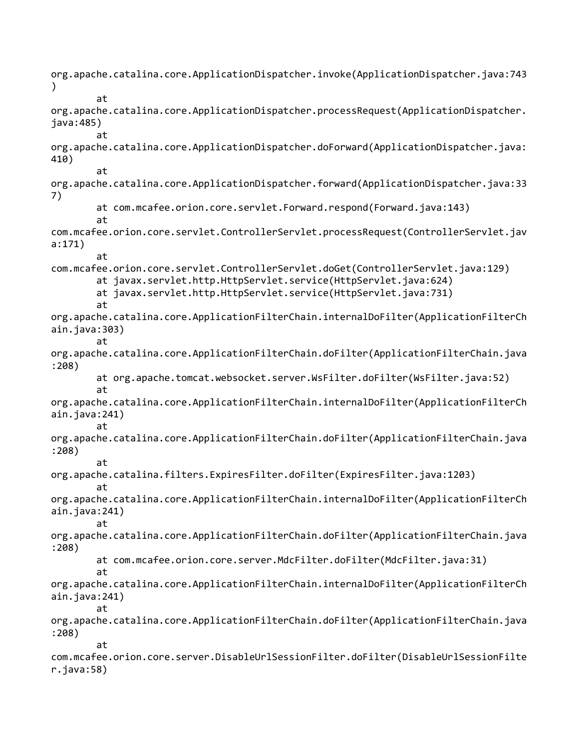```
org.apache.catalina.core.ApplicationDispatcher.invoke(ApplicationDispatcher.java:743
)
        at
org.apache.catalina.core.ApplicationDispatcher.processRequest(ApplicationDispatcher.
java:485)
        at
org.apache.catalina.core.ApplicationDispatcher.doForward(ApplicationDispatcher.java:
410)
        at
org.apache.catalina.core.ApplicationDispatcher.forward(ApplicationDispatcher.java:33
7)
        at com.mcafee.orion.core.servlet.Forward.respond(Forward.java:143)
        at
com.mcafee.orion.core.servlet.ControllerServlet.processRequest(ControllerServlet.jav
a:171)
        at
com.mcafee.orion.core.servlet.ControllerServlet.doGet(ControllerServlet.java:129)
        at javax.servlet.http.HttpServlet.service(HttpServlet.java:624)
        at javax.servlet.http.HttpServlet.service(HttpServlet.java:731)
        at
org.apache.catalina.core.ApplicationFilterChain.internalDoFilter(ApplicationFilterCh
ain.java:303)
        at
org.apache.catalina.core.ApplicationFilterChain.doFilter(ApplicationFilterChain.java
:208)
        at org.apache.tomcat.websocket.server.WsFilter.doFilter(WsFilter.java:52)
        at
org.apache.catalina.core.ApplicationFilterChain.internalDoFilter(ApplicationFilterCh
ain.java:241)
        at
org.apache.catalina.core.ApplicationFilterChain.doFilter(ApplicationFilterChain.java
:208)
        at
org.apache.catalina.filters.ExpiresFilter.doFilter(ExpiresFilter.java:1203)
        at
org.apache.catalina.core.ApplicationFilterChain.internalDoFilter(ApplicationFilterCh
ain.java:241)
        at
org.apache.catalina.core.ApplicationFilterChain.doFilter(ApplicationFilterChain.java
:208)
        at com.mcafee.orion.core.server.MdcFilter.doFilter(MdcFilter.java:31)
        at
org.apache.catalina.core.ApplicationFilterChain.internalDoFilter(ApplicationFilterCh
ain.java:241)
        at
org.apache.catalina.core.ApplicationFilterChain.doFilter(ApplicationFilterChain.java
:208)
        at
com.mcafee.orion.core.server.DisableUrlSessionFilter.doFilter(DisableUrlSessionFilte
r.java:58)
```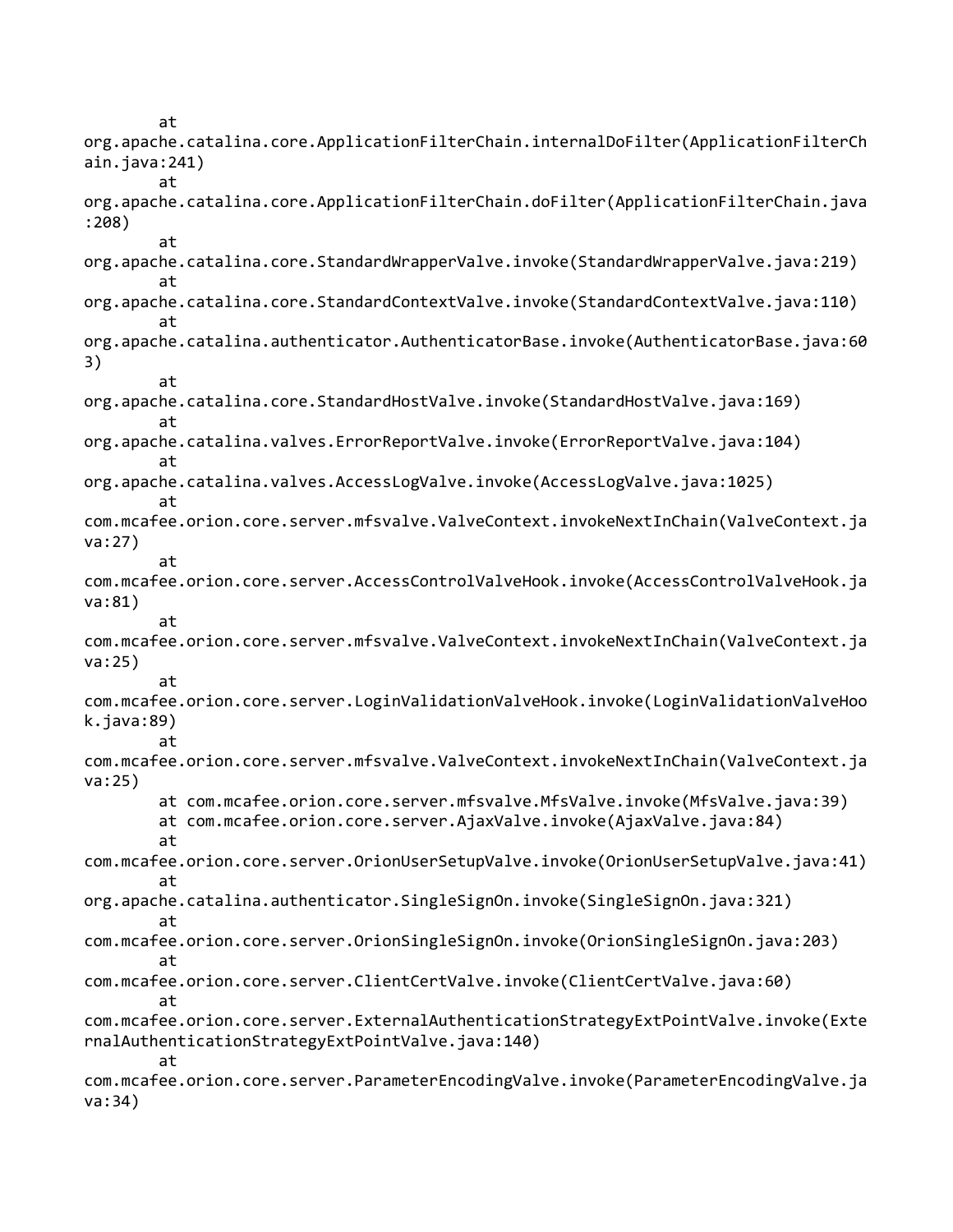```
        at
org.apache.catalina.core.ApplicationFilterChain.internalDoFilter(ApplicationFilterCh
ain.java:241)
        at
org.apache.catalina.core.ApplicationFilterChain.doFilter(ApplicationFilterChain.java
:208)
        at
org.apache.catalina.core.StandardWrapperValve.invoke(StandardWrapperValve.java:219)
        at
org.apache.catalina.core.StandardContextValve.invoke(StandardContextValve.java:110)
        at
org.apache.catalina.authenticator.AuthenticatorBase.invoke(AuthenticatorBase.java:60
3)
        at
org.apache.catalina.core.StandardHostValve.invoke(StandardHostValve.java:169)
        at
org.apache.catalina.valves.ErrorReportValve.invoke(ErrorReportValve.java:104)
        at
org.apache.catalina.valves.AccessLogValve.invoke(AccessLogValve.java:1025)
        at
com.mcafee.orion.core.server.mfsvalve.ValveContext.invokeNextInChain(ValveContext.ja
va:27)
        at
com.mcafee.orion.core.server.AccessControlValveHook.invoke(AccessControlValveHook.ja
va:81)
        at
com.mcafee.orion.core.server.mfsvalve.ValveContext.invokeNextInChain(ValveContext.ja
va:25)
        at
com.mcafee.orion.core.server.LoginValidationValveHook.invoke(LoginValidationValveHoo
k.java:89)
        at
com.mcafee.orion.core.server.mfsvalve.ValveContext.invokeNextInChain(ValveContext.ja
va:25)
        at com.mcafee.orion.core.server.mfsvalve.MfsValve.invoke(MfsValve.java:39)
        at com.mcafee.orion.core.server.AjaxValve.invoke(AjaxValve.java:84)
        at
com.mcafee.orion.core.server.OrionUserSetupValve.invoke(OrionUserSetupValve.java:41)
        at
org.apache.catalina.authenticator.SingleSignOn.invoke(SingleSignOn.java:321)
        at
com.mcafee.orion.core.server.OrionSingleSignOn.invoke(OrionSingleSignOn.java:203)
        at
com.mcafee.orion.core.server.ClientCertValve.invoke(ClientCertValve.java:60)
        at
com.mcafee.orion.core.server.ExternalAuthenticationStrategyExtPointValve.invoke(Exte
rnalAuthenticationStrategyExtPointValve.java:140)
        at
com.mcafee.orion.core.server.ParameterEncodingValve.invoke(ParameterEncodingValve.ja
va:34)
```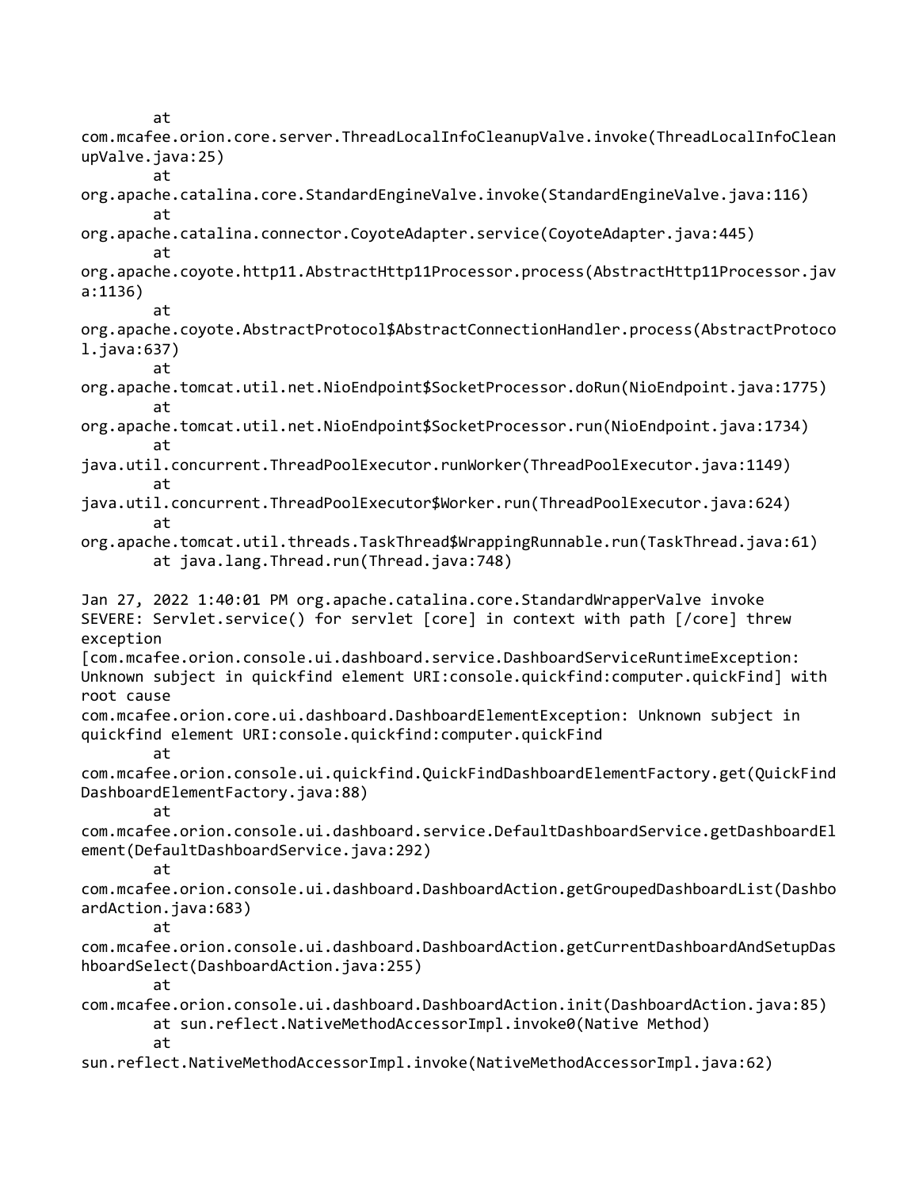```
        at
com.mcafee.orion.core.server.ThreadLocalInfoCleanupValve.invoke(ThreadLocalInfoClean
upValve.java:25)
        at
org.apache.catalina.core.StandardEngineValve.invoke(StandardEngineValve.java:116)
        at
org.apache.catalina.connector.CoyoteAdapter.service(CoyoteAdapter.java:445)
        at
org.apache.coyote.http11.AbstractHttp11Processor.process(AbstractHttp11Processor.jav
a:1136)
        at
org.apache.coyote.AbstractProtocol$AbstractConnectionHandler.process(AbstractProtoco
l.java:637)
        at
org.apache.tomcat.util.net.NioEndpoint$SocketProcessor.doRun(NioEndpoint.java:1775)
        at
org.apache.tomcat.util.net.NioEndpoint$SocketProcessor.run(NioEndpoint.java:1734)
        at
java.util.concurrent.ThreadPoolExecutor.runWorker(ThreadPoolExecutor.java:1149)
        at
java.util.concurrent.ThreadPoolExecutor$Worker.run(ThreadPoolExecutor.java:624)
        at
org.apache.tomcat.util.threads.TaskThread$WrappingRunnable.run(TaskThread.java:61)
        at java.lang.Thread.run(Thread.java:748)

Jan 27, 2022 1:40:01 PM org.apache.catalina.core.StandardWrapperValve invoke
SEVERE: Servlet.service() for servlet [core] in context with path [/core] threw
exception
[com.mcafee.orion.console.ui.dashboard.service.DashboardServiceRuntimeException:
Unknown subject in quickfind element URI:console.quickfind:computer.quickFind] with
root cause
com.mcafee.orion.core.ui.dashboard.DashboardElementException: Unknown subject in
quickfind element URI:console.quickfind:computer.quickFind
        at
com.mcafee.orion.console.ui.quickfind.QuickFindDashboardElementFactory.get(QuickFind
DashboardElementFactory.java:88)
        at
com.mcafee.orion.console.ui.dashboard.service.DefaultDashboardService.getDashboardEl
ement(DefaultDashboardService.java:292)
        at
com.mcafee.orion.console.ui.dashboard.DashboardAction.getGroupedDashboardList(Dashbo
ardAction.java:683)
        at
com.mcafee.orion.console.ui.dashboard.DashboardAction.getCurrentDashboardAndSetupDas
hboardSelect(DashboardAction.java:255)
        at
com.mcafee.orion.console.ui.dashboard.DashboardAction.init(DashboardAction.java:85)
        at sun.reflect.NativeMethodAccessorImpl.invoke0(Native Method)
        at
sun.reflect.NativeMethodAccessorImpl.invoke(NativeMethodAccessorImpl.java:62)
```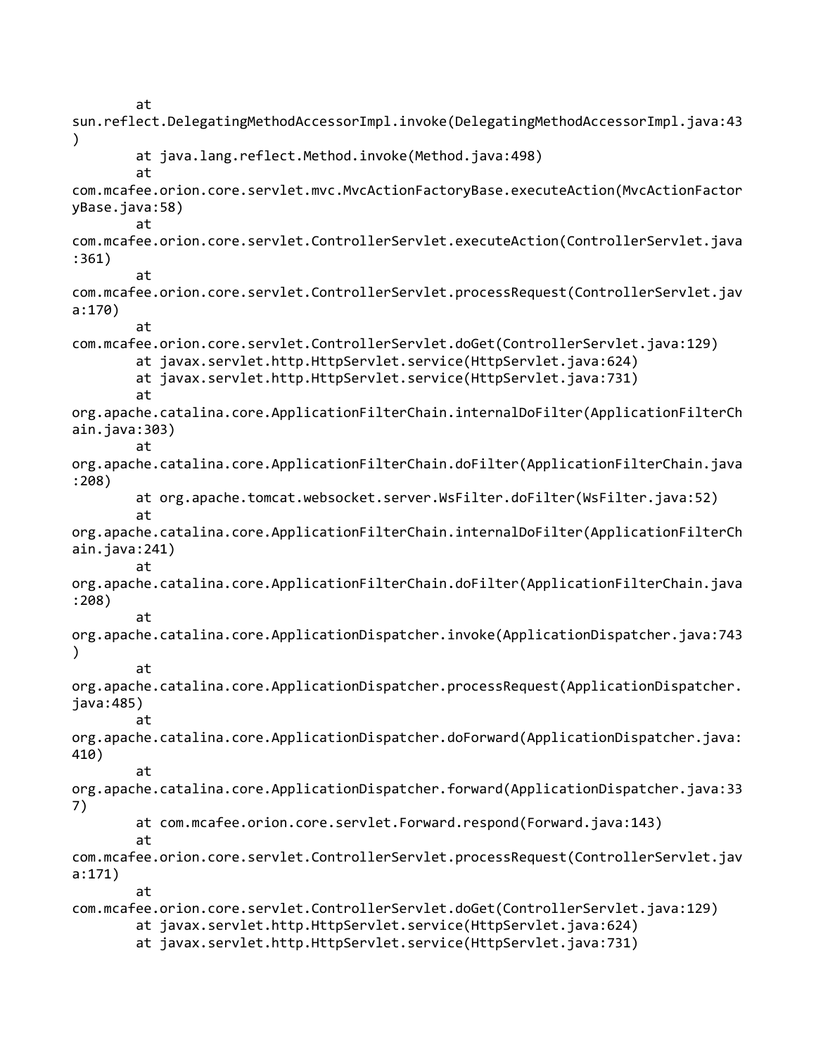```
        at
sun.reflect.DelegatingMethodAccessorImpl.invoke(DelegatingMethodAccessorImpl.java:43
)
        at java.lang.reflect.Method.invoke(Method.java:498)
        at
com.mcafee.orion.core.servlet.mvc.MvcActionFactoryBase.executeAction(MvcActionFactor
yBase.java:58)
        at
com.mcafee.orion.core.servlet.ControllerServlet.executeAction(ControllerServlet.java
:361)
        at
com.mcafee.orion.core.servlet.ControllerServlet.processRequest(ControllerServlet.jav
a:170)
        at
com.mcafee.orion.core.servlet.ControllerServlet.doGet(ControllerServlet.java:129)
        at javax.servlet.http.HttpServlet.service(HttpServlet.java:624)
        at javax.servlet.http.HttpServlet.service(HttpServlet.java:731)
        at
org.apache.catalina.core.ApplicationFilterChain.internalDoFilter(ApplicationFilterCh
ain.java:303)
        at
org.apache.catalina.core.ApplicationFilterChain.doFilter(ApplicationFilterChain.java
:208)
        at org.apache.tomcat.websocket.server.WsFilter.doFilter(WsFilter.java:52)
        at
org.apache.catalina.core.ApplicationFilterChain.internalDoFilter(ApplicationFilterCh
ain.java:241)
        at
org.apache.catalina.core.ApplicationFilterChain.doFilter(ApplicationFilterChain.java
:208)
        at
org.apache.catalina.core.ApplicationDispatcher.invoke(ApplicationDispatcher.java:743
)
        at
org.apache.catalina.core.ApplicationDispatcher.processRequest(ApplicationDispatcher.
java:485)
        at
org.apache.catalina.core.ApplicationDispatcher.doForward(ApplicationDispatcher.java:
410)
        at
org.apache.catalina.core.ApplicationDispatcher.forward(ApplicationDispatcher.java:33
7)
        at com.mcafee.orion.core.servlet.Forward.respond(Forward.java:143)
        at
com.mcafee.orion.core.servlet.ControllerServlet.processRequest(ControllerServlet.jav
a:171)
        at
com.mcafee.orion.core.servlet.ControllerServlet.doGet(ControllerServlet.java:129)
        at javax.servlet.http.HttpServlet.service(HttpServlet.java:624)
        at javax.servlet.http.HttpServlet.service(HttpServlet.java:731)
```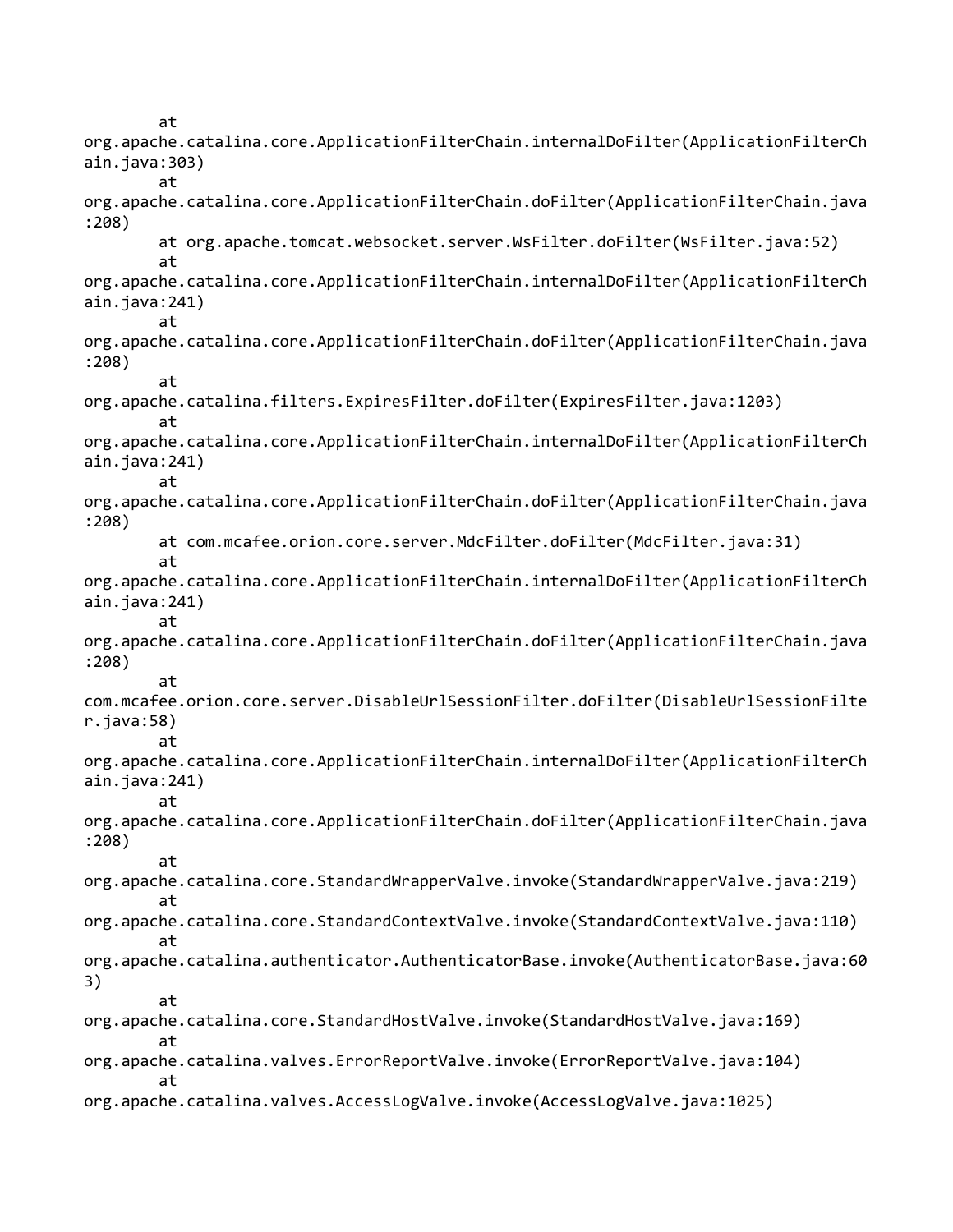```
        at
org.apache.catalina.core.ApplicationFilterChain.internalDoFilter(ApplicationFilterCh
ain.java:303)
        at
org.apache.catalina.core.ApplicationFilterChain.doFilter(ApplicationFilterChain.java
:208)
        at org.apache.tomcat.websocket.server.WsFilter.doFilter(WsFilter.java:52)
        at
org.apache.catalina.core.ApplicationFilterChain.internalDoFilter(ApplicationFilterCh
ain.java:241)
        at
org.apache.catalina.core.ApplicationFilterChain.doFilter(ApplicationFilterChain.java
:208)
        at
org.apache.catalina.filters.ExpiresFilter.doFilter(ExpiresFilter.java:1203)
        at
org.apache.catalina.core.ApplicationFilterChain.internalDoFilter(ApplicationFilterCh
ain.java:241)
        at
org.apache.catalina.core.ApplicationFilterChain.doFilter(ApplicationFilterChain.java
:208)
        at com.mcafee.orion.core.server.MdcFilter.doFilter(MdcFilter.java:31)
        at
org.apache.catalina.core.ApplicationFilterChain.internalDoFilter(ApplicationFilterCh
ain.java:241)
        at
org.apache.catalina.core.ApplicationFilterChain.doFilter(ApplicationFilterChain.java
:208)
        at
com.mcafee.orion.core.server.DisableUrlSessionFilter.doFilter(DisableUrlSessionFilte
r.java:58)
        at
org.apache.catalina.core.ApplicationFilterChain.internalDoFilter(ApplicationFilterCh
ain.java:241)
        at
org.apache.catalina.core.ApplicationFilterChain.doFilter(ApplicationFilterChain.java
:208)
        at
org.apache.catalina.core.StandardWrapperValve.invoke(StandardWrapperValve.java:219)
        at
org.apache.catalina.core.StandardContextValve.invoke(StandardContextValve.java:110)
        at
org.apache.catalina.authenticator.AuthenticatorBase.invoke(AuthenticatorBase.java:60
3)
        at
org.apache.catalina.core.StandardHostValve.invoke(StandardHostValve.java:169)
        at
org.apache.catalina.valves.ErrorReportValve.invoke(ErrorReportValve.java:104)
        at
org.apache.catalina.valves.AccessLogValve.invoke(AccessLogValve.java:1025)
```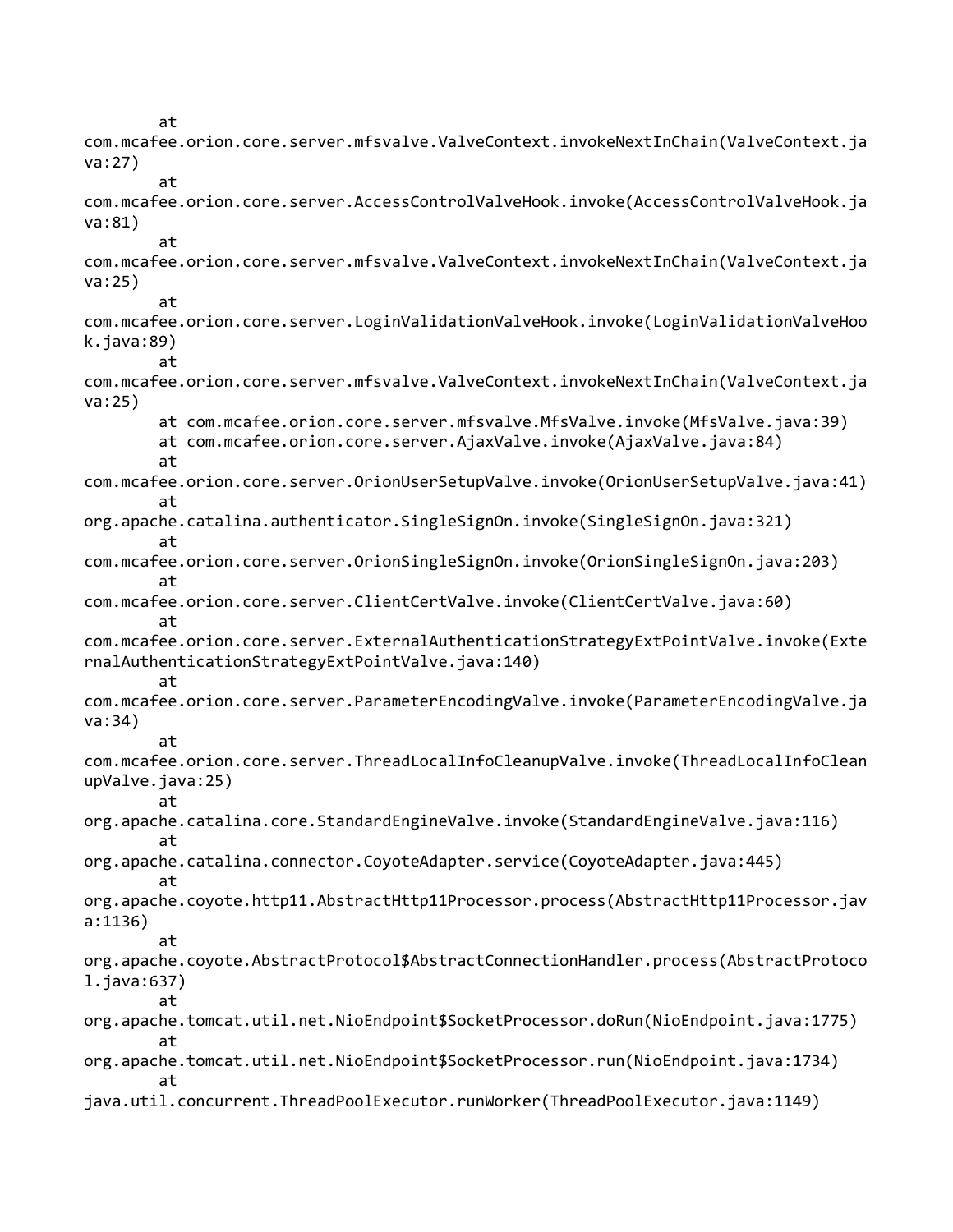```
        at 
com.mcafee.orion.core.server.mfsvalve.ValveContext.invokeNextInChain(ValveContext.ja
va:27)
        at 
com.mcafee.orion.core.server.AccessControlValveHook.invoke(AccessControlValveHook.ja
va:81)
        at 
com.mcafee.orion.core.server.mfsvalve.ValveContext.invokeNextInChain(ValveContext.ja
va:25)
        at 
com.mcafee.orion.core.server.LoginValidationValveHook.invoke(LoginValidationValveHoo
k.java:89)
        at 
com.mcafee.orion.core.server.mfsvalve.ValveContext.invokeNextInChain(ValveContext.ja
va:25)
        at com.mcafee.orion.core.server.mfsvalve.MfsValve.invoke(MfsValve.java:39)
        at com.mcafee.orion.core.server.AjaxValve.invoke(AjaxValve.java:84)
        at 
com.mcafee.orion.core.server.OrionUserSetupValve.invoke(OrionUserSetupValve.java:41)
        at 
org.apache.catalina.authenticator.SingleSignOn.invoke(SingleSignOn.java:321)
        at 
com.mcafee.orion.core.server.OrionSingleSignOn.invoke(OrionSingleSignOn.java:203)
        at 
com.mcafee.orion.core.server.ClientCertValve.invoke(ClientCertValve.java:60)
        at 
com.mcafee.orion.core.server.ExternalAuthenticationStrategyExtPointValve.invoke(Exte
rnalAuthenticationStrategyExtPointValve.java:140)
        at 
com.mcafee.orion.core.server.ParameterEncodingValve.invoke(ParameterEncodingValve.ja
va:34)
        at 
com.mcafee.orion.core.server.ThreadLocalInfoCleanupValve.invoke(ThreadLocalInfoClean
upValve.java:25)
        at 
org.apache.catalina.core.StandardEngineValve.invoke(StandardEngineValve.java:116)
        at 
org.apache.catalina.connector.CoyoteAdapter.service(CoyoteAdapter.java:445)
        at 
org.apache.coyote.http11.AbstractHttp11Processor.process(AbstractHttp11Processor.jav
a:1136)
        at 
org.apache.coyote.AbstractProtocol$AbstractConnectionHandler.process(AbstractProtoco
l.java:637)
        at 
org.apache.tomcat.util.net.NioEndpoint$SocketProcessor.doRun(NioEndpoint.java:1775)
        at 
org.apache.tomcat.util.net.NioEndpoint$SocketProcessor.run(NioEndpoint.java:1734)
        at 
java.util.concurrent.ThreadPoolExecutor.runWorker(ThreadPoolExecutor.java:1149)
```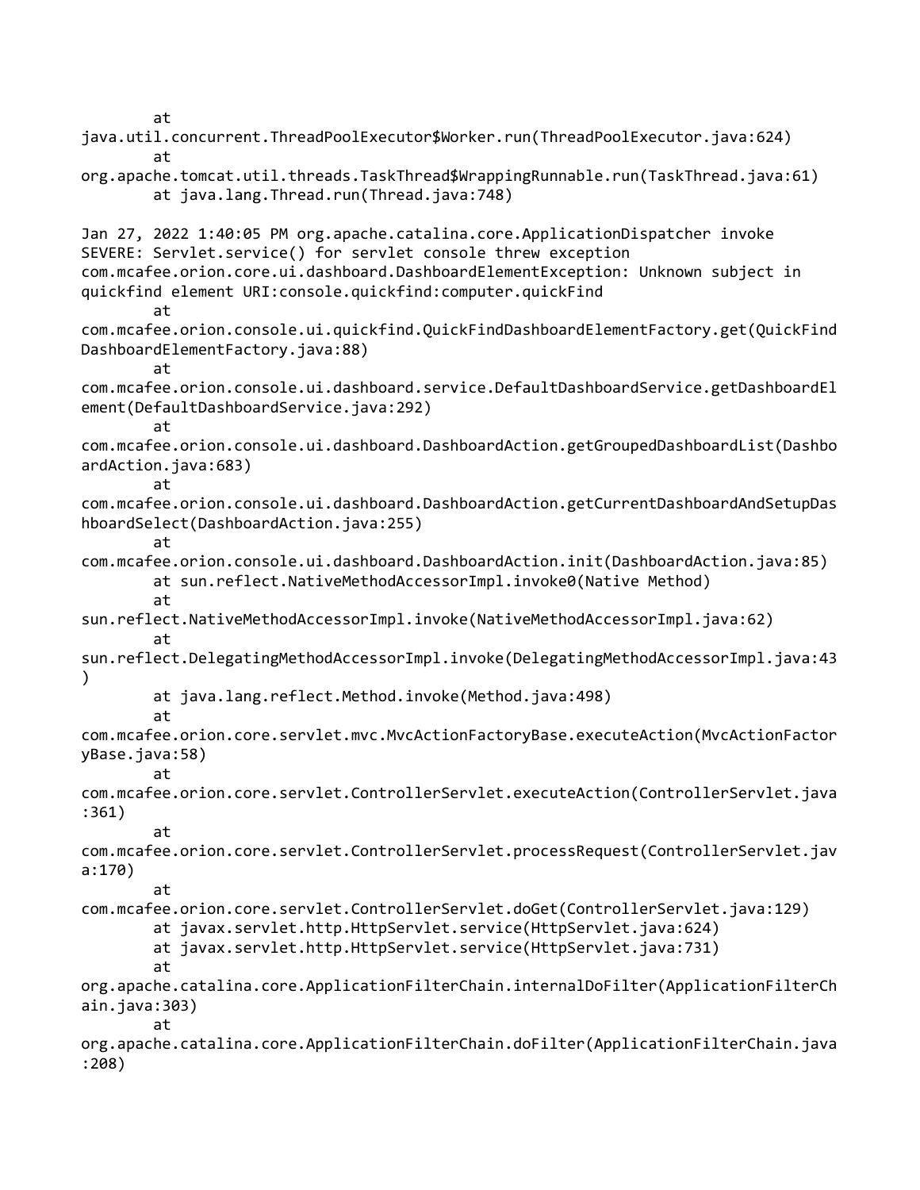```
        at
java.util.concurrent.ThreadPoolExecutor$Worker.run(ThreadPoolExecutor.java:624)
        at
org.apache.tomcat.util.threads.TaskThread$WrappingRunnable.run(TaskThread.java:61)
        at java.lang.Thread.run(Thread.java:748)

Jan 27, 2022 1:40:05 PM org.apache.catalina.core.ApplicationDispatcher invoke
SEVERE: Servlet.service() for servlet console threw exception
com.mcafee.orion.core.ui.dashboard.DashboardElementException: Unknown subject in
quickfind element URI:console.quickfind:computer.quickFind
        at
com.mcafee.orion.console.ui.quickfind.QuickFindDashboardElementFactory.get(QuickFind
DashboardElementFactory.java:88)
        at
com.mcafee.orion.console.ui.dashboard.service.DefaultDashboardService.getDashboardEl
ement(DefaultDashboardService.java:292)
        at
com.mcafee.orion.console.ui.dashboard.DashboardAction.getGroupedDashboardList(Dashbo
ardAction.java:683)
        at
com.mcafee.orion.console.ui.dashboard.DashboardAction.getCurrentDashboardAndSetupDas
hboardSelect(DashboardAction.java:255)
        at
com.mcafee.orion.console.ui.dashboard.DashboardAction.init(DashboardAction.java:85)
        at sun.reflect.NativeMethodAccessorImpl.invoke0(Native Method)
        at
sun.reflect.NativeMethodAccessorImpl.invoke(NativeMethodAccessorImpl.java:62)
        at
sun.reflect.DelegatingMethodAccessorImpl.invoke(DelegatingMethodAccessorImpl.java:43
)
        at java.lang.reflect.Method.invoke(Method.java:498)
        at
com.mcafee.orion.core.servlet.mvc.MvcActionFactoryBase.executeAction(MvcActionFactor
yBase.java:58)
        at
com.mcafee.orion.core.servlet.ControllerServlet.executeAction(ControllerServlet.java
:361)
        at
com.mcafee.orion.core.servlet.ControllerServlet.processRequest(ControllerServlet.jav
a:170)
        at
com.mcafee.orion.core.servlet.ControllerServlet.doGet(ControllerServlet.java:129)
        at javax.servlet.http.HttpServlet.service(HttpServlet.java:624)
        at javax.servlet.http.HttpServlet.service(HttpServlet.java:731)
        at
org.apache.catalina.core.ApplicationFilterChain.internalDoFilter(ApplicationFilterCh
ain.java:303)
        at
org.apache.catalina.core.ApplicationFilterChain.doFilter(ApplicationFilterChain.java
:208)
```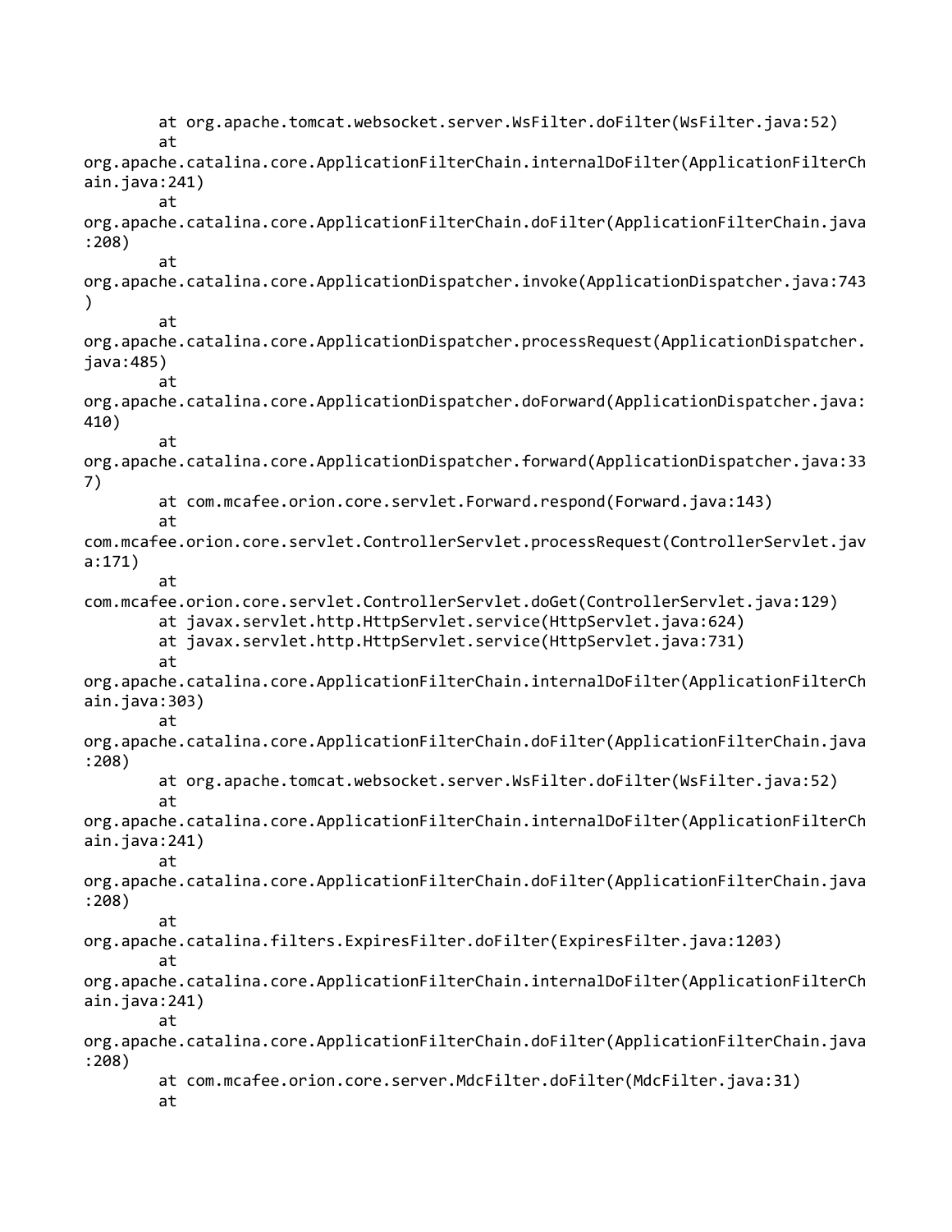```
        at org.apache.tomcat.websocket.server.WsFilter.doFilter(WsFilter.java:52)
        at
org.apache.catalina.core.ApplicationFilterChain.internalDoFilter(ApplicationFilterCh
ain.java:241)
        at
org.apache.catalina.core.ApplicationFilterChain.doFilter(ApplicationFilterChain.java
:208)
        at
org.apache.catalina.core.ApplicationDispatcher.invoke(ApplicationDispatcher.java:743
)
        at
org.apache.catalina.core.ApplicationDispatcher.processRequest(ApplicationDispatcher.
java:485)
        at
org.apache.catalina.core.ApplicationDispatcher.doForward(ApplicationDispatcher.java:
410)
        at
org.apache.catalina.core.ApplicationDispatcher.forward(ApplicationDispatcher.java:33
7)
        at com.mcafee.orion.core.servlet.Forward.respond(Forward.java:143)
        at
com.mcafee.orion.core.servlet.ControllerServlet.processRequest(ControllerServlet.jav
a:171)
        at
com.mcafee.orion.core.servlet.ControllerServlet.doGet(ControllerServlet.java:129)
        at javax.servlet.http.HttpServlet.service(HttpServlet.java:624)
        at javax.servlet.http.HttpServlet.service(HttpServlet.java:731)
        at
org.apache.catalina.core.ApplicationFilterChain.internalDoFilter(ApplicationFilterCh
ain.java:303)
        at
org.apache.catalina.core.ApplicationFilterChain.doFilter(ApplicationFilterChain.java
:208)
        at org.apache.tomcat.websocket.server.WsFilter.doFilter(WsFilter.java:52)
        at
org.apache.catalina.core.ApplicationFilterChain.internalDoFilter(ApplicationFilterCh
ain.java:241)
        at
org.apache.catalina.core.ApplicationFilterChain.doFilter(ApplicationFilterChain.java
:208)
        at
org.apache.catalina.filters.ExpiresFilter.doFilter(ExpiresFilter.java:1203)
        at
org.apache.catalina.core.ApplicationFilterChain.internalDoFilter(ApplicationFilterCh
ain.java:241)
        at
org.apache.catalina.core.ApplicationFilterChain.doFilter(ApplicationFilterChain.java
:208)
        at com.mcafee.orion.core.server.MdcFilter.doFilter(MdcFilter.java:31)
        at
```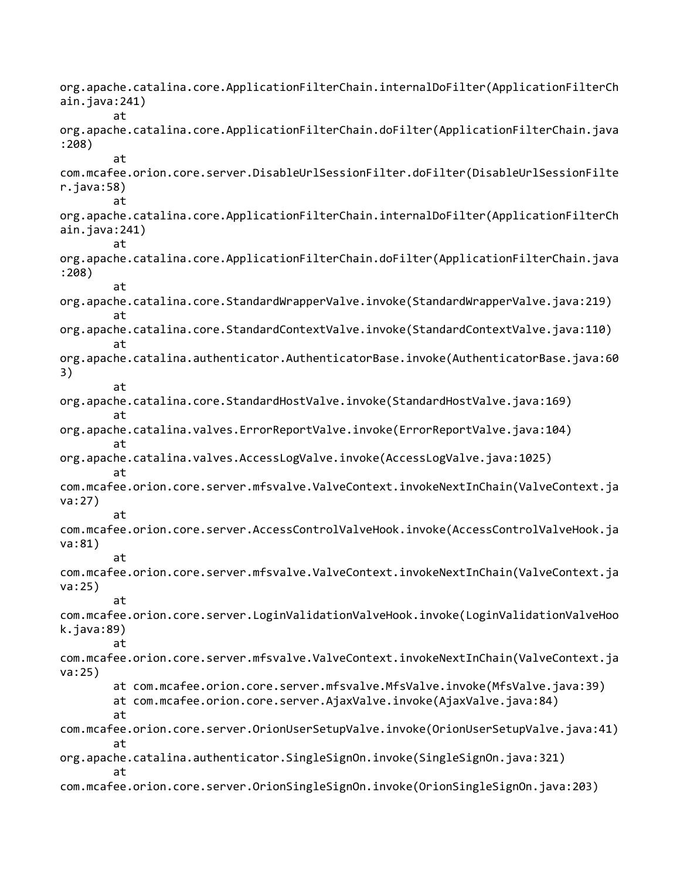```
org.apache.catalina.core.ApplicationFilterChain.internalDoFilter(ApplicationFilterCh
ain.java:241)
        at
org.apache.catalina.core.ApplicationFilterChain.doFilter(ApplicationFilterChain.java
:208)
        at
com.mcafee.orion.core.server.DisableUrlSessionFilter.doFilter(DisableUrlSessionFilte
r.java:58)
        at
org.apache.catalina.core.ApplicationFilterChain.internalDoFilter(ApplicationFilterCh
ain.java:241)
        at
org.apache.catalina.core.ApplicationFilterChain.doFilter(ApplicationFilterChain.java
:208)
        at
org.apache.catalina.core.StandardWrapperValve.invoke(StandardWrapperValve.java:219)
        at
org.apache.catalina.core.StandardContextValve.invoke(StandardContextValve.java:110)
        at
org.apache.catalina.authenticator.AuthenticatorBase.invoke(AuthenticatorBase.java:60
3)
        at
org.apache.catalina.core.StandardHostValve.invoke(StandardHostValve.java:169)
        at
org.apache.catalina.valves.ErrorReportValve.invoke(ErrorReportValve.java:104)
        at
org.apache.catalina.valves.AccessLogValve.invoke(AccessLogValve.java:1025)
        at
com.mcafee.orion.core.server.mfsvalve.ValveContext.invokeNextInChain(ValveContext.ja
va:27)
        at
com.mcafee.orion.core.server.AccessControlValveHook.invoke(AccessControlValveHook.ja
va:81)
        at
com.mcafee.orion.core.server.mfsvalve.ValveContext.invokeNextInChain(ValveContext.ja
va:25)
        at
com.mcafee.orion.core.server.LoginValidationValveHook.invoke(LoginValidationValveHoo
k.java:89)
        at
com.mcafee.orion.core.server.mfsvalve.ValveContext.invokeNextInChain(ValveContext.ja
va:25)
        at com.mcafee.orion.core.server.mfsvalve.MfsValve.invoke(MfsValve.java:39)
        at com.mcafee.orion.core.server.AjaxValve.invoke(AjaxValve.java:84)
        at
com.mcafee.orion.core.server.OrionUserSetupValve.invoke(OrionUserSetupValve.java:41)
        at
org.apache.catalina.authenticator.SingleSignOn.invoke(SingleSignOn.java:321)
        at
com.mcafee.orion.core.server.OrionSingleSignOn.invoke(OrionSingleSignOn.java:203)
```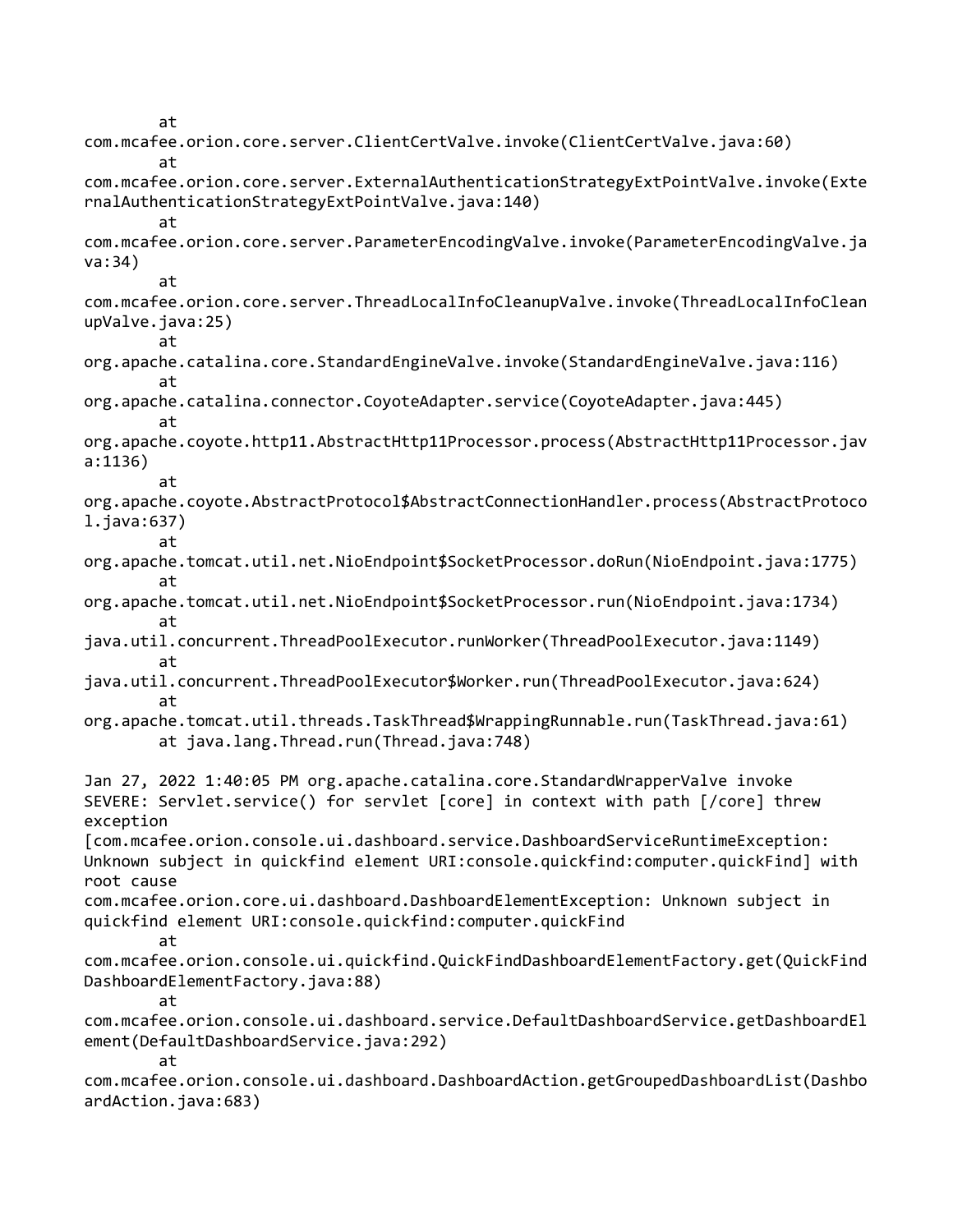```
        at
com.mcafee.orion.core.server.ClientCertValve.invoke(ClientCertValve.java:60)
        at
com.mcafee.orion.core.server.ExternalAuthenticationStrategyExtPointValve.invoke(ExternalAuthenticationStrategyExtPointValve.java:140)
        at
com.mcafee.orion.core.server.ParameterEncodingValve.invoke(ParameterEncodingValve.java:34)
        at
com.mcafee.orion.core.server.ThreadLocalInfoCleanupValve.invoke(ThreadLocalInfoCleanupValve.java:25)
        at
org.apache.catalina.core.StandardEngineValve.invoke(StandardEngineValve.java:116)
        at
org.apache.catalina.connector.CoyoteAdapter.service(CoyoteAdapter.java:445)
        at
org.apache.coyote.http11.AbstractHttp11Processor.process(AbstractHttp11Processor.java:1136)
        at
org.apache.coyote.AbstractProtocol$AbstractConnectionHandler.process(AbstractProtocol.java:637)
        at
org.apache.tomcat.util.net.NioEndpoint$SocketProcessor.doRun(NioEndpoint.java:1775)
        at
org.apache.tomcat.util.net.NioEndpoint$SocketProcessor.run(NioEndpoint.java:1734)
        at
java.util.concurrent.ThreadPoolExecutor.runWorker(ThreadPoolExecutor.java:1149)
        at
java.util.concurrent.ThreadPoolExecutor$Worker.run(ThreadPoolExecutor.java:624)
        at
org.apache.tomcat.util.threads.TaskThread$WrappingRunnable.run(TaskThread.java:61)
        at java.lang.Thread.run(Thread.java:748)

Jan 27, 2022 1:40:05 PM org.apache.catalina.core.StandardWrapperValve invoke
SEVERE: Servlet.service() for servlet [core] in context with path [/core] threw
exception
[com.mcafee.orion.console.ui.dashboard.service.DashboardServiceRuntimeException:
Unknown subject in quickfind element URI:console.quickfind:computer.quickFind] with
root cause
com.mcafee.orion.core.ui.dashboard.DashboardElementException: Unknown subject in
quickfind element URI:console.quickfind:computer.quickFind
        at
com.mcafee.orion.console.ui.quickfind.QuickFindDashboardElementFactory.get(QuickFindDashboardElementFactory.java:88)
        at
com.mcafee.orion.console.ui.dashboard.service.DefaultDashboardService.getDashboardElement(DefaultDashboardService.java:292)
        at
com.mcafee.orion.console.ui.dashboard.DashboardAction.getGroupedDashboardList(DashboardAction.java:683)
```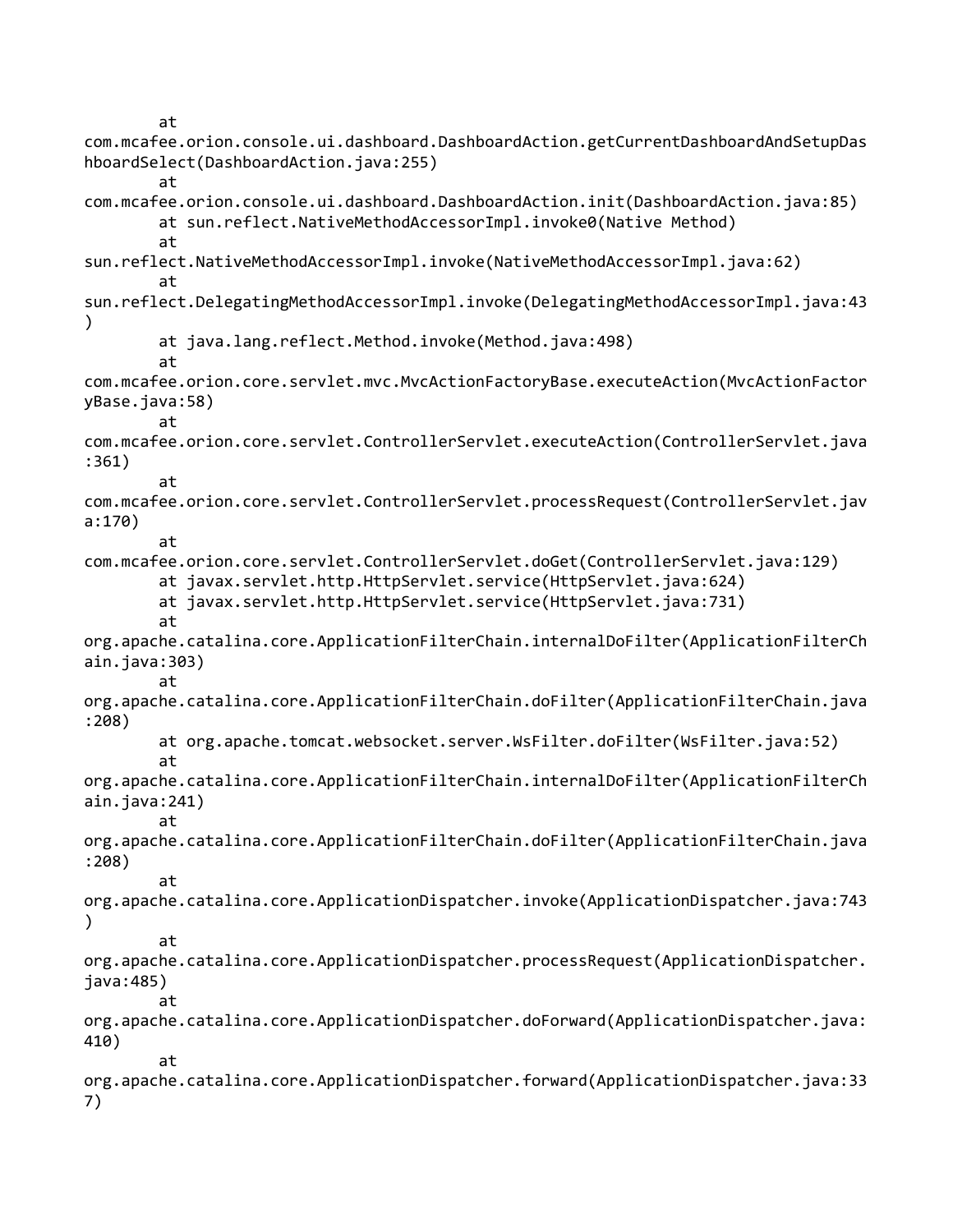```
        at
com.mcafee.orion.console.ui.dashboard.DashboardAction.getCurrentDashboardAndSetupDas
hboardSelect(DashboardAction.java:255)
        at
com.mcafee.orion.console.ui.dashboard.DashboardAction.init(DashboardAction.java:85)
        at sun.reflect.NativeMethodAccessorImpl.invoke0(Native Method)
        at
sun.reflect.NativeMethodAccessorImpl.invoke(NativeMethodAccessorImpl.java:62)
        at
sun.reflect.DelegatingMethodAccessorImpl.invoke(DelegatingMethodAccessorImpl.java:43
)
        at java.lang.reflect.Method.invoke(Method.java:498)
        at
com.mcafee.orion.core.servlet.mvc.MvcActionFactoryBase.executeAction(MvcActionFactor
yBase.java:58)
        at
com.mcafee.orion.core.servlet.ControllerServlet.executeAction(ControllerServlet.java
:361)
        at
com.mcafee.orion.core.servlet.ControllerServlet.processRequest(ControllerServlet.jav
a:170)
        at
com.mcafee.orion.core.servlet.ControllerServlet.doGet(ControllerServlet.java:129)
        at javax.servlet.http.HttpServlet.service(HttpServlet.java:624)
        at javax.servlet.http.HttpServlet.service(HttpServlet.java:731)
        at
org.apache.catalina.core.ApplicationFilterChain.internalDoFilter(ApplicationFilterCh
ain.java:303)
        at
org.apache.catalina.core.ApplicationFilterChain.doFilter(ApplicationFilterChain.java
:208)
        at org.apache.tomcat.websocket.server.WsFilter.doFilter(WsFilter.java:52)
        at
org.apache.catalina.core.ApplicationFilterChain.internalDoFilter(ApplicationFilterCh
ain.java:241)
        at
org.apache.catalina.core.ApplicationFilterChain.doFilter(ApplicationFilterChain.java
:208)
        at
org.apache.catalina.core.ApplicationDispatcher.invoke(ApplicationDispatcher.java:743
)
        at
org.apache.catalina.core.ApplicationDispatcher.processRequest(ApplicationDispatcher.
java:485)
        at
org.apache.catalina.core.ApplicationDispatcher.doForward(ApplicationDispatcher.java:
410)
        at
org.apache.catalina.core.ApplicationDispatcher.forward(ApplicationDispatcher.java:33
7)
```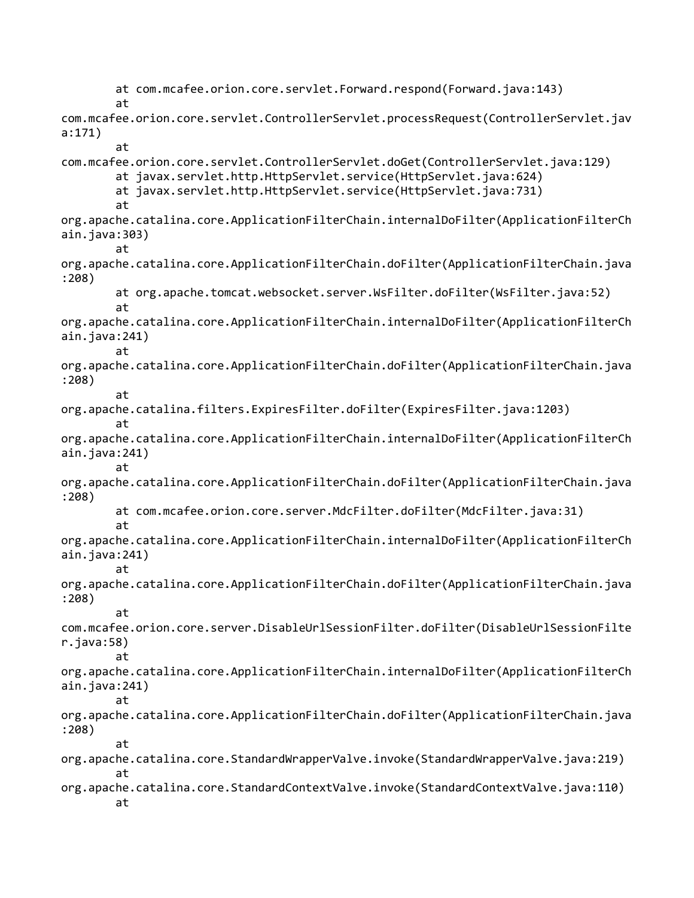```
        at com.mcafee.orion.core.servlet.Forward.respond(Forward.java:143)
        at
com.mcafee.orion.core.servlet.ControllerServlet.processRequest(ControllerServlet.jav
a:171)
        at
com.mcafee.orion.core.servlet.ControllerServlet.doGet(ControllerServlet.java:129)
        at javax.servlet.http.HttpServlet.service(HttpServlet.java:624)
        at javax.servlet.http.HttpServlet.service(HttpServlet.java:731)
        at
org.apache.catalina.core.ApplicationFilterChain.internalDoFilter(ApplicationFilterCh
ain.java:303)
        at
org.apache.catalina.core.ApplicationFilterChain.doFilter(ApplicationFilterChain.java
:208)
        at org.apache.tomcat.websocket.server.WsFilter.doFilter(WsFilter.java:52)
        at
org.apache.catalina.core.ApplicationFilterChain.internalDoFilter(ApplicationFilterCh
ain.java:241)
        at
org.apache.catalina.core.ApplicationFilterChain.doFilter(ApplicationFilterChain.java
:208)
        at
org.apache.catalina.filters.ExpiresFilter.doFilter(ExpiresFilter.java:1203)
        at
org.apache.catalina.core.ApplicationFilterChain.internalDoFilter(ApplicationFilterCh
ain.java:241)
        at
org.apache.catalina.core.ApplicationFilterChain.doFilter(ApplicationFilterChain.java
:208)
        at com.mcafee.orion.core.server.MdcFilter.doFilter(MdcFilter.java:31)
        at
org.apache.catalina.core.ApplicationFilterChain.internalDoFilter(ApplicationFilterCh
ain.java:241)
        at
org.apache.catalina.core.ApplicationFilterChain.doFilter(ApplicationFilterChain.java
:208)
        at
com.mcafee.orion.core.server.DisableUrlSessionFilter.doFilter(DisableUrlSessionFilte
r.java:58)
        at
org.apache.catalina.core.ApplicationFilterChain.internalDoFilter(ApplicationFilterCh
ain.java:241)
        at
org.apache.catalina.core.ApplicationFilterChain.doFilter(ApplicationFilterChain.java
:208)
        at
org.apache.catalina.core.StandardWrapperValve.invoke(StandardWrapperValve.java:219)
        at
org.apache.catalina.core.StandardContextValve.invoke(StandardContextValve.java:110)
        at
```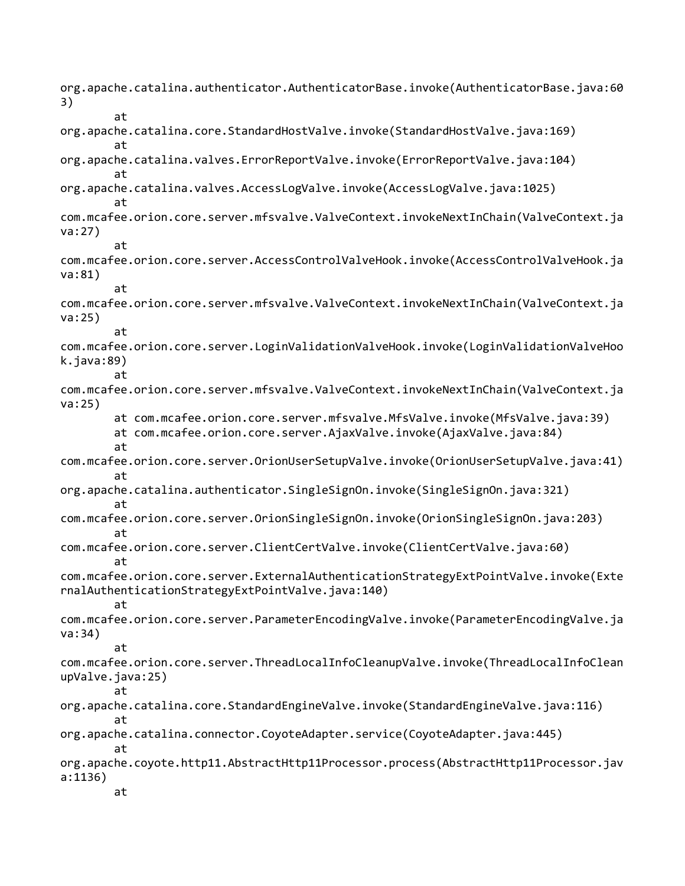```
org.apache.catalina.authenticator.AuthenticatorBase.invoke(AuthenticatorBase.java:60
3)
        at
org.apache.catalina.core.StandardHostValve.invoke(StandardHostValve.java:169)
        at
org.apache.catalina.valves.ErrorReportValve.invoke(ErrorReportValve.java:104)
        at
org.apache.catalina.valves.AccessLogValve.invoke(AccessLogValve.java:1025)
        at
com.mcafee.orion.core.server.mfsvalve.ValveContext.invokeNextInChain(ValveContext.ja
va:27)
        at
com.mcafee.orion.core.server.AccessControlValveHook.invoke(AccessControlValveHook.ja
va:81)
        at
com.mcafee.orion.core.server.mfsvalve.ValveContext.invokeNextInChain(ValveContext.ja
va:25)
        at
com.mcafee.orion.core.server.LoginValidationValveHook.invoke(LoginValidationValveHoo
k.java:89)
        at
com.mcafee.orion.core.server.mfsvalve.ValveContext.invokeNextInChain(ValveContext.ja
va:25)
        at com.mcafee.orion.core.server.mfsvalve.MfsValve.invoke(MfsValve.java:39)
        at com.mcafee.orion.core.server.AjaxValve.invoke(AjaxValve.java:84)
        at
com.mcafee.orion.core.server.OrionUserSetupValve.invoke(OrionUserSetupValve.java:41)
        at
org.apache.catalina.authenticator.SingleSignOn.invoke(SingleSignOn.java:321)
        at
com.mcafee.orion.core.server.OrionSingleSignOn.invoke(OrionSingleSignOn.java:203)
        at
com.mcafee.orion.core.server.ClientCertValve.invoke(ClientCertValve.java:60)
        at
com.mcafee.orion.core.server.ExternalAuthenticationStrategyExtPointValve.invoke(Exte
rnalAuthenticationStrategyExtPointValve.java:140)
        at
com.mcafee.orion.core.server.ParameterEncodingValve.invoke(ParameterEncodingValve.ja
va:34)
        at
com.mcafee.orion.core.server.ThreadLocalInfoCleanupValve.invoke(ThreadLocalInfoClean
upValve.java:25)
        at
org.apache.catalina.core.StandardEngineValve.invoke(StandardEngineValve.java:116)
        at
org.apache.catalina.connector.CoyoteAdapter.service(CoyoteAdapter.java:445)
        at
org.apache.coyote.http11.AbstractHttp11Processor.process(AbstractHttp11Processor.jav
a:1136)
        at
```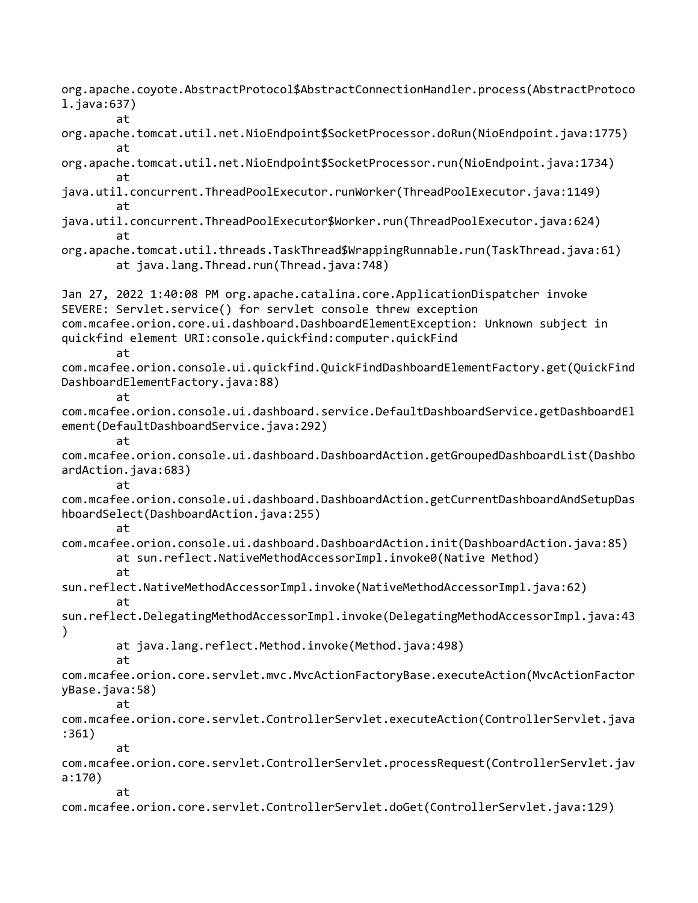```
org.apache.coyote.AbstractProtocol$AbstractConnectionHandler.process(AbstractProtoco
l.java:637)
        at
org.apache.tomcat.util.net.NioEndpoint$SocketProcessor.doRun(NioEndpoint.java:1775)
        at
org.apache.tomcat.util.net.NioEndpoint$SocketProcessor.run(NioEndpoint.java:1734)
        at
java.util.concurrent.ThreadPoolExecutor.runWorker(ThreadPoolExecutor.java:1149)
        at
java.util.concurrent.ThreadPoolExecutor$Worker.run(ThreadPoolExecutor.java:624)
        at
org.apache.tomcat.util.threads.TaskThread$WrappingRunnable.run(TaskThread.java:61)
        at java.lang.Thread.run(Thread.java:748)

Jan 27, 2022 1:40:08 PM org.apache.catalina.core.ApplicationDispatcher invoke
SEVERE: Servlet.service() for servlet console threw exception
com.mcafee.orion.core.ui.dashboard.DashboardElementException: Unknown subject in
quickfind element URI:console.quickfind:computer.quickFind
        at
com.mcafee.orion.console.ui.quickfind.QuickFindDashboardElementFactory.get(QuickFind
DashboardElementFactory.java:88)
        at
com.mcafee.orion.console.ui.dashboard.service.DefaultDashboardService.getDashboardEl
ement(DefaultDashboardService.java:292)
        at
com.mcafee.orion.console.ui.dashboard.DashboardAction.getGroupedDashboardList(Dashbo
ardAction.java:683)
        at
com.mcafee.orion.console.ui.dashboard.DashboardAction.getCurrentDashboardAndSetupDas
hboardSelect(DashboardAction.java:255)
        at
com.mcafee.orion.console.ui.dashboard.DashboardAction.init(DashboardAction.java:85)
        at sun.reflect.NativeMethodAccessorImpl.invoke0(Native Method)
        at
sun.reflect.NativeMethodAccessorImpl.invoke(NativeMethodAccessorImpl.java:62)
        at
sun.reflect.DelegatingMethodAccessorImpl.invoke(DelegatingMethodAccessorImpl.java:43
)
        at java.lang.reflect.Method.invoke(Method.java:498)
        at
com.mcafee.orion.core.servlet.mvc.MvcActionFactoryBase.executeAction(MvcActionFactor
yBase.java:58)
        at
com.mcafee.orion.core.servlet.ControllerServlet.executeAction(ControllerServlet.java
:361)
        at
com.mcafee.orion.core.servlet.ControllerServlet.processRequest(ControllerServlet.jav
a:170)
        at
com.mcafee.orion.core.servlet.ControllerServlet.doGet(ControllerServlet.java:129)
```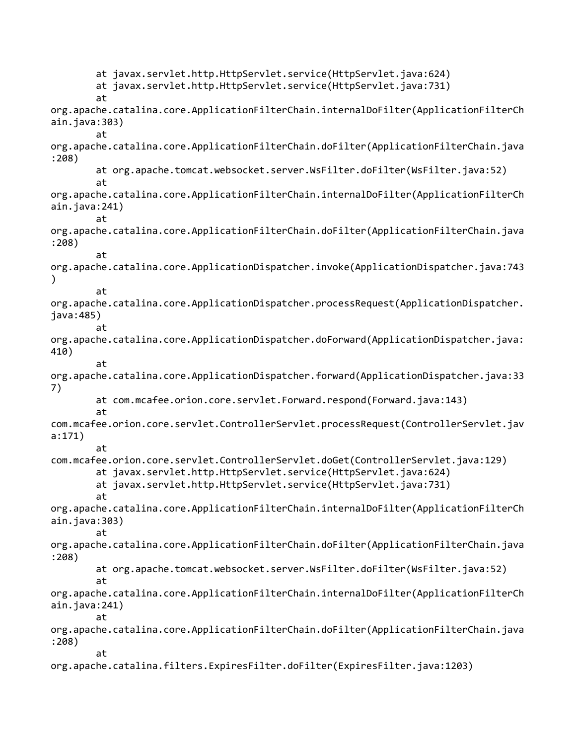```
        at javax.servlet.http.HttpServlet.service(HttpServlet.java:624)
        at javax.servlet.http.HttpServlet.service(HttpServlet.java:731)
        at
org.apache.catalina.core.ApplicationFilterChain.internalDoFilter(ApplicationFilterCh
ain.java:303)
        at
org.apache.catalina.core.ApplicationFilterChain.doFilter(ApplicationFilterChain.java
:208)
        at org.apache.tomcat.websocket.server.WsFilter.doFilter(WsFilter.java:52)
        at
org.apache.catalina.core.ApplicationFilterChain.internalDoFilter(ApplicationFilterCh
ain.java:241)
        at
org.apache.catalina.core.ApplicationFilterChain.doFilter(ApplicationFilterChain.java
:208)
        at
org.apache.catalina.core.ApplicationDispatcher.invoke(ApplicationDispatcher.java:743
)
        at
org.apache.catalina.core.ApplicationDispatcher.processRequest(ApplicationDispatcher.
java:485)
        at
org.apache.catalina.core.ApplicationDispatcher.doForward(ApplicationDispatcher.java:
410)
        at
org.apache.catalina.core.ApplicationDispatcher.forward(ApplicationDispatcher.java:33
7)
        at com.mcafee.orion.core.servlet.Forward.respond(Forward.java:143)
        at
com.mcafee.orion.core.servlet.ControllerServlet.processRequest(ControllerServlet.jav
a:171)
        at
com.mcafee.orion.core.servlet.ControllerServlet.doGet(ControllerServlet.java:129)
        at javax.servlet.http.HttpServlet.service(HttpServlet.java:624)
        at javax.servlet.http.HttpServlet.service(HttpServlet.java:731)
        at
org.apache.catalina.core.ApplicationFilterChain.internalDoFilter(ApplicationFilterCh
ain.java:303)
        at
org.apache.catalina.core.ApplicationFilterChain.doFilter(ApplicationFilterChain.java
:208)
        at org.apache.tomcat.websocket.server.WsFilter.doFilter(WsFilter.java:52)
        at
org.apache.catalina.core.ApplicationFilterChain.internalDoFilter(ApplicationFilterCh
ain.java:241)
        at
org.apache.catalina.core.ApplicationFilterChain.doFilter(ApplicationFilterChain.java
:208)
        at
org.apache.catalina.filters.ExpiresFilter.doFilter(ExpiresFilter.java:1203)
```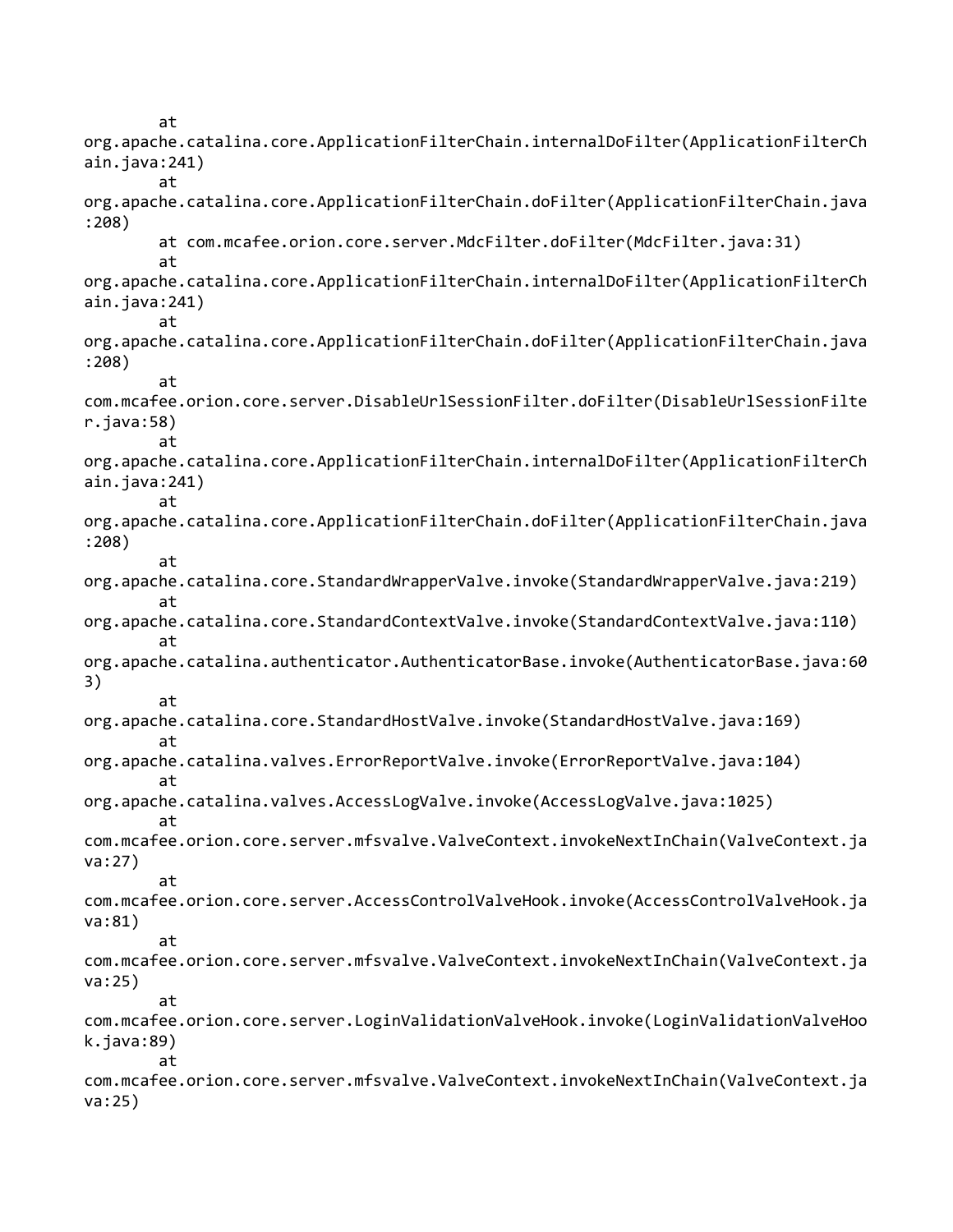```
        at
org.apache.catalina.core.ApplicationFilterChain.internalDoFilter(ApplicationFilterCh
ain.java:241)
        at
org.apache.catalina.core.ApplicationFilterChain.doFilter(ApplicationFilterChain.java
:208)
        at com.mcafee.orion.core.server.MdcFilter.doFilter(MdcFilter.java:31)
        at
org.apache.catalina.core.ApplicationFilterChain.internalDoFilter(ApplicationFilterCh
ain.java:241)
        at
org.apache.catalina.core.ApplicationFilterChain.doFilter(ApplicationFilterChain.java
:208)
        at
com.mcafee.orion.core.server.DisableUrlSessionFilter.doFilter(DisableUrlSessionFilte
r.java:58)
        at
org.apache.catalina.core.ApplicationFilterChain.internalDoFilter(ApplicationFilterCh
ain.java:241)
        at
org.apache.catalina.core.ApplicationFilterChain.doFilter(ApplicationFilterChain.java
:208)
        at
org.apache.catalina.core.StandardWrapperValve.invoke(StandardWrapperValve.java:219)
        at
org.apache.catalina.core.StandardContextValve.invoke(StandardContextValve.java:110)
        at
org.apache.catalina.authenticator.AuthenticatorBase.invoke(AuthenticatorBase.java:60
3)
        at
org.apache.catalina.core.StandardHostValve.invoke(StandardHostValve.java:169)
        at
org.apache.catalina.valves.ErrorReportValve.invoke(ErrorReportValve.java:104)
        at
org.apache.catalina.valves.AccessLogValve.invoke(AccessLogValve.java:1025)
        at
com.mcafee.orion.core.server.mfsvalve.ValveContext.invokeNextInChain(ValveContext.ja
va:27)
        at
com.mcafee.orion.core.server.AccessControlValveHook.invoke(AccessControlValveHook.ja
va:81)
        at
com.mcafee.orion.core.server.mfsvalve.ValveContext.invokeNextInChain(ValveContext.ja
va:25)
        at
com.mcafee.orion.core.server.LoginValidationValveHook.invoke(LoginValidationValveHoo
k.java:89)
        at
com.mcafee.orion.core.server.mfsvalve.ValveContext.invokeNextInChain(ValveContext.ja
va:25)
```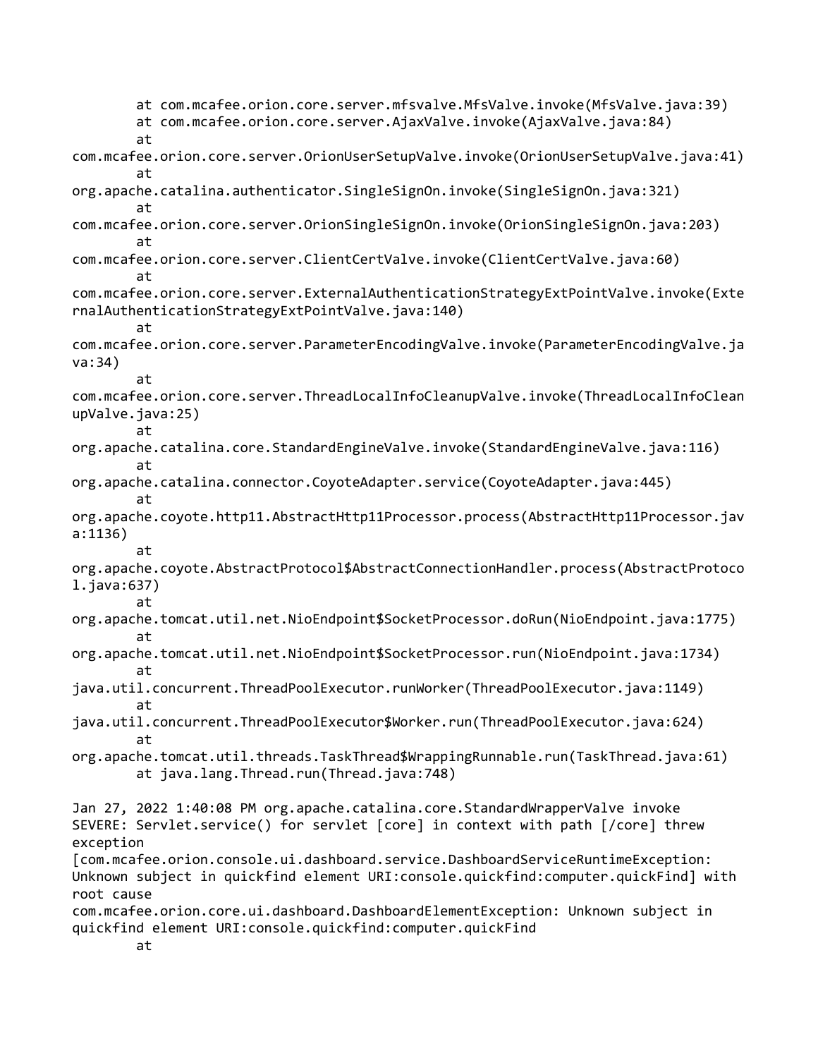```
        at com.mcafee.orion.core.server.mfsvalve.MfsValve.invoke(MfsValve.java:39)
        at com.mcafee.orion.core.server.AjaxValve.invoke(AjaxValve.java:84)
        at
com.mcafee.orion.core.server.OrionUserSetupValve.invoke(OrionUserSetupValve.java:41)
        at
org.apache.catalina.authenticator.SingleSignOn.invoke(SingleSignOn.java:321)
        at
com.mcafee.orion.core.server.OrionSingleSignOn.invoke(OrionSingleSignOn.java:203)
        at
com.mcafee.orion.core.server.ClientCertValve.invoke(ClientCertValve.java:60)
        at
com.mcafee.orion.core.server.ExternalAuthenticationStrategyExtPointValve.invoke(Exte
rnalAuthenticationStrategyExtPointValve.java:140)
        at
com.mcafee.orion.core.server.ParameterEncodingValve.invoke(ParameterEncodingValve.ja
va:34)
        at
com.mcafee.orion.core.server.ThreadLocalInfoCleanupValve.invoke(ThreadLocalInfoClean
upValve.java:25)
        at
org.apache.catalina.core.StandardEngineValve.invoke(StandardEngineValve.java:116)
        at
org.apache.catalina.connector.CoyoteAdapter.service(CoyoteAdapter.java:445)
        at
org.apache.coyote.http11.AbstractHttp11Processor.process(AbstractHttp11Processor.jav
a:1136)
        at
org.apache.coyote.AbstractProtocol$AbstractConnectionHandler.process(AbstractProtoco
l.java:637)
        at
org.apache.tomcat.util.net.NioEndpoint$SocketProcessor.doRun(NioEndpoint.java:1775)
        at
org.apache.tomcat.util.net.NioEndpoint$SocketProcessor.run(NioEndpoint.java:1734)
        at
java.util.concurrent.ThreadPoolExecutor.runWorker(ThreadPoolExecutor.java:1149)
        at
java.util.concurrent.ThreadPoolExecutor$Worker.run(ThreadPoolExecutor.java:624)
        at
org.apache.tomcat.util.threads.TaskThread$WrappingRunnable.run(TaskThread.java:61)
        at java.lang.Thread.run(Thread.java:748)

Jan 27, 2022 1:40:08 PM org.apache.catalina.core.StandardWrapperValve invoke
SEVERE: Servlet.service() for servlet [core] in context with path [/core] threw
exception
[com.mcafee.orion.console.ui.dashboard.service.DashboardServiceRuntimeException:
Unknown subject in quickfind element URI:console.quickfind:computer.quickFind] with
root cause
com.mcafee.orion.core.ui.dashboard.DashboardElementException: Unknown subject in
quickfind element URI:console.quickfind:computer.quickFind
        at
```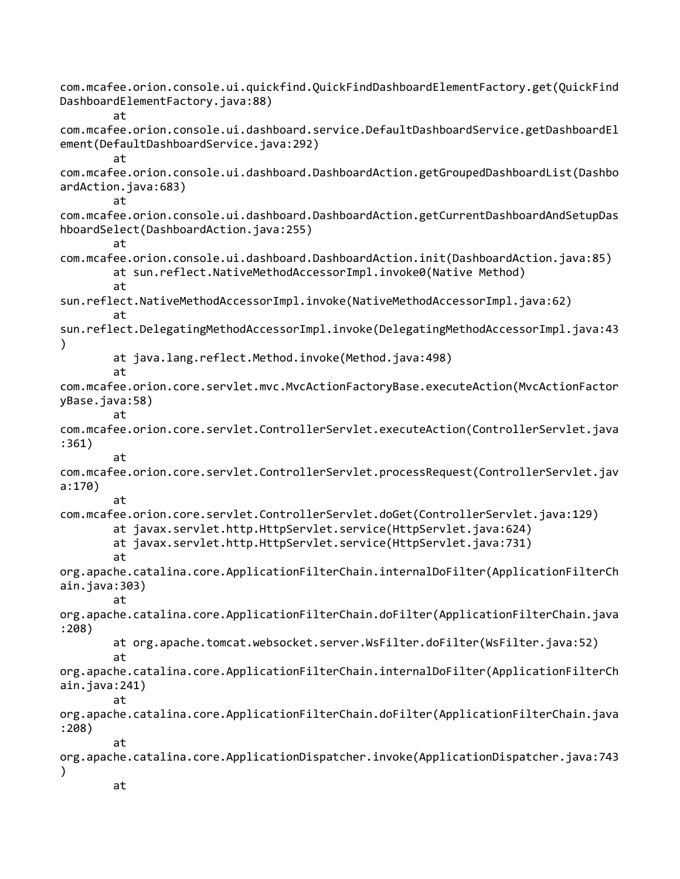```
com.mcafee.orion.console.ui.quickfind.QuickFindDashboardElementFactory.get(QuickFind
DashboardElementFactory.java:88)
        at
com.mcafee.orion.console.ui.dashboard.service.DefaultDashboardService.getDashboardEl
ement(DefaultDashboardService.java:292)
        at
com.mcafee.orion.console.ui.dashboard.DashboardAction.getGroupedDashboardList(Dashbo
ardAction.java:683)
        at
com.mcafee.orion.console.ui.dashboard.DashboardAction.getCurrentDashboardAndSetupDas
hboardSelect(DashboardAction.java:255)
        at
com.mcafee.orion.console.ui.dashboard.DashboardAction.init(DashboardAction.java:85)
        at sun.reflect.NativeMethodAccessorImpl.invoke0(Native Method)
        at
sun.reflect.NativeMethodAccessorImpl.invoke(NativeMethodAccessorImpl.java:62)
        at
sun.reflect.DelegatingMethodAccessorImpl.invoke(DelegatingMethodAccessorImpl.java:43
)
        at java.lang.reflect.Method.invoke(Method.java:498)
        at
com.mcafee.orion.core.servlet.mvc.MvcActionFactoryBase.executeAction(MvcActionFactor
yBase.java:58)
        at
com.mcafee.orion.core.servlet.ControllerServlet.executeAction(ControllerServlet.java
:361)
        at
com.mcafee.orion.core.servlet.ControllerServlet.processRequest(ControllerServlet.jav
a:170)
        at
com.mcafee.orion.core.servlet.ControllerServlet.doGet(ControllerServlet.java:129)
        at javax.servlet.http.HttpServlet.service(HttpServlet.java:624)
        at javax.servlet.http.HttpServlet.service(HttpServlet.java:731)
        at
org.apache.catalina.core.ApplicationFilterChain.internalDoFilter(ApplicationFilterCh
ain.java:303)
        at
org.apache.catalina.core.ApplicationFilterChain.doFilter(ApplicationFilterChain.java
:208)
        at org.apache.tomcat.websocket.server.WsFilter.doFilter(WsFilter.java:52)
        at
org.apache.catalina.core.ApplicationFilterChain.internalDoFilter(ApplicationFilterCh
ain.java:241)
        at
org.apache.catalina.core.ApplicationFilterChain.doFilter(ApplicationFilterChain.java
:208)
        at
org.apache.catalina.core.ApplicationDispatcher.invoke(ApplicationDispatcher.java:743
)
        at
```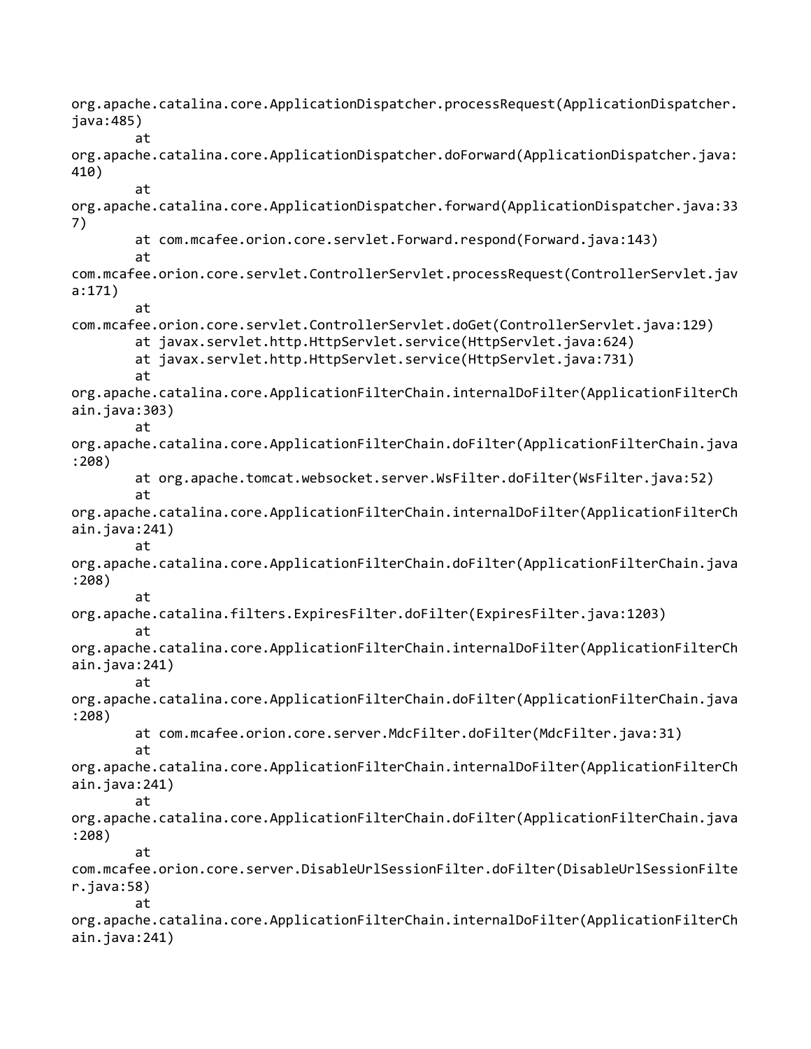```
org.apache.catalina.core.ApplicationDispatcher.processRequest(ApplicationDispatcher.
java:485)
        at
org.apache.catalina.core.ApplicationDispatcher.doForward(ApplicationDispatcher.java:
410)
        at
org.apache.catalina.core.ApplicationDispatcher.forward(ApplicationDispatcher.java:33
7)
        at com.mcafee.orion.core.servlet.Forward.respond(Forward.java:143)
        at
com.mcafee.orion.core.servlet.ControllerServlet.processRequest(ControllerServlet.jav
a:171)
        at
com.mcafee.orion.core.servlet.ControllerServlet.doGet(ControllerServlet.java:129)
        at javax.servlet.http.HttpServlet.service(HttpServlet.java:624)
        at javax.servlet.http.HttpServlet.service(HttpServlet.java:731)
        at
org.apache.catalina.core.ApplicationFilterChain.internalDoFilter(ApplicationFilterCh
ain.java:303)
        at
org.apache.catalina.core.ApplicationFilterChain.doFilter(ApplicationFilterChain.java
:208)
        at org.apache.tomcat.websocket.server.WsFilter.doFilter(WsFilter.java:52)
        at
org.apache.catalina.core.ApplicationFilterChain.internalDoFilter(ApplicationFilterCh
ain.java:241)
        at
org.apache.catalina.core.ApplicationFilterChain.doFilter(ApplicationFilterChain.java
:208)
        at
org.apache.catalina.filters.ExpiresFilter.doFilter(ExpiresFilter.java:1203)
        at
org.apache.catalina.core.ApplicationFilterChain.internalDoFilter(ApplicationFilterCh
ain.java:241)
        at
org.apache.catalina.core.ApplicationFilterChain.doFilter(ApplicationFilterChain.java
:208)
        at com.mcafee.orion.core.server.MdcFilter.doFilter(MdcFilter.java:31)
        at
org.apache.catalina.core.ApplicationFilterChain.internalDoFilter(ApplicationFilterCh
ain.java:241)
        at
org.apache.catalina.core.ApplicationFilterChain.doFilter(ApplicationFilterChain.java
:208)
        at
com.mcafee.orion.core.server.DisableUrlSessionFilter.doFilter(DisableUrlSessionFilte
r.java:58)
        at
org.apache.catalina.core.ApplicationFilterChain.internalDoFilter(ApplicationFilterCh
ain.java:241)
```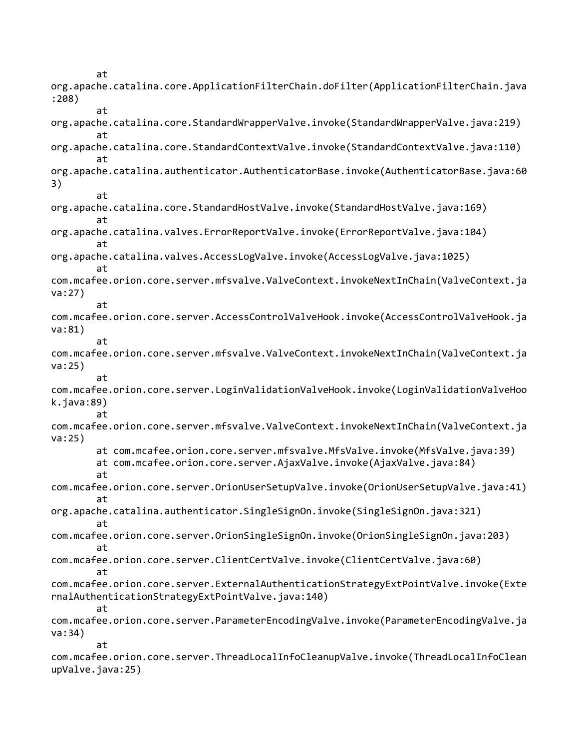```
        at 
org.apache.catalina.core.ApplicationFilterChain.doFilter(ApplicationFilterChain.java
:208)
        at 
org.apache.catalina.core.StandardWrapperValve.invoke(StandardWrapperValve.java:219)
        at 
org.apache.catalina.core.StandardContextValve.invoke(StandardContextValve.java:110)
        at 
org.apache.catalina.authenticator.AuthenticatorBase.invoke(AuthenticatorBase.java:60
3)
        at 
org.apache.catalina.core.StandardHostValve.invoke(StandardHostValve.java:169)
        at 
org.apache.catalina.valves.ErrorReportValve.invoke(ErrorReportValve.java:104)
        at 
org.apache.catalina.valves.AccessLogValve.invoke(AccessLogValve.java:1025)
        at 
com.mcafee.orion.core.server.mfsvalve.ValveContext.invokeNextInChain(ValveContext.ja
va:27)
        at 
com.mcafee.orion.core.server.AccessControlValveHook.invoke(AccessControlValveHook.ja
va:81)
        at 
com.mcafee.orion.core.server.mfsvalve.ValveContext.invokeNextInChain(ValveContext.ja
va:25)
        at 
com.mcafee.orion.core.server.LoginValidationValveHook.invoke(LoginValidationValveHoo
k.java:89)
        at 
com.mcafee.orion.core.server.mfsvalve.ValveContext.invokeNextInChain(ValveContext.ja
va:25)
        at com.mcafee.orion.core.server.mfsvalve.MfsValve.invoke(MfsValve.java:39)
        at com.mcafee.orion.core.server.AjaxValve.invoke(AjaxValve.java:84)
        at 
com.mcafee.orion.core.server.OrionUserSetupValve.invoke(OrionUserSetupValve.java:41)
        at 
org.apache.catalina.authenticator.SingleSignOn.invoke(SingleSignOn.java:321)
        at 
com.mcafee.orion.core.server.OrionSingleSignOn.invoke(OrionSingleSignOn.java:203)
        at 
com.mcafee.orion.core.server.ClientCertValve.invoke(ClientCertValve.java:60)
        at 
com.mcafee.orion.core.server.ExternalAuthenticationStrategyExtPointValve.invoke(Exte
rnalAuthenticationStrategyExtPointValve.java:140)
        at 
com.mcafee.orion.core.server.ParameterEncodingValve.invoke(ParameterEncodingValve.ja
va:34)
        at 
com.mcafee.orion.core.server.ThreadLocalInfoCleanupValve.invoke(ThreadLocalInfoClean
upValve.java:25)
```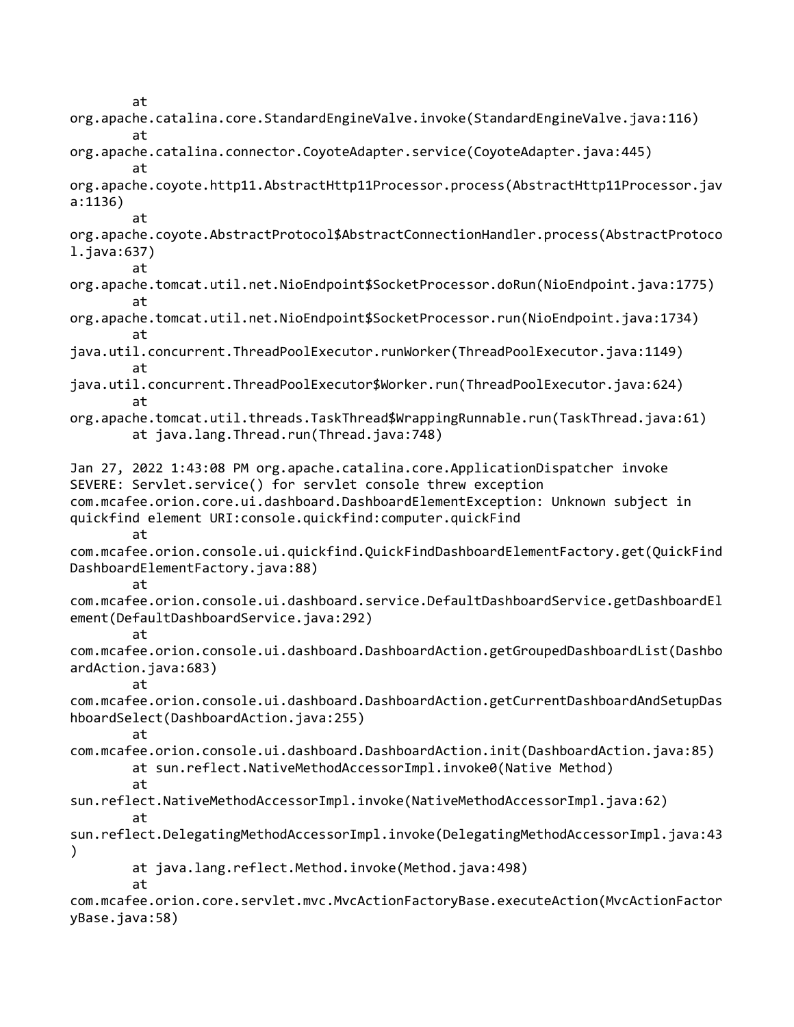```
        at
org.apache.catalina.core.StandardEngineValve.invoke(StandardEngineValve.java:116)
        at
org.apache.catalina.connector.CoyoteAdapter.service(CoyoteAdapter.java:445)
        at
org.apache.coyote.http11.AbstractHttp11Processor.process(AbstractHttp11Processor.jav
a:1136)
        at
org.apache.coyote.AbstractProtocol$AbstractConnectionHandler.process(AbstractProtoco
l.java:637)
        at
org.apache.tomcat.util.net.NioEndpoint$SocketProcessor.doRun(NioEndpoint.java:1775)
        at
org.apache.tomcat.util.net.NioEndpoint$SocketProcessor.run(NioEndpoint.java:1734)
        at
java.util.concurrent.ThreadPoolExecutor.runWorker(ThreadPoolExecutor.java:1149)
        at
java.util.concurrent.ThreadPoolExecutor$Worker.run(ThreadPoolExecutor.java:624)
        at
org.apache.tomcat.util.threads.TaskThread$WrappingRunnable.run(TaskThread.java:61)
        at java.lang.Thread.run(Thread.java:748)

Jan 27, 2022 1:43:08 PM org.apache.catalina.core.ApplicationDispatcher invoke
SEVERE: Servlet.service() for servlet console threw exception
com.mcafee.orion.core.ui.dashboard.DashboardElementException: Unknown subject in
quickfind element URI:console.quickfind:computer.quickFind
        at
com.mcafee.orion.console.ui.quickfind.QuickFindDashboardElementFactory.get(QuickFind
DashboardElementFactory.java:88)
        at
com.mcafee.orion.console.ui.dashboard.service.DefaultDashboardService.getDashboardEl
ement(DefaultDashboardService.java:292)
        at
com.mcafee.orion.console.ui.dashboard.DashboardAction.getGroupedDashboardList(Dashbo
ardAction.java:683)
        at
com.mcafee.orion.console.ui.dashboard.DashboardAction.getCurrentDashboardAndSetupDas
hboardSelect(DashboardAction.java:255)
        at
com.mcafee.orion.console.ui.dashboard.DashboardAction.init(DashboardAction.java:85)
        at sun.reflect.NativeMethodAccessorImpl.invoke0(Native Method)
        at
sun.reflect.NativeMethodAccessorImpl.invoke(NativeMethodAccessorImpl.java:62)
        at
sun.reflect.DelegatingMethodAccessorImpl.invoke(DelegatingMethodAccessorImpl.java:43
)
        at java.lang.reflect.Method.invoke(Method.java:498)
        at
com.mcafee.orion.core.servlet.mvc.MvcActionFactoryBase.executeAction(MvcActionFactor
yBase.java:58)
```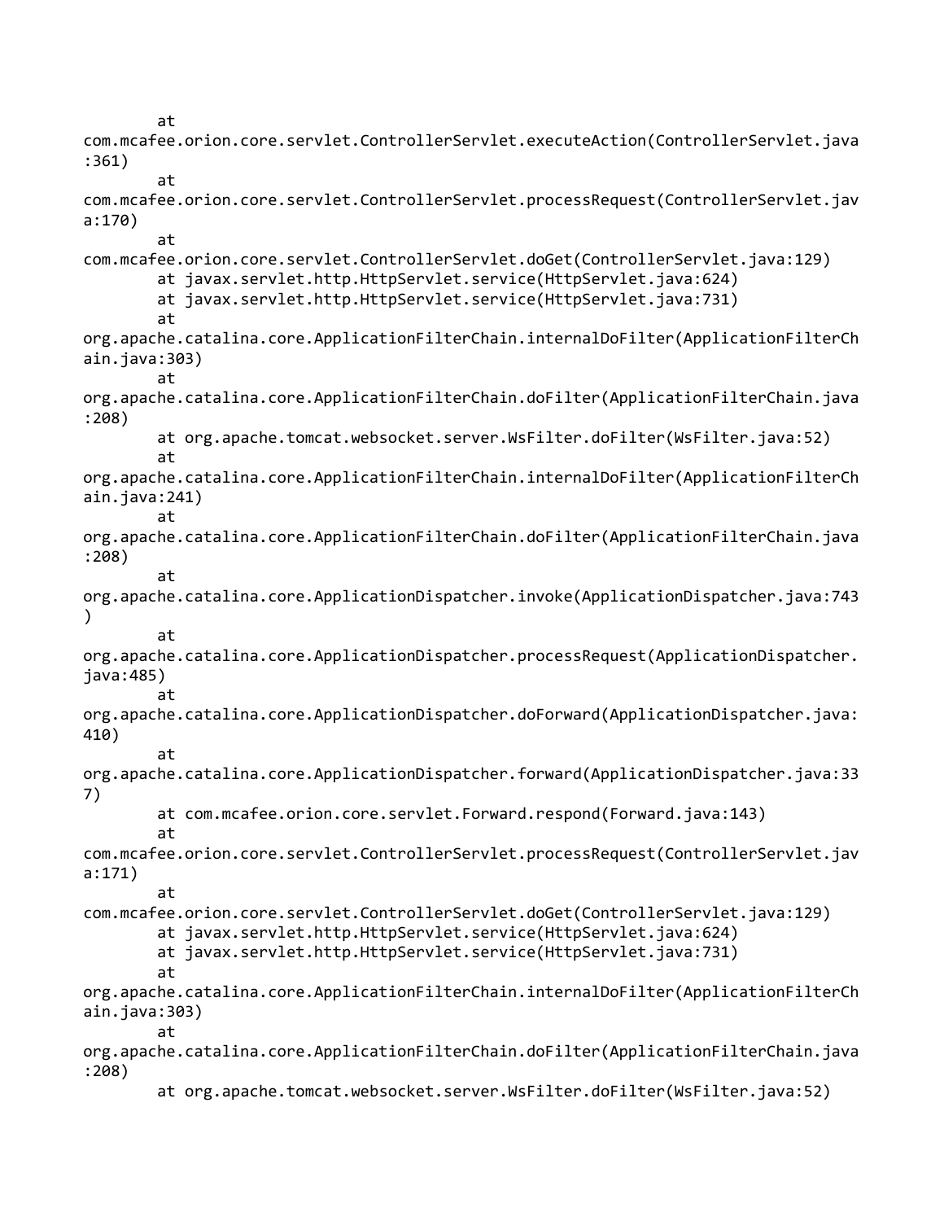```
        at
com.mcafee.orion.core.servlet.ControllerServlet.executeAction(ControllerServlet.java
:361)
        at
com.mcafee.orion.core.servlet.ControllerServlet.processRequest(ControllerServlet.jav
a:170)
        at
com.mcafee.orion.core.servlet.ControllerServlet.doGet(ControllerServlet.java:129)
        at javax.servlet.http.HttpServlet.service(HttpServlet.java:624)
        at javax.servlet.http.HttpServlet.service(HttpServlet.java:731)
        at
org.apache.catalina.core.ApplicationFilterChain.internalDoFilter(ApplicationFilterCh
ain.java:303)
        at
org.apache.catalina.core.ApplicationFilterChain.doFilter(ApplicationFilterChain.java
:208)
        at org.apache.tomcat.websocket.server.WsFilter.doFilter(WsFilter.java:52)
        at
org.apache.catalina.core.ApplicationFilterChain.internalDoFilter(ApplicationFilterCh
ain.java:241)
        at
org.apache.catalina.core.ApplicationFilterChain.doFilter(ApplicationFilterChain.java
:208)
        at
org.apache.catalina.core.ApplicationDispatcher.invoke(ApplicationDispatcher.java:743
)
        at
org.apache.catalina.core.ApplicationDispatcher.processRequest(ApplicationDispatcher.
java:485)
        at
org.apache.catalina.core.ApplicationDispatcher.doForward(ApplicationDispatcher.java:
410)
        at
org.apache.catalina.core.ApplicationDispatcher.forward(ApplicationDispatcher.java:33
7)
        at com.mcafee.orion.core.servlet.Forward.respond(Forward.java:143)
        at
com.mcafee.orion.core.servlet.ControllerServlet.processRequest(ControllerServlet.jav
a:171)
        at
com.mcafee.orion.core.servlet.ControllerServlet.doGet(ControllerServlet.java:129)
        at javax.servlet.http.HttpServlet.service(HttpServlet.java:624)
        at javax.servlet.http.HttpServlet.service(HttpServlet.java:731)
        at
org.apache.catalina.core.ApplicationFilterChain.internalDoFilter(ApplicationFilterCh
ain.java:303)
        at
org.apache.catalina.core.ApplicationFilterChain.doFilter(ApplicationFilterChain.java
:208)
        at org.apache.tomcat.websocket.server.WsFilter.doFilter(WsFilter.java:52)
```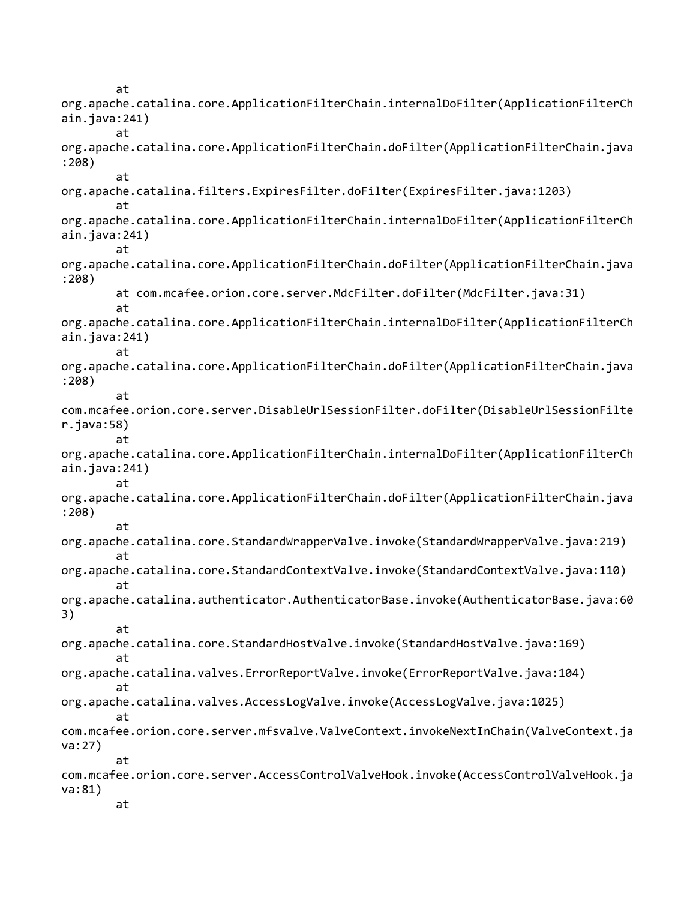```
        at 
org.apache.catalina.core.ApplicationFilterChain.internalDoFilter(ApplicationFilterCh
ain.java:241)
        at 
org.apache.catalina.core.ApplicationFilterChain.doFilter(ApplicationFilterChain.java
:208)
        at 
org.apache.catalina.filters.ExpiresFilter.doFilter(ExpiresFilter.java:1203)
        at 
org.apache.catalina.core.ApplicationFilterChain.internalDoFilter(ApplicationFilterCh
ain.java:241)
        at 
org.apache.catalina.core.ApplicationFilterChain.doFilter(ApplicationFilterChain.java
:208)
        at com.mcafee.orion.core.server.MdcFilter.doFilter(MdcFilter.java:31)
        at 
org.apache.catalina.core.ApplicationFilterChain.internalDoFilter(ApplicationFilterCh
ain.java:241)
        at 
org.apache.catalina.core.ApplicationFilterChain.doFilter(ApplicationFilterChain.java
:208)
        at 
com.mcafee.orion.core.server.DisableUrlSessionFilter.doFilter(DisableUrlSessionFilte
r.java:58)
        at 
org.apache.catalina.core.ApplicationFilterChain.internalDoFilter(ApplicationFilterCh
ain.java:241)
        at 
org.apache.catalina.core.ApplicationFilterChain.doFilter(ApplicationFilterChain.java
:208)
        at 
org.apache.catalina.core.StandardWrapperValve.invoke(StandardWrapperValve.java:219)
        at 
org.apache.catalina.core.StandardContextValve.invoke(StandardContextValve.java:110)
        at 
org.apache.catalina.authenticator.AuthenticatorBase.invoke(AuthenticatorBase.java:60
3)
        at 
org.apache.catalina.core.StandardHostValve.invoke(StandardHostValve.java:169)
        at 
org.apache.catalina.valves.ErrorReportValve.invoke(ErrorReportValve.java:104)
        at 
org.apache.catalina.valves.AccessLogValve.invoke(AccessLogValve.java:1025)
        at 
com.mcafee.orion.core.server.mfsvalve.ValveContext.invokeNextInChain(ValveContext.ja
va:27)
        at 
com.mcafee.orion.core.server.AccessControlValveHook.invoke(AccessControlValveHook.ja
va:81)
        at 
```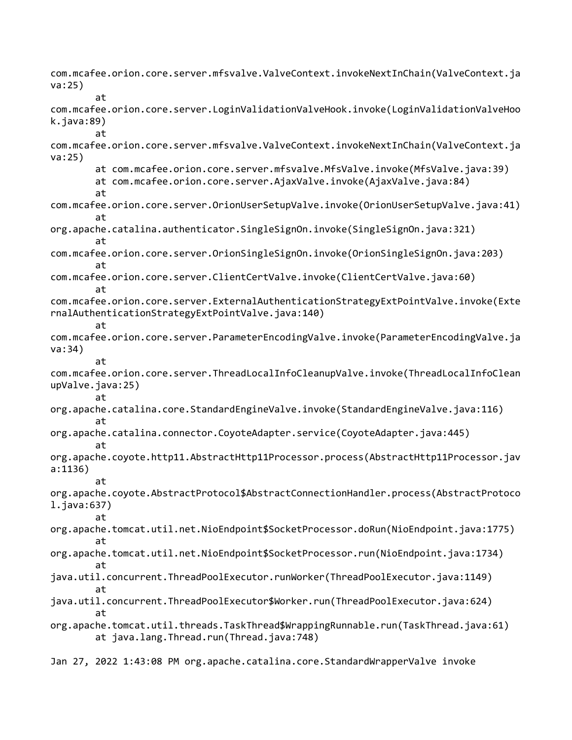```
com.mcafee.orion.core.server.mfsvalve.ValveContext.invokeNextInChain(ValveContext.java:25)
        at
com.mcafee.orion.core.server.LoginValidationValveHook.invoke(LoginValidationValveHook.java:89)
        at
com.mcafee.orion.core.server.mfsvalve.ValveContext.invokeNextInChain(ValveContext.java:25)
        at com.mcafee.orion.core.server.mfsvalve.MfsValve.invoke(MfsValve.java:39)
        at com.mcafee.orion.core.server.AjaxValve.invoke(AjaxValve.java:84)
        at
com.mcafee.orion.core.server.OrionUserSetupValve.invoke(OrionUserSetupValve.java:41)
        at
org.apache.catalina.authenticator.SingleSignOn.invoke(SingleSignOn.java:321)
        at
com.mcafee.orion.core.server.OrionSingleSignOn.invoke(OrionSingleSignOn.java:203)
        at
com.mcafee.orion.core.server.ClientCertValve.invoke(ClientCertValve.java:60)
        at
com.mcafee.orion.core.server.ExternalAuthenticationStrategyExtPointValve.invoke(ExternalAuthenticationStrategyExtPointValve.java:140)
        at
com.mcafee.orion.core.server.ParameterEncodingValve.invoke(ParameterEncodingValve.java:34)
        at
com.mcafee.orion.core.server.ThreadLocalInfoCleanupValve.invoke(ThreadLocalInfoCleanupValve.java:25)
        at
org.apache.catalina.core.StandardEngineValve.invoke(StandardEngineValve.java:116)
        at
org.apache.catalina.connector.CoyoteAdapter.service(CoyoteAdapter.java:445)
        at
org.apache.coyote.http11.AbstractHttp11Processor.process(AbstractHttp11Processor.java:1136)
        at
org.apache.coyote.AbstractProtocol$AbstractConnectionHandler.process(AbstractProtocol.java:637)
        at
org.apache.tomcat.util.net.NioEndpoint$SocketProcessor.doRun(NioEndpoint.java:1775)
        at
org.apache.tomcat.util.net.NioEndpoint$SocketProcessor.run(NioEndpoint.java:1734)
        at
java.util.concurrent.ThreadPoolExecutor.runWorker(ThreadPoolExecutor.java:1149)
        at
java.util.concurrent.ThreadPoolExecutor$Worker.run(ThreadPoolExecutor.java:624)
        at
org.apache.tomcat.util.threads.TaskThread$WrappingRunnable.run(TaskThread.java:61)
        at java.lang.Thread.run(Thread.java:748)

Jan 27, 2022 1:43:08 PM org.apache.catalina.core.StandardWrapperValve invoke
```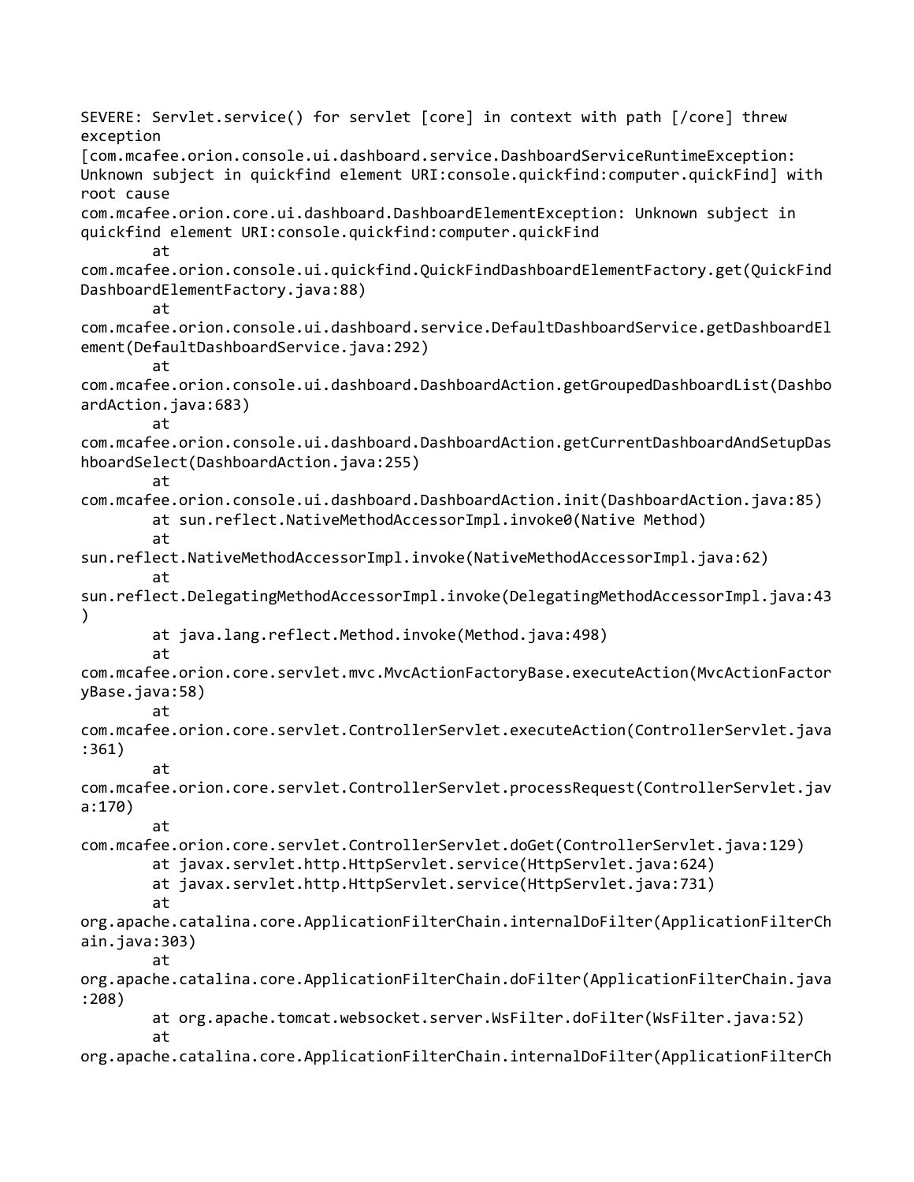```
SEVERE: Servlet.service() for servlet [core] in context with path [/core] threw
exception
[com.mcafee.orion.console.ui.dashboard.service.DashboardServiceRuntimeException:
Unknown subject in quickfind element URI:console.quickfind:computer.quickFind] with
root cause
com.mcafee.orion.core.ui.dashboard.DashboardElementException: Unknown subject in
quickfind element URI:console.quickfind:computer.quickFind
        at
com.mcafee.orion.console.ui.quickfind.QuickFindDashboardElementFactory.get(QuickFind
DashboardElementFactory.java:88)
        at
com.mcafee.orion.console.ui.dashboard.service.DefaultDashboardService.getDashboardEl
ement(DefaultDashboardService.java:292)
        at
com.mcafee.orion.console.ui.dashboard.DashboardAction.getGroupedDashboardList(Dashbo
ardAction.java:683)
        at
com.mcafee.orion.console.ui.dashboard.DashboardAction.getCurrentDashboardAndSetupDas
hboardSelect(DashboardAction.java:255)
        at
com.mcafee.orion.console.ui.dashboard.DashboardAction.init(DashboardAction.java:85)
        at sun.reflect.NativeMethodAccessorImpl.invoke0(Native Method)
        at
sun.reflect.NativeMethodAccessorImpl.invoke(NativeMethodAccessorImpl.java:62)
        at
sun.reflect.DelegatingMethodAccessorImpl.invoke(DelegatingMethodAccessorImpl.java:43
)
        at java.lang.reflect.Method.invoke(Method.java:498)
        at
com.mcafee.orion.core.servlet.mvc.MvcActionFactoryBase.executeAction(MvcActionFactor
yBase.java:58)
        at
com.mcafee.orion.core.servlet.ControllerServlet.executeAction(ControllerServlet.java
:361)
        at
com.mcafee.orion.core.servlet.ControllerServlet.processRequest(ControllerServlet.jav
a:170)
        at
com.mcafee.orion.core.servlet.ControllerServlet.doGet(ControllerServlet.java:129)
        at javax.servlet.http.HttpServlet.service(HttpServlet.java:624)
        at javax.servlet.http.HttpServlet.service(HttpServlet.java:731)
        at
org.apache.catalina.core.ApplicationFilterChain.internalDoFilter(ApplicationFilterCh
ain.java:303)
        at
org.apache.catalina.core.ApplicationFilterChain.doFilter(ApplicationFilterChain.java
:208)
        at org.apache.tomcat.websocket.server.WsFilter.doFilter(WsFilter.java:52)
        at
org.apache.catalina.core.ApplicationFilterChain.internalDoFilter(ApplicationFilterCh
```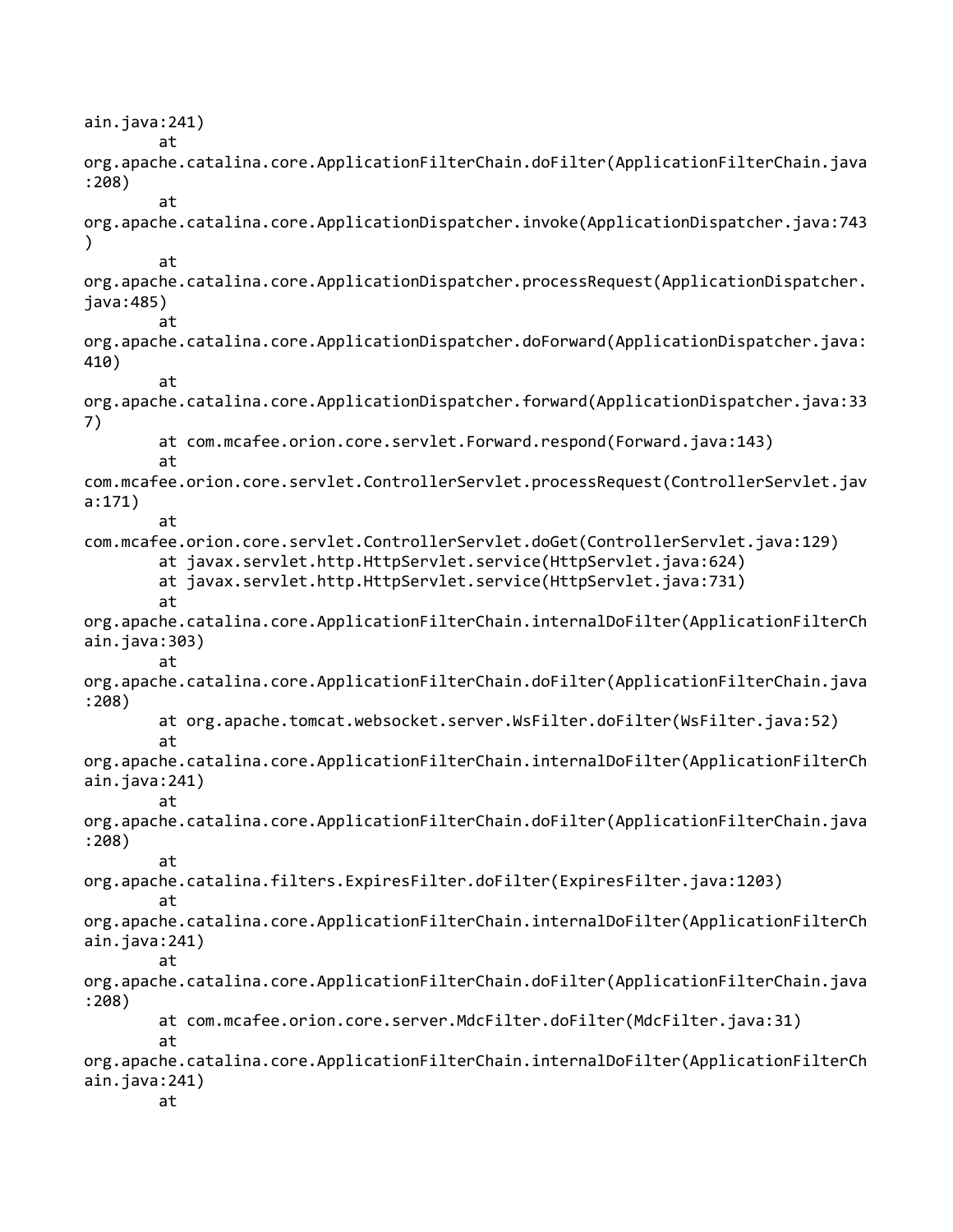```
ain.java:241)
        at
org.apache.catalina.core.ApplicationFilterChain.doFilter(ApplicationFilterChain.java
:208)
        at
org.apache.catalina.core.ApplicationDispatcher.invoke(ApplicationDispatcher.java:743
)
        at
org.apache.catalina.core.ApplicationDispatcher.processRequest(ApplicationDispatcher.
java:485)
        at
org.apache.catalina.core.ApplicationDispatcher.doForward(ApplicationDispatcher.java:
410)
        at
org.apache.catalina.core.ApplicationDispatcher.forward(ApplicationDispatcher.java:33
7)
        at com.mcafee.orion.core.servlet.Forward.respond(Forward.java:143)
        at
com.mcafee.orion.core.servlet.ControllerServlet.processRequest(ControllerServlet.jav
a:171)
        at
com.mcafee.orion.core.servlet.ControllerServlet.doGet(ControllerServlet.java:129)
        at javax.servlet.http.HttpServlet.service(HttpServlet.java:624)
        at javax.servlet.http.HttpServlet.service(HttpServlet.java:731)
        at
org.apache.catalina.core.ApplicationFilterChain.internalDoFilter(ApplicationFilterCh
ain.java:303)
        at
org.apache.catalina.core.ApplicationFilterChain.doFilter(ApplicationFilterChain.java
:208)
        at org.apache.tomcat.websocket.server.WsFilter.doFilter(WsFilter.java:52)
        at
org.apache.catalina.core.ApplicationFilterChain.internalDoFilter(ApplicationFilterCh
ain.java:241)
        at
org.apache.catalina.core.ApplicationFilterChain.doFilter(ApplicationFilterChain.java
:208)
        at
org.apache.catalina.filters.ExpiresFilter.doFilter(ExpiresFilter.java:1203)
        at
org.apache.catalina.core.ApplicationFilterChain.internalDoFilter(ApplicationFilterCh
ain.java:241)
        at
org.apache.catalina.core.ApplicationFilterChain.doFilter(ApplicationFilterChain.java
:208)
        at com.mcafee.orion.core.server.MdcFilter.doFilter(MdcFilter.java:31)
        at
org.apache.catalina.core.ApplicationFilterChain.internalDoFilter(ApplicationFilterCh
ain.java:241)
        at
```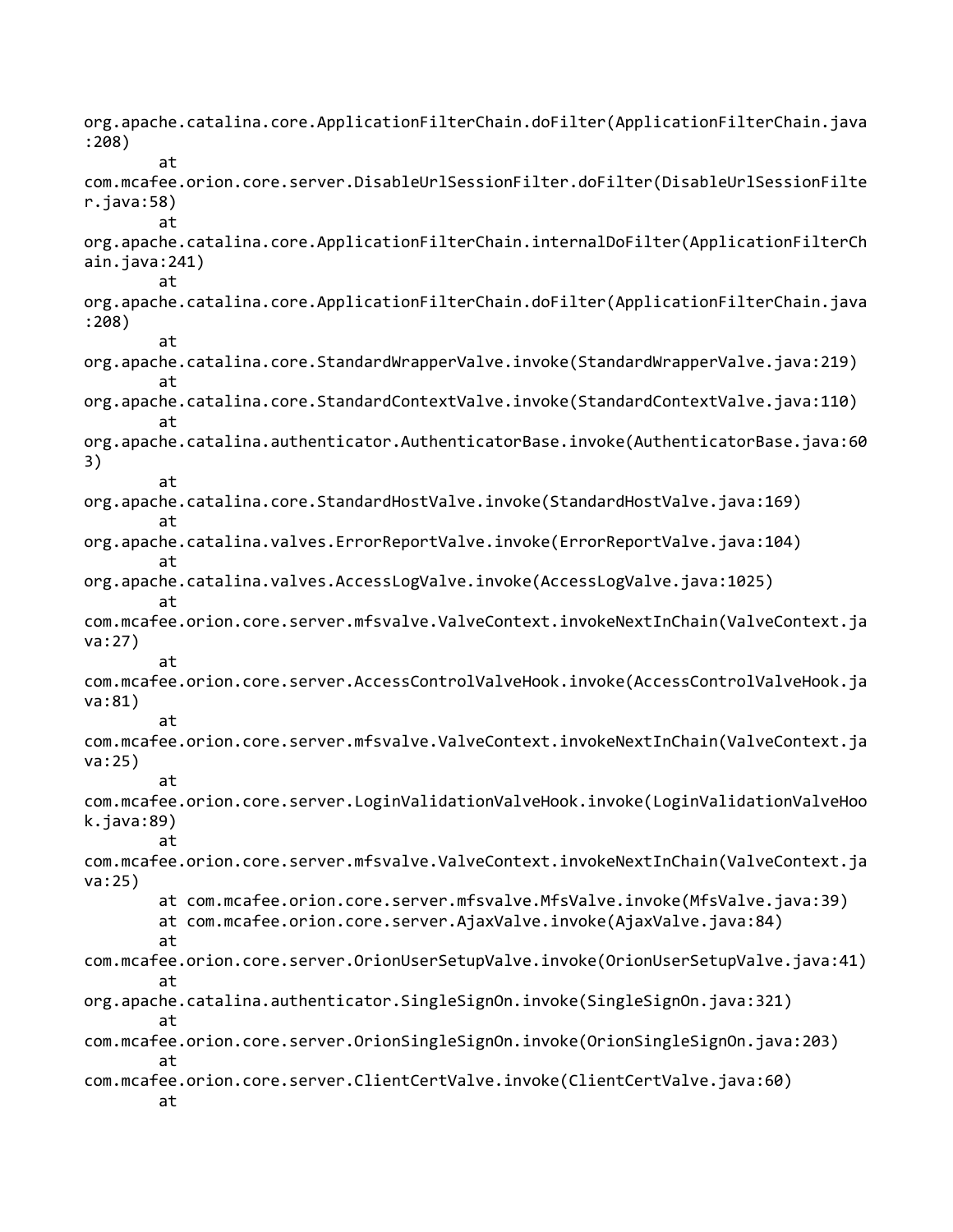```
org.apache.catalina.core.ApplicationFilterChain.doFilter(ApplicationFilterChain.java
:208)
        at
com.mcafee.orion.core.server.DisableUrlSessionFilter.doFilter(DisableUrlSessionFilte
r.java:58)
        at
org.apache.catalina.core.ApplicationFilterChain.internalDoFilter(ApplicationFilterCh
ain.java:241)
        at
org.apache.catalina.core.ApplicationFilterChain.doFilter(ApplicationFilterChain.java
:208)
        at
org.apache.catalina.core.StandardWrapperValve.invoke(StandardWrapperValve.java:219)
        at
org.apache.catalina.core.StandardContextValve.invoke(StandardContextValve.java:110)
        at
org.apache.catalina.authenticator.AuthenticatorBase.invoke(AuthenticatorBase.java:60
3)
        at
org.apache.catalina.core.StandardHostValve.invoke(StandardHostValve.java:169)
        at
org.apache.catalina.valves.ErrorReportValve.invoke(ErrorReportValve.java:104)
        at
org.apache.catalina.valves.AccessLogValve.invoke(AccessLogValve.java:1025)
        at
com.mcafee.orion.core.server.mfsvalve.ValveContext.invokeNextInChain(ValveContext.ja
va:27)
        at
com.mcafee.orion.core.server.AccessControlValveHook.invoke(AccessControlValveHook.ja
va:81)
        at
com.mcafee.orion.core.server.mfsvalve.ValveContext.invokeNextInChain(ValveContext.ja
va:25)
        at
com.mcafee.orion.core.server.LoginValidationValveHook.invoke(LoginValidationValveHoo
k.java:89)
        at
com.mcafee.orion.core.server.mfsvalve.ValveContext.invokeNextInChain(ValveContext.ja
va:25)
        at com.mcafee.orion.core.server.mfsvalve.MfsValve.invoke(MfsValve.java:39)
        at com.mcafee.orion.core.server.AjaxValve.invoke(AjaxValve.java:84)
        at
com.mcafee.orion.core.server.OrionUserSetupValve.invoke(OrionUserSetupValve.java:41)
        at
org.apache.catalina.authenticator.SingleSignOn.invoke(SingleSignOn.java:321)
        at
com.mcafee.orion.core.server.OrionSingleSignOn.invoke(OrionSingleSignOn.java:203)
        at
com.mcafee.orion.core.server.ClientCertValve.invoke(ClientCertValve.java:60)
        at
```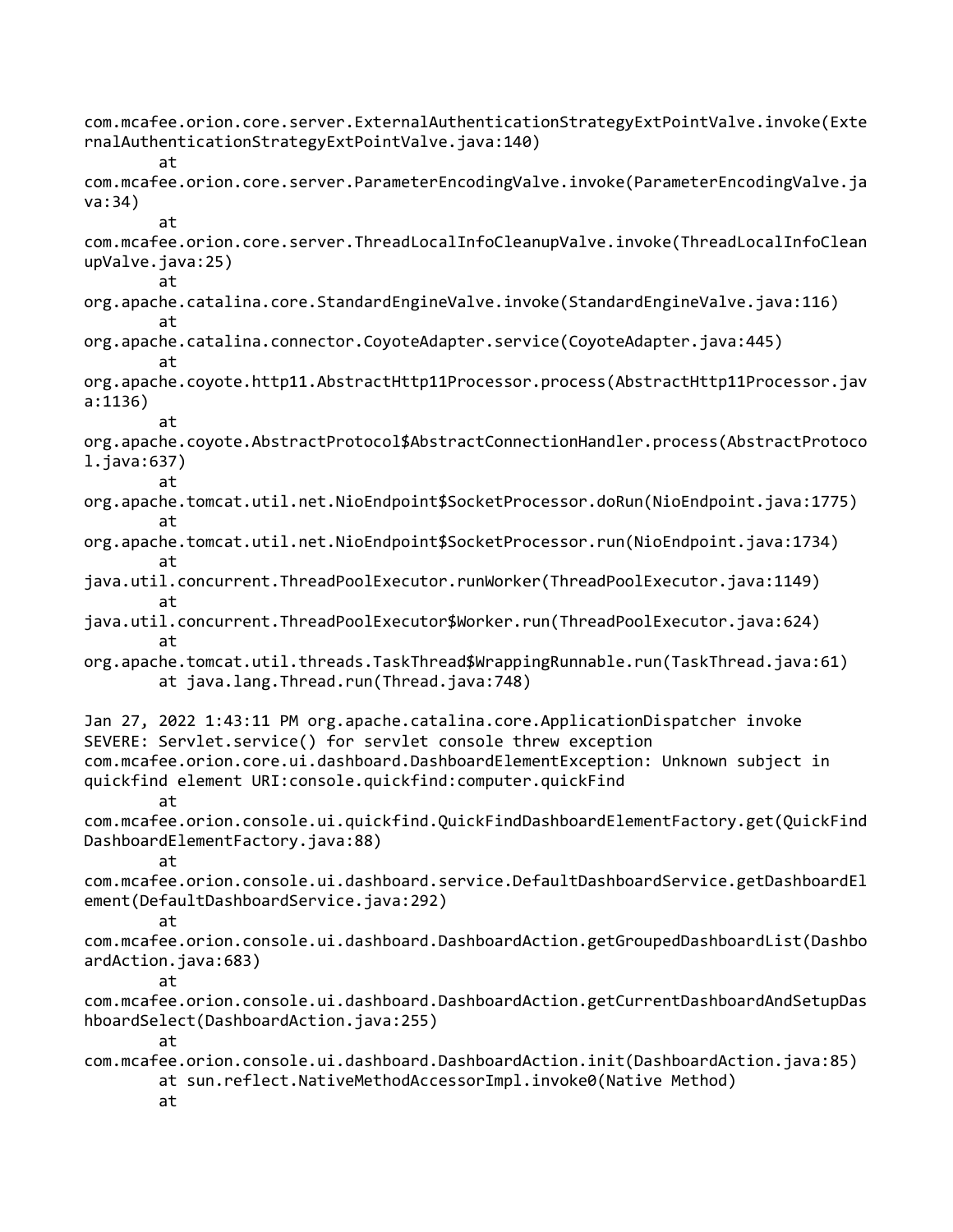```
com.mcafee.orion.core.server.ExternalAuthenticationStrategyExtPointValve.invoke(Exte
rnalAuthenticationStrategyExtPointValve.java:140)
        at
com.mcafee.orion.core.server.ParameterEncodingValve.invoke(ParameterEncodingValve.ja
va:34)
        at
com.mcafee.orion.core.server.ThreadLocalInfoCleanupValve.invoke(ThreadLocalInfoClean
upValve.java:25)
        at
org.apache.catalina.core.StandardEngineValve.invoke(StandardEngineValve.java:116)
        at
org.apache.catalina.connector.CoyoteAdapter.service(CoyoteAdapter.java:445)
        at
org.apache.coyote.http11.AbstractHttp11Processor.process(AbstractHttp11Processor.jav
a:1136)
        at
org.apache.coyote.AbstractProtocol$AbstractConnectionHandler.process(AbstractProtoco
l.java:637)
        at
org.apache.tomcat.util.net.NioEndpoint$SocketProcessor.doRun(NioEndpoint.java:1775)
        at
org.apache.tomcat.util.net.NioEndpoint$SocketProcessor.run(NioEndpoint.java:1734)
        at
java.util.concurrent.ThreadPoolExecutor.runWorker(ThreadPoolExecutor.java:1149)
        at
java.util.concurrent.ThreadPoolExecutor$Worker.run(ThreadPoolExecutor.java:624)
        at
org.apache.tomcat.util.threads.TaskThread$WrappingRunnable.run(TaskThread.java:61)
        at java.lang.Thread.run(Thread.java:748)

Jan 27, 2022 1:43:11 PM org.apache.catalina.core.ApplicationDispatcher invoke
SEVERE: Servlet.service() for servlet console threw exception
com.mcafee.orion.core.ui.dashboard.DashboardElementException: Unknown subject in
quickfind element URI:console.quickfind:computer.quickFind
        at
com.mcafee.orion.console.ui.quickfind.QuickFindDashboardElementFactory.get(QuickFind
DashboardElementFactory.java:88)
        at
com.mcafee.orion.console.ui.dashboard.service.DefaultDashboardService.getDashboardEl
ement(DefaultDashboardService.java:292)
        at
com.mcafee.orion.console.ui.dashboard.DashboardAction.getGroupedDashboardList(Dashbo
ardAction.java:683)
        at
com.mcafee.orion.console.ui.dashboard.DashboardAction.getCurrentDashboardAndSetupDas
hboardSelect(DashboardAction.java:255)
        at
com.mcafee.orion.console.ui.dashboard.DashboardAction.init(DashboardAction.java:85)
        at sun.reflect.NativeMethodAccessorImpl.invoke0(Native Method)
        at
```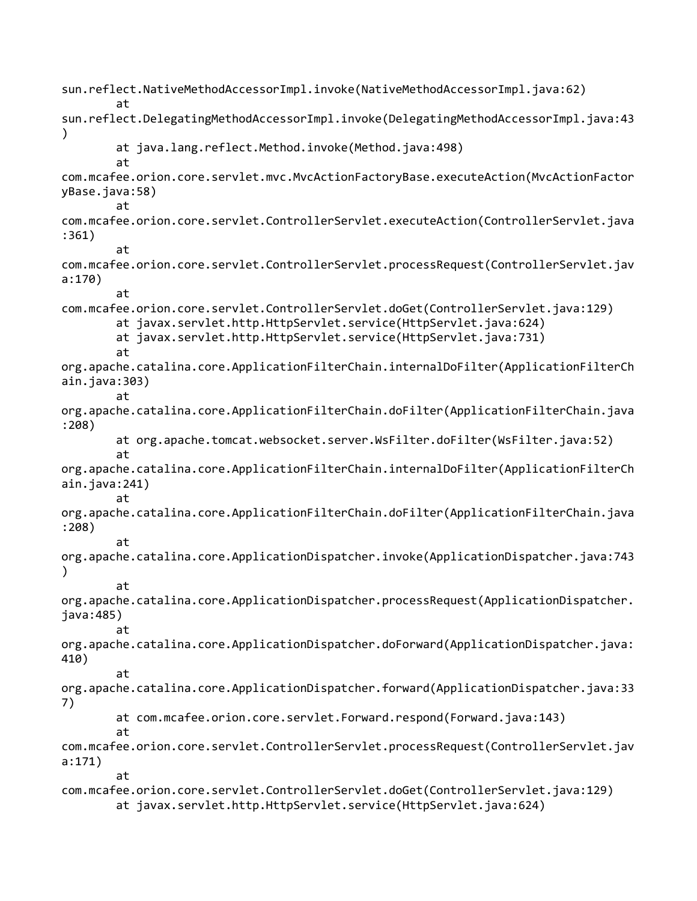```
sun.reflect.NativeMethodAccessorImpl.invoke(NativeMethodAccessorImpl.java:62)
        at 
sun.reflect.DelegatingMethodAccessorImpl.invoke(DelegatingMethodAccessorImpl.java:43
)
        at java.lang.reflect.Method.invoke(Method.java:498)
        at 
com.mcafee.orion.core.servlet.mvc.MvcActionFactoryBase.executeAction(MvcActionFactor
yBase.java:58)
        at 
com.mcafee.orion.core.servlet.ControllerServlet.executeAction(ControllerServlet.java
:361)
        at 
com.mcafee.orion.core.servlet.ControllerServlet.processRequest(ControllerServlet.jav
a:170)
        at 
com.mcafee.orion.core.servlet.ControllerServlet.doGet(ControllerServlet.java:129)
        at javax.servlet.http.HttpServlet.service(HttpServlet.java:624)
        at javax.servlet.http.HttpServlet.service(HttpServlet.java:731)
        at 
org.apache.catalina.core.ApplicationFilterChain.internalDoFilter(ApplicationFilterCh
ain.java:303)
        at 
org.apache.catalina.core.ApplicationFilterChain.doFilter(ApplicationFilterChain.java
:208)
        at org.apache.tomcat.websocket.server.WsFilter.doFilter(WsFilter.java:52)
        at 
org.apache.catalina.core.ApplicationFilterChain.internalDoFilter(ApplicationFilterCh
ain.java:241)
        at 
org.apache.catalina.core.ApplicationFilterChain.doFilter(ApplicationFilterChain.java
:208)
        at 
org.apache.catalina.core.ApplicationDispatcher.invoke(ApplicationDispatcher.java:743
)
        at 
org.apache.catalina.core.ApplicationDispatcher.processRequest(ApplicationDispatcher.
java:485)
        at 
org.apache.catalina.core.ApplicationDispatcher.doForward(ApplicationDispatcher.java:
410)
        at 
org.apache.catalina.core.ApplicationDispatcher.forward(ApplicationDispatcher.java:33
7)
        at com.mcafee.orion.core.servlet.Forward.respond(Forward.java:143)
        at 
com.mcafee.orion.core.servlet.ControllerServlet.processRequest(ControllerServlet.jav
a:171)
        at 
com.mcafee.orion.core.servlet.ControllerServlet.doGet(ControllerServlet.java:129)
        at javax.servlet.http.HttpServlet.service(HttpServlet.java:624)
```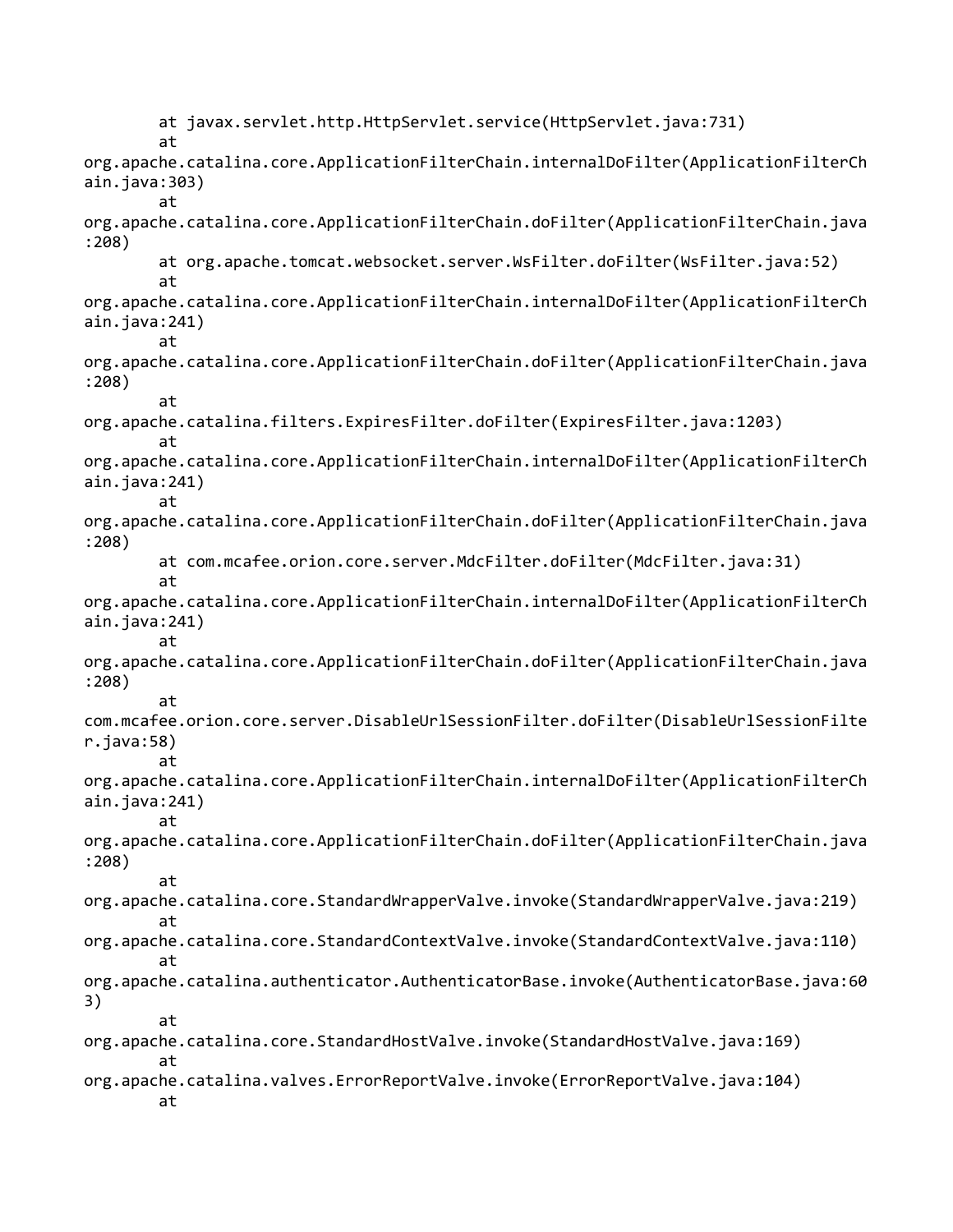```
        at javax.servlet.http.HttpServlet.service(HttpServlet.java:731)
        at
org.apache.catalina.core.ApplicationFilterChain.internalDoFilter(ApplicationFilterCh
ain.java:303)
        at
org.apache.catalina.core.ApplicationFilterChain.doFilter(ApplicationFilterChain.java
:208)
        at org.apache.tomcat.websocket.server.WsFilter.doFilter(WsFilter.java:52)
        at
org.apache.catalina.core.ApplicationFilterChain.internalDoFilter(ApplicationFilterCh
ain.java:241)
        at
org.apache.catalina.core.ApplicationFilterChain.doFilter(ApplicationFilterChain.java
:208)
        at
org.apache.catalina.filters.ExpiresFilter.doFilter(ExpiresFilter.java:1203)
        at
org.apache.catalina.core.ApplicationFilterChain.internalDoFilter(ApplicationFilterCh
ain.java:241)
        at
org.apache.catalina.core.ApplicationFilterChain.doFilter(ApplicationFilterChain.java
:208)
        at com.mcafee.orion.core.server.MdcFilter.doFilter(MdcFilter.java:31)
        at
org.apache.catalina.core.ApplicationFilterChain.internalDoFilter(ApplicationFilterCh
ain.java:241)
        at
org.apache.catalina.core.ApplicationFilterChain.doFilter(ApplicationFilterChain.java
:208)
        at
com.mcafee.orion.core.server.DisableUrlSessionFilter.doFilter(DisableUrlSessionFilte
r.java:58)
        at
org.apache.catalina.core.ApplicationFilterChain.internalDoFilter(ApplicationFilterCh
ain.java:241)
        at
org.apache.catalina.core.ApplicationFilterChain.doFilter(ApplicationFilterChain.java
:208)
        at
org.apache.catalina.core.StandardWrapperValve.invoke(StandardWrapperValve.java:219)
        at
org.apache.catalina.core.StandardContextValve.invoke(StandardContextValve.java:110)
        at
org.apache.catalina.authenticator.AuthenticatorBase.invoke(AuthenticatorBase.java:60
3)
        at
org.apache.catalina.core.StandardHostValve.invoke(StandardHostValve.java:169)
        at
org.apache.catalina.valves.ErrorReportValve.invoke(ErrorReportValve.java:104)
        at
```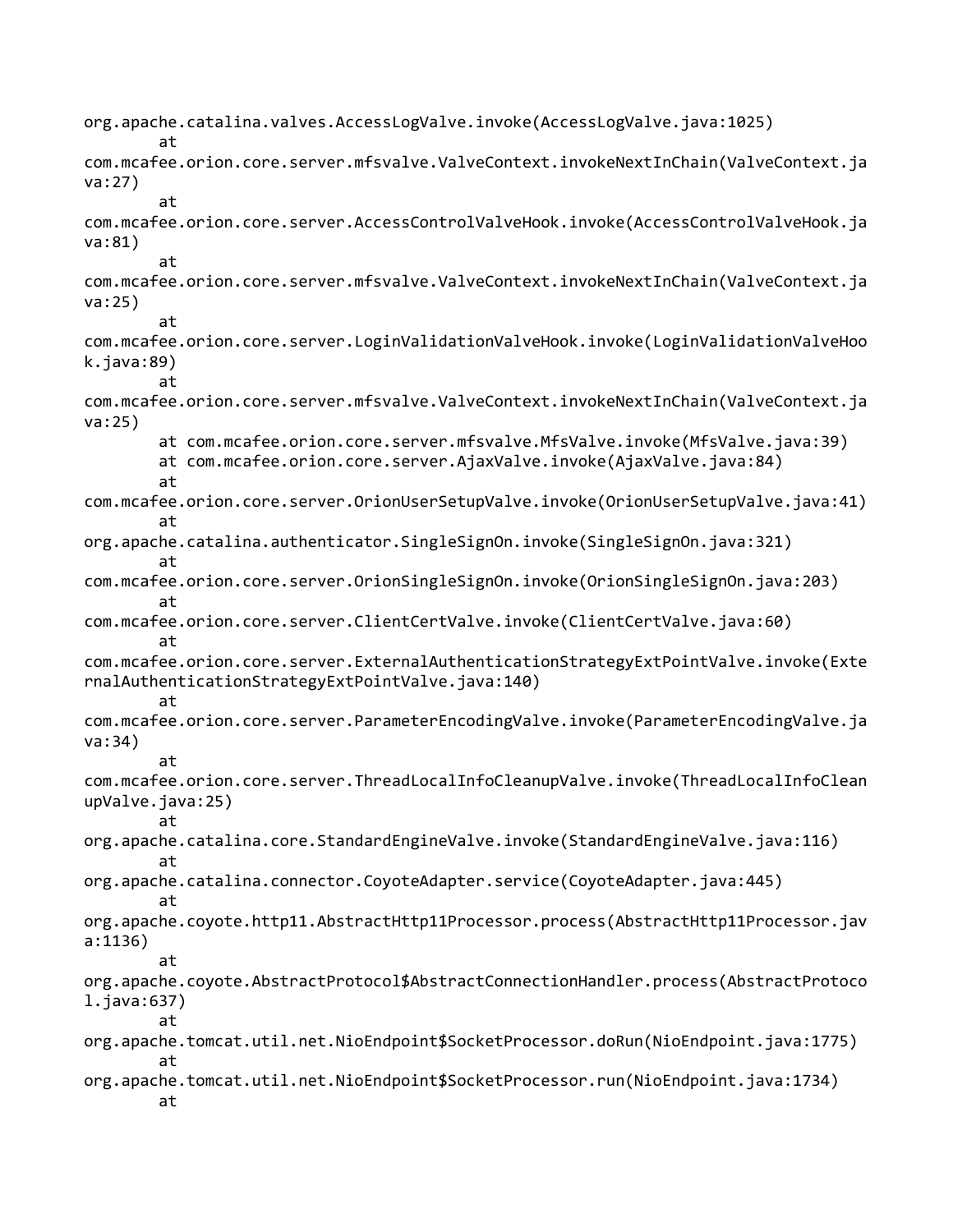```
org.apache.catalina.valves.AccessLogValve.invoke(AccessLogValve.java:1025)
        at
com.mcafee.orion.core.server.mfsvalve.ValveContext.invokeNextInChain(ValveContext.ja
va:27)
        at
com.mcafee.orion.core.server.AccessControlValveHook.invoke(AccessControlValveHook.ja
va:81)
        at
com.mcafee.orion.core.server.mfsvalve.ValveContext.invokeNextInChain(ValveContext.ja
va:25)
        at
com.mcafee.orion.core.server.LoginValidationValveHook.invoke(LoginValidationValveHoo
k.java:89)
        at
com.mcafee.orion.core.server.mfsvalve.ValveContext.invokeNextInChain(ValveContext.ja
va:25)
        at com.mcafee.orion.core.server.mfsvalve.MfsValve.invoke(MfsValve.java:39)
        at com.mcafee.orion.core.server.AjaxValve.invoke(AjaxValve.java:84)
        at
com.mcafee.orion.core.server.OrionUserSetupValve.invoke(OrionUserSetupValve.java:41)
        at
org.apache.catalina.authenticator.SingleSignOn.invoke(SingleSignOn.java:321)
        at
com.mcafee.orion.core.server.OrionSingleSignOn.invoke(OrionSingleSignOn.java:203)
        at
com.mcafee.orion.core.server.ClientCertValve.invoke(ClientCertValve.java:60)
        at
com.mcafee.orion.core.server.ExternalAuthenticationStrategyExtPointValve.invoke(Exte
rnalAuthenticationStrategyExtPointValve.java:140)
        at
com.mcafee.orion.core.server.ParameterEncodingValve.invoke(ParameterEncodingValve.ja
va:34)
        at
com.mcafee.orion.core.server.ThreadLocalInfoCleanupValve.invoke(ThreadLocalInfoClean
upValve.java:25)
        at
org.apache.catalina.core.StandardEngineValve.invoke(StandardEngineValve.java:116)
        at
org.apache.catalina.connector.CoyoteAdapter.service(CoyoteAdapter.java:445)
        at
org.apache.coyote.http11.AbstractHttp11Processor.process(AbstractHttp11Processor.jav
a:1136)
        at
org.apache.coyote.AbstractProtocol$AbstractConnectionHandler.process(AbstractProtoco
l.java:637)
        at
org.apache.tomcat.util.net.NioEndpoint$SocketProcessor.doRun(NioEndpoint.java:1775)
        at
org.apache.tomcat.util.net.NioEndpoint$SocketProcessor.run(NioEndpoint.java:1734)
        at
```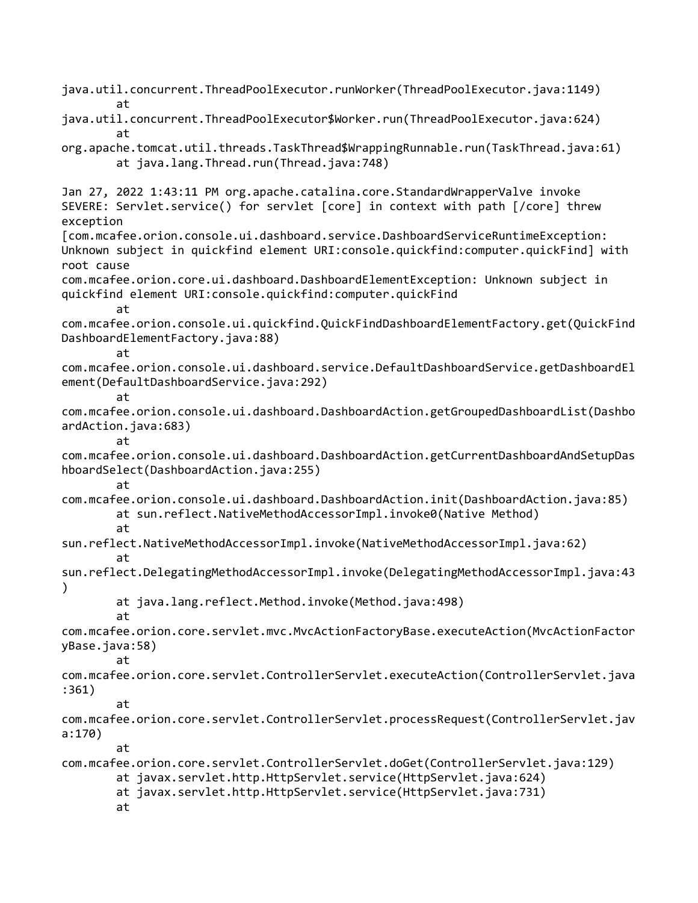```
java.util.concurrent.ThreadPoolExecutor.runWorker(ThreadPoolExecutor.java:1149)
        at
java.util.concurrent.ThreadPoolExecutor$Worker.run(ThreadPoolExecutor.java:624)
        at
org.apache.tomcat.util.threads.TaskThread$WrappingRunnable.run(TaskThread.java:61)
        at java.lang.Thread.run(Thread.java:748)

Jan 27, 2022 1:43:11 PM org.apache.catalina.core.StandardWrapperValve invoke
SEVERE: Servlet.service() for servlet [core] in context with path [/core] threw
exception
[com.mcafee.orion.console.ui.dashboard.service.DashboardServiceRuntimeException:
Unknown subject in quickfind element URI:console.quickfind:computer.quickFind] with
root cause
com.mcafee.orion.core.ui.dashboard.DashboardElementException: Unknown subject in
quickfind element URI:console.quickfind:computer.quickFind
        at
com.mcafee.orion.console.ui.quickfind.QuickFindDashboardElementFactory.get(QuickFind
DashboardElementFactory.java:88)
        at
com.mcafee.orion.console.ui.dashboard.service.DefaultDashboardService.getDashboardEl
ement(DefaultDashboardService.java:292)
        at
com.mcafee.orion.console.ui.dashboard.DashboardAction.getGroupedDashboardList(Dashbo
ardAction.java:683)
        at
com.mcafee.orion.console.ui.dashboard.DashboardAction.getCurrentDashboardAndSetupDas
hboardSelect(DashboardAction.java:255)
        at
com.mcafee.orion.console.ui.dashboard.DashboardAction.init(DashboardAction.java:85)
        at sun.reflect.NativeMethodAccessorImpl.invoke0(Native Method)
        at
sun.reflect.NativeMethodAccessorImpl.invoke(NativeMethodAccessorImpl.java:62)
        at
sun.reflect.DelegatingMethodAccessorImpl.invoke(DelegatingMethodAccessorImpl.java:43
)
        at java.lang.reflect.Method.invoke(Method.java:498)
        at
com.mcafee.orion.core.servlet.mvc.MvcActionFactoryBase.executeAction(MvcActionFactor
yBase.java:58)
        at
com.mcafee.orion.core.servlet.ControllerServlet.executeAction(ControllerServlet.java
:361)
        at
com.mcafee.orion.core.servlet.ControllerServlet.processRequest(ControllerServlet.jav
a:170)
        at
com.mcafee.orion.core.servlet.ControllerServlet.doGet(ControllerServlet.java:129)
        at javax.servlet.http.HttpServlet.service(HttpServlet.java:624)
        at javax.servlet.http.HttpServlet.service(HttpServlet.java:731)
        at
```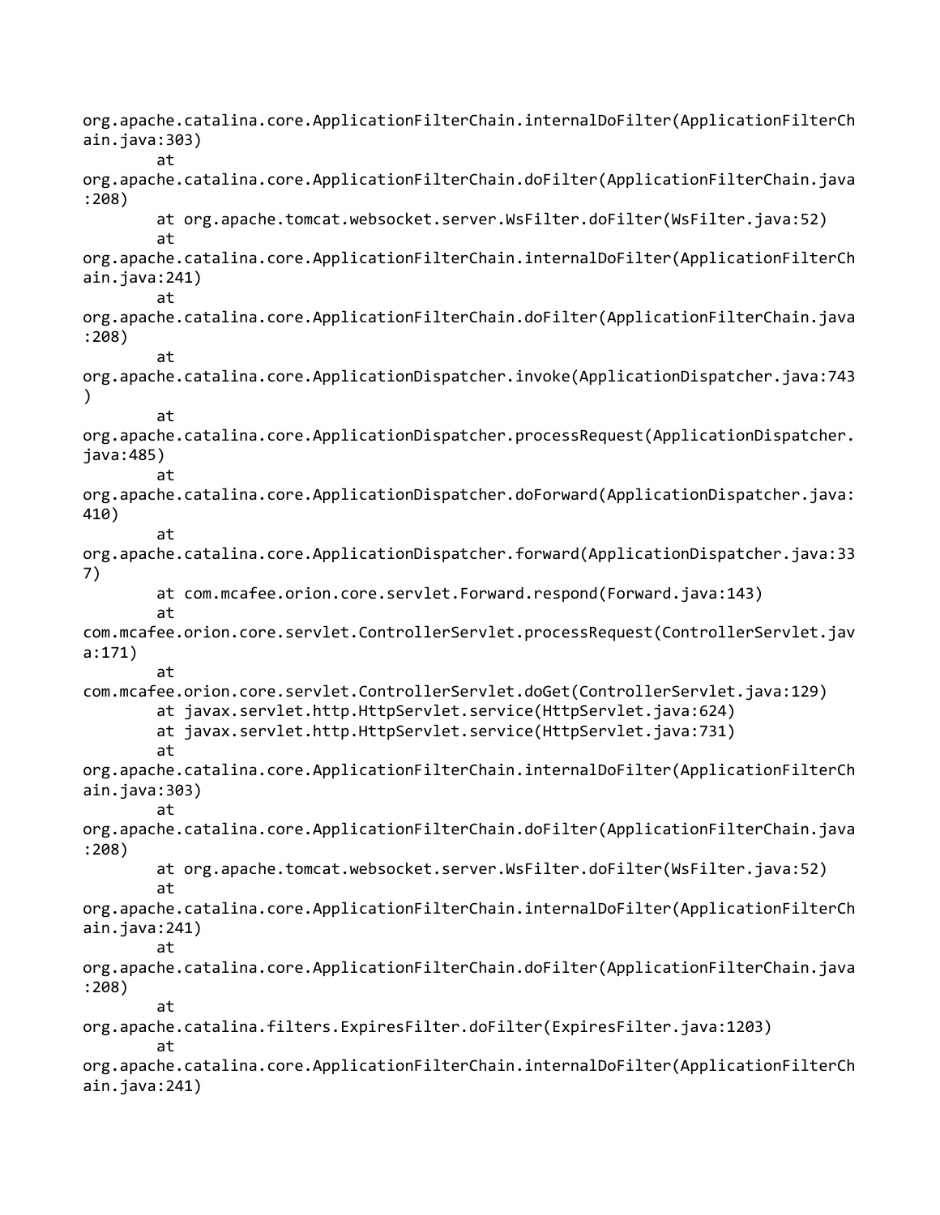```
org.apache.catalina.core.ApplicationFilterChain.internalDoFilter(ApplicationFilterChain.java:303)
        at
org.apache.catalina.core.ApplicationFilterChain.doFilter(ApplicationFilterChain.java:208)
        at org.apache.tomcat.websocket.server.WsFilter.doFilter(WsFilter.java:52)
        at
org.apache.catalina.core.ApplicationFilterChain.internalDoFilter(ApplicationFilterChain.java:241)
        at
org.apache.catalina.core.ApplicationFilterChain.doFilter(ApplicationFilterChain.java:208)
        at
org.apache.catalina.core.ApplicationDispatcher.invoke(ApplicationDispatcher.java:743)
        at
org.apache.catalina.core.ApplicationDispatcher.processRequest(ApplicationDispatcher.java:485)
        at
org.apache.catalina.core.ApplicationDispatcher.doForward(ApplicationDispatcher.java:410)
        at
org.apache.catalina.core.ApplicationDispatcher.forward(ApplicationDispatcher.java:337)
        at com.mcafee.orion.core.servlet.Forward.respond(Forward.java:143)
        at
com.mcafee.orion.core.servlet.ControllerServlet.processRequest(ControllerServlet.java:171)
        at
com.mcafee.orion.core.servlet.ControllerServlet.doGet(ControllerServlet.java:129)
        at javax.servlet.http.HttpServlet.service(HttpServlet.java:624)
        at javax.servlet.http.HttpServlet.service(HttpServlet.java:731)
        at
org.apache.catalina.core.ApplicationFilterChain.internalDoFilter(ApplicationFilterChain.java:303)
        at
org.apache.catalina.core.ApplicationFilterChain.doFilter(ApplicationFilterChain.java:208)
        at org.apache.tomcat.websocket.server.WsFilter.doFilter(WsFilter.java:52)
        at
org.apache.catalina.core.ApplicationFilterChain.internalDoFilter(ApplicationFilterChain.java:241)
        at
org.apache.catalina.core.ApplicationFilterChain.doFilter(ApplicationFilterChain.java:208)
        at
org.apache.catalina.filters.ExpiresFilter.doFilter(ExpiresFilter.java:1203)
        at
org.apache.catalina.core.ApplicationFilterChain.internalDoFilter(ApplicationFilterChain.java:241)
```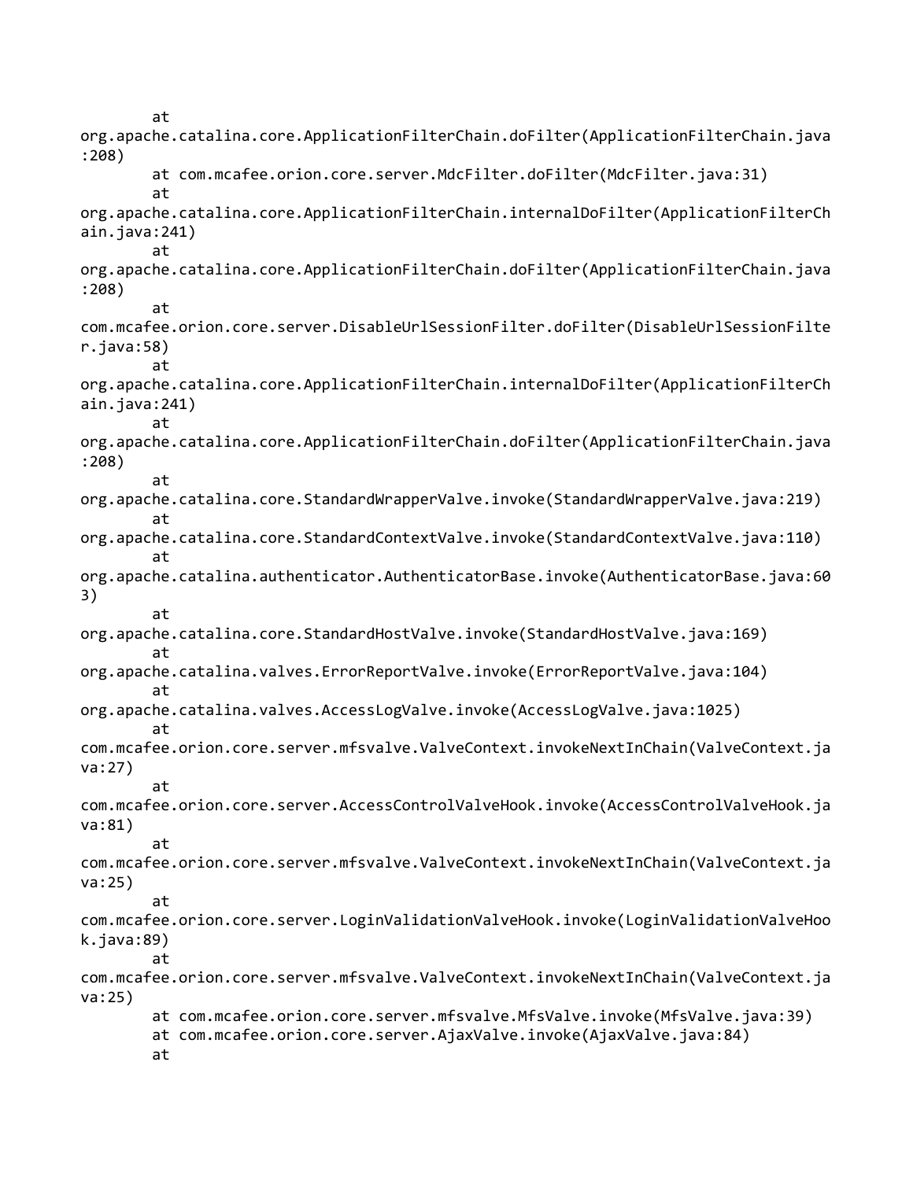```
        at 
org.apache.catalina.core.ApplicationFilterChain.doFilter(ApplicationFilterChain.java
:208)
        at com.mcafee.orion.core.server.MdcFilter.doFilter(MdcFilter.java:31)
        at 
org.apache.catalina.core.ApplicationFilterChain.internalDoFilter(ApplicationFilterCh
ain.java:241)
        at 
org.apache.catalina.core.ApplicationFilterChain.doFilter(ApplicationFilterChain.java
:208)
        at 
com.mcafee.orion.core.server.DisableUrlSessionFilter.doFilter(DisableUrlSessionFilte
r.java:58)
        at 
org.apache.catalina.core.ApplicationFilterChain.internalDoFilter(ApplicationFilterCh
ain.java:241)
        at 
org.apache.catalina.core.ApplicationFilterChain.doFilter(ApplicationFilterChain.java
:208)
        at 
org.apache.catalina.core.StandardWrapperValve.invoke(StandardWrapperValve.java:219)
        at 
org.apache.catalina.core.StandardContextValve.invoke(StandardContextValve.java:110)
        at 
org.apache.catalina.authenticator.AuthenticatorBase.invoke(AuthenticatorBase.java:60
3)
        at 
org.apache.catalina.core.StandardHostValve.invoke(StandardHostValve.java:169)
        at 
org.apache.catalina.valves.ErrorReportValve.invoke(ErrorReportValve.java:104)
        at 
org.apache.catalina.valves.AccessLogValve.invoke(AccessLogValve.java:1025)
        at 
com.mcafee.orion.core.server.mfsvalve.ValveContext.invokeNextInChain(ValveContext.ja
va:27)
        at 
com.mcafee.orion.core.server.AccessControlValveHook.invoke(AccessControlValveHook.ja
va:81)
        at 
com.mcafee.orion.core.server.mfsvalve.ValveContext.invokeNextInChain(ValveContext.ja
va:25)
        at 
com.mcafee.orion.core.server.LoginValidationValveHook.invoke(LoginValidationValveHoo
k.java:89)
        at 
com.mcafee.orion.core.server.mfsvalve.ValveContext.invokeNextInChain(ValveContext.ja
va:25)
        at com.mcafee.orion.core.server.mfsvalve.MfsValve.invoke(MfsValve.java:39)
        at com.mcafee.orion.core.server.AjaxValve.invoke(AjaxValve.java:84)
        at 
```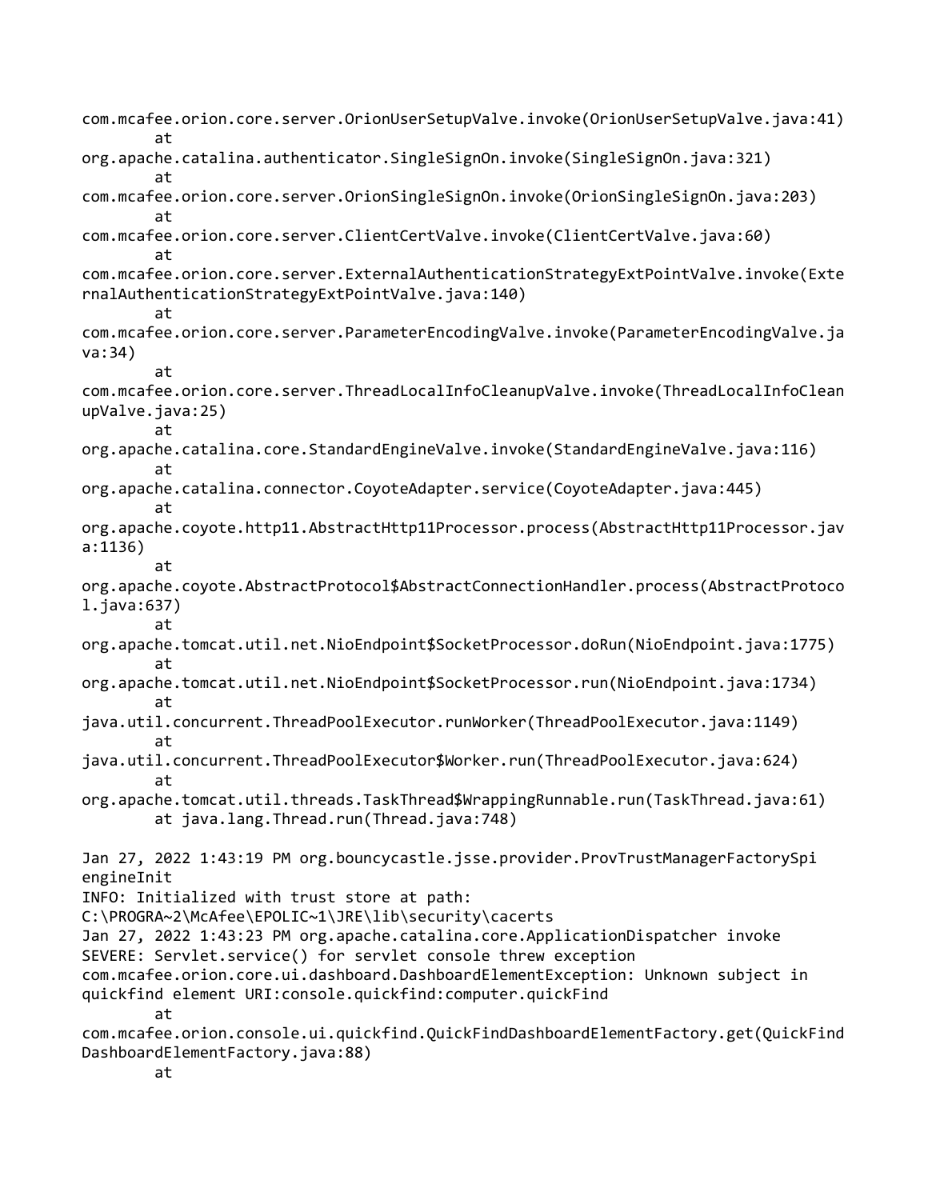```
com.mcafee.orion.core.server.OrionUserSetupValve.invoke(OrionUserSetupValve.java:41)
        at
org.apache.catalina.authenticator.SingleSignOn.invoke(SingleSignOn.java:321)
        at
com.mcafee.orion.core.server.OrionSingleSignOn.invoke(OrionSingleSignOn.java:203)
        at
com.mcafee.orion.core.server.ClientCertValve.invoke(ClientCertValve.java:60)
        at
com.mcafee.orion.core.server.ExternalAuthenticationStrategyExtPointValve.invoke(Exte
rnalAuthenticationStrategyExtPointValve.java:140)
        at
com.mcafee.orion.core.server.ParameterEncodingValve.invoke(ParameterEncodingValve.ja
va:34)
        at
com.mcafee.orion.core.server.ThreadLocalInfoCleanupValve.invoke(ThreadLocalInfoClean
upValve.java:25)
        at
org.apache.catalina.core.StandardEngineValve.invoke(StandardEngineValve.java:116)
        at
org.apache.catalina.connector.CoyoteAdapter.service(CoyoteAdapter.java:445)
        at
org.apache.coyote.http11.AbstractHttp11Processor.process(AbstractHttp11Processor.jav
a:1136)
        at
org.apache.coyote.AbstractProtocol$AbstractConnectionHandler.process(AbstractProtoco
l.java:637)
        at
org.apache.tomcat.util.net.NioEndpoint$SocketProcessor.doRun(NioEndpoint.java:1775)
        at
org.apache.tomcat.util.net.NioEndpoint$SocketProcessor.run(NioEndpoint.java:1734)
        at
java.util.concurrent.ThreadPoolExecutor.runWorker(ThreadPoolExecutor.java:1149)
        at
java.util.concurrent.ThreadPoolExecutor$Worker.run(ThreadPoolExecutor.java:624)
        at
org.apache.tomcat.util.threads.TaskThread$WrappingRunnable.run(TaskThread.java:61)
        at java.lang.Thread.run(Thread.java:748)

Jan 27, 2022 1:43:19 PM org.bouncycastle.jsse.provider.ProvTrustManagerFactorySpi
engineInit
INFO: Initialized with trust store at path:
C:\PROGRA~2\McAfee\EPOLIC~1\JRE\lib\security\cacerts
Jan 27, 2022 1:43:23 PM org.apache.catalina.core.ApplicationDispatcher invoke
SEVERE: Servlet.service() for servlet console threw exception
com.mcafee.orion.core.ui.dashboard.DashboardElementException: Unknown subject in
quickfind element URI:console.quickfind:computer.quickFind
        at
com.mcafee.orion.console.ui.quickfind.QuickFindDashboardElementFactory.get(QuickFind
DashboardElementFactory.java:88)
        at
```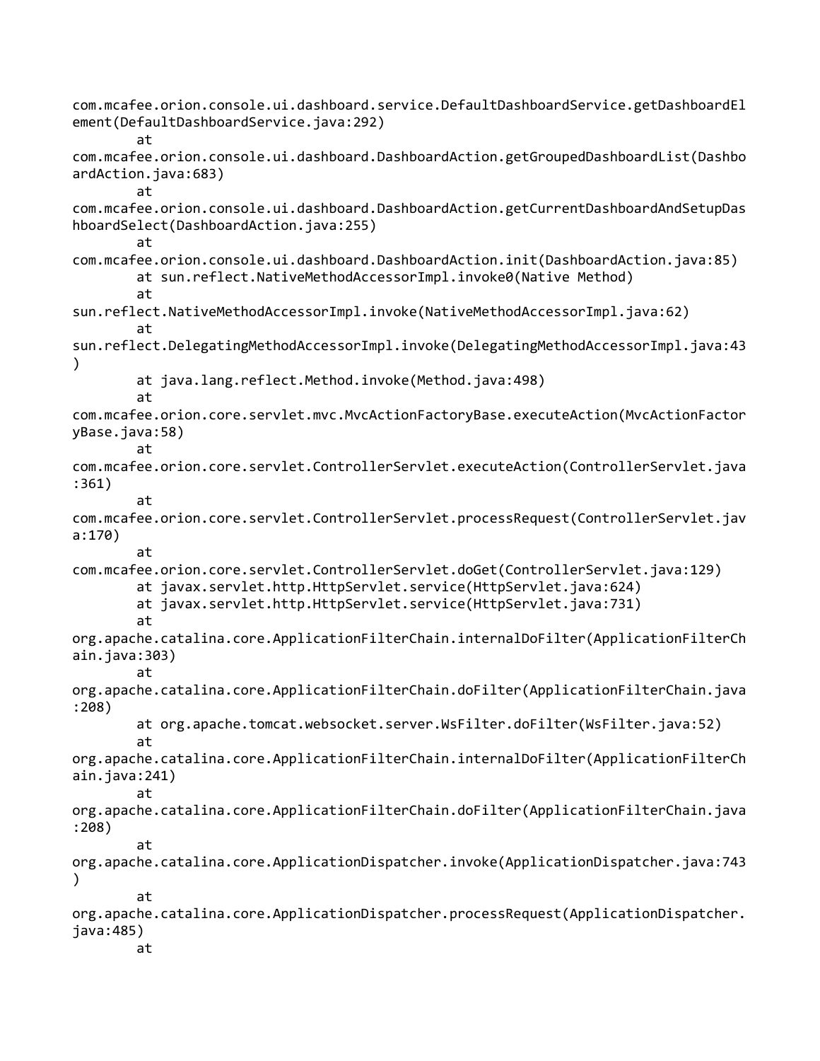```
com.mcafee.orion.console.ui.dashboard.service.DefaultDashboardService.getDashboardEl
ement(DefaultDashboardService.java:292)
        at
com.mcafee.orion.console.ui.dashboard.DashboardAction.getGroupedDashboardList(Dashbo
ardAction.java:683)
        at
com.mcafee.orion.console.ui.dashboard.DashboardAction.getCurrentDashboardAndSetupDas
hboardSelect(DashboardAction.java:255)
        at
com.mcafee.orion.console.ui.dashboard.DashboardAction.init(DashboardAction.java:85)
        at sun.reflect.NativeMethodAccessorImpl.invoke0(Native Method)
        at
sun.reflect.NativeMethodAccessorImpl.invoke(NativeMethodAccessorImpl.java:62)
        at
sun.reflect.DelegatingMethodAccessorImpl.invoke(DelegatingMethodAccessorImpl.java:43
)
        at java.lang.reflect.Method.invoke(Method.java:498)
        at
com.mcafee.orion.core.servlet.mvc.MvcActionFactoryBase.executeAction(MvcActionFactor
yBase.java:58)
        at
com.mcafee.orion.core.servlet.ControllerServlet.executeAction(ControllerServlet.java
:361)
        at
com.mcafee.orion.core.servlet.ControllerServlet.processRequest(ControllerServlet.jav
a:170)
        at
com.mcafee.orion.core.servlet.ControllerServlet.doGet(ControllerServlet.java:129)
        at javax.servlet.http.HttpServlet.service(HttpServlet.java:624)
        at javax.servlet.http.HttpServlet.service(HttpServlet.java:731)
        at
org.apache.catalina.core.ApplicationFilterChain.internalDoFilter(ApplicationFilterCh
ain.java:303)
        at
org.apache.catalina.core.ApplicationFilterChain.doFilter(ApplicationFilterChain.java
:208)
        at org.apache.tomcat.websocket.server.WsFilter.doFilter(WsFilter.java:52)
        at
org.apache.catalina.core.ApplicationFilterChain.internalDoFilter(ApplicationFilterCh
ain.java:241)
        at
org.apache.catalina.core.ApplicationFilterChain.doFilter(ApplicationFilterChain.java
:208)
        at
org.apache.catalina.core.ApplicationDispatcher.invoke(ApplicationDispatcher.java:743
)
        at
org.apache.catalina.core.ApplicationDispatcher.processRequest(ApplicationDispatcher.
java:485)
        at
```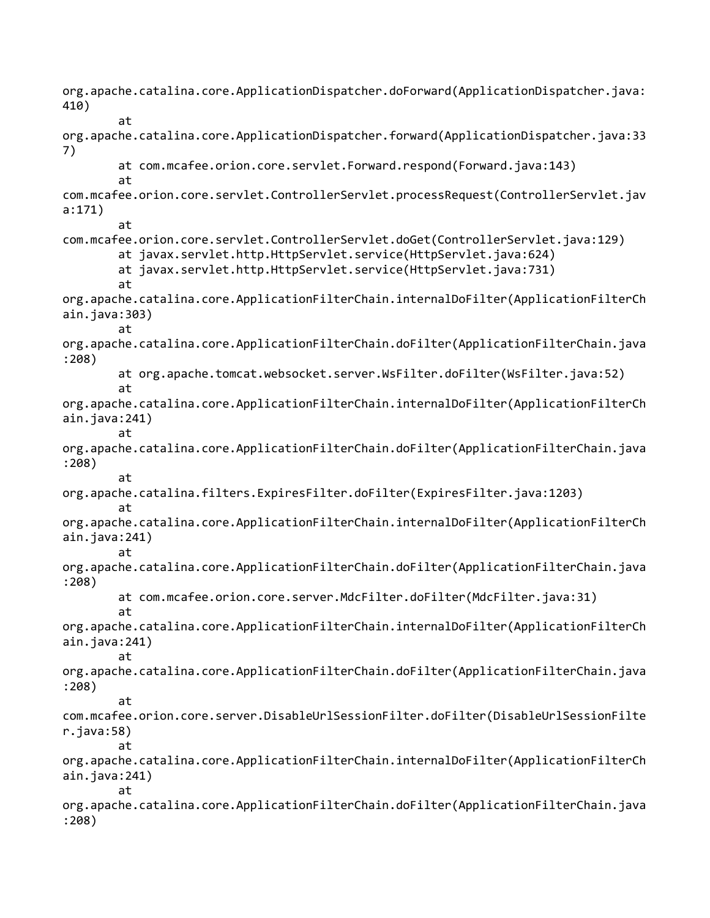```
org.apache.catalina.core.ApplicationDispatcher.doForward(ApplicationDispatcher.java:
410)
        at
org.apache.catalina.core.ApplicationDispatcher.forward(ApplicationDispatcher.java:33
7)
        at com.mcafee.orion.core.servlet.Forward.respond(Forward.java:143)
        at
com.mcafee.orion.core.servlet.ControllerServlet.processRequest(ControllerServlet.jav
a:171)
        at
com.mcafee.orion.core.servlet.ControllerServlet.doGet(ControllerServlet.java:129)
        at javax.servlet.http.HttpServlet.service(HttpServlet.java:624)
        at javax.servlet.http.HttpServlet.service(HttpServlet.java:731)
        at
org.apache.catalina.core.ApplicationFilterChain.internalDoFilter(ApplicationFilterCh
ain.java:303)
        at
org.apache.catalina.core.ApplicationFilterChain.doFilter(ApplicationFilterChain.java
:208)
        at org.apache.tomcat.websocket.server.WsFilter.doFilter(WsFilter.java:52)
        at
org.apache.catalina.core.ApplicationFilterChain.internalDoFilter(ApplicationFilterCh
ain.java:241)
        at
org.apache.catalina.core.ApplicationFilterChain.doFilter(ApplicationFilterChain.java
:208)
        at
org.apache.catalina.filters.ExpiresFilter.doFilter(ExpiresFilter.java:1203)
        at
org.apache.catalina.core.ApplicationFilterChain.internalDoFilter(ApplicationFilterCh
ain.java:241)
        at
org.apache.catalina.core.ApplicationFilterChain.doFilter(ApplicationFilterChain.java
:208)
        at com.mcafee.orion.core.server.MdcFilter.doFilter(MdcFilter.java:31)
        at
org.apache.catalina.core.ApplicationFilterChain.internalDoFilter(ApplicationFilterCh
ain.java:241)
        at
org.apache.catalina.core.ApplicationFilterChain.doFilter(ApplicationFilterChain.java
:208)
        at
com.mcafee.orion.core.server.DisableUrlSessionFilter.doFilter(DisableUrlSessionFilte
r.java:58)
        at
org.apache.catalina.core.ApplicationFilterChain.internalDoFilter(ApplicationFilterCh
ain.java:241)
        at
org.apache.catalina.core.ApplicationFilterChain.doFilter(ApplicationFilterChain.java
:208)
```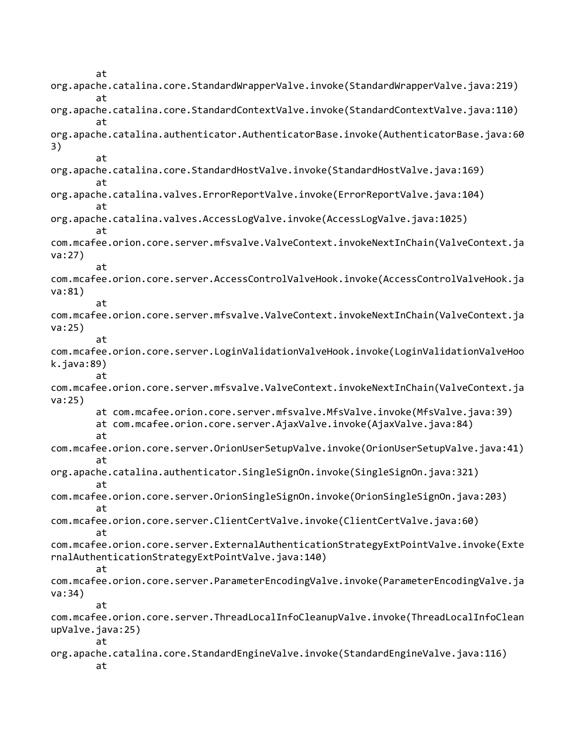```
        at
org.apache.catalina.core.StandardWrapperValve.invoke(StandardWrapperValve.java:219)
        at
org.apache.catalina.core.StandardContextValve.invoke(StandardContextValve.java:110)
        at
org.apache.catalina.authenticator.AuthenticatorBase.invoke(AuthenticatorBase.java:60
3)
        at
org.apache.catalina.core.StandardHostValve.invoke(StandardHostValve.java:169)
        at
org.apache.catalina.valves.ErrorReportValve.invoke(ErrorReportValve.java:104)
        at
org.apache.catalina.valves.AccessLogValve.invoke(AccessLogValve.java:1025)
        at
com.mcafee.orion.core.server.mfsvalve.ValveContext.invokeNextInChain(ValveContext.ja
va:27)
        at
com.mcafee.orion.core.server.AccessControlValveHook.invoke(AccessControlValveHook.ja
va:81)
        at
com.mcafee.orion.core.server.mfsvalve.ValveContext.invokeNextInChain(ValveContext.ja
va:25)
        at
com.mcafee.orion.core.server.LoginValidationValveHook.invoke(LoginValidationValveHoo
k.java:89)
        at
com.mcafee.orion.core.server.mfsvalve.ValveContext.invokeNextInChain(ValveContext.ja
va:25)
        at com.mcafee.orion.core.server.mfsvalve.MfsValve.invoke(MfsValve.java:39)
        at com.mcafee.orion.core.server.AjaxValve.invoke(AjaxValve.java:84)
        at
com.mcafee.orion.core.server.OrionUserSetupValve.invoke(OrionUserSetupValve.java:41)
        at
org.apache.catalina.authenticator.SingleSignOn.invoke(SingleSignOn.java:321)
        at
com.mcafee.orion.core.server.OrionSingleSignOn.invoke(OrionSingleSignOn.java:203)
        at
com.mcafee.orion.core.server.ClientCertValve.invoke(ClientCertValve.java:60)
        at
com.mcafee.orion.core.server.ExternalAuthenticationStrategyExtPointValve.invoke(Exte
rnalAuthenticationStrategyExtPointValve.java:140)
        at
com.mcafee.orion.core.server.ParameterEncodingValve.invoke(ParameterEncodingValve.ja
va:34)
        at
com.mcafee.orion.core.server.ThreadLocalInfoCleanupValve.invoke(ThreadLocalInfoClean
upValve.java:25)
        at
org.apache.catalina.core.StandardEngineValve.invoke(StandardEngineValve.java:116)
        at
```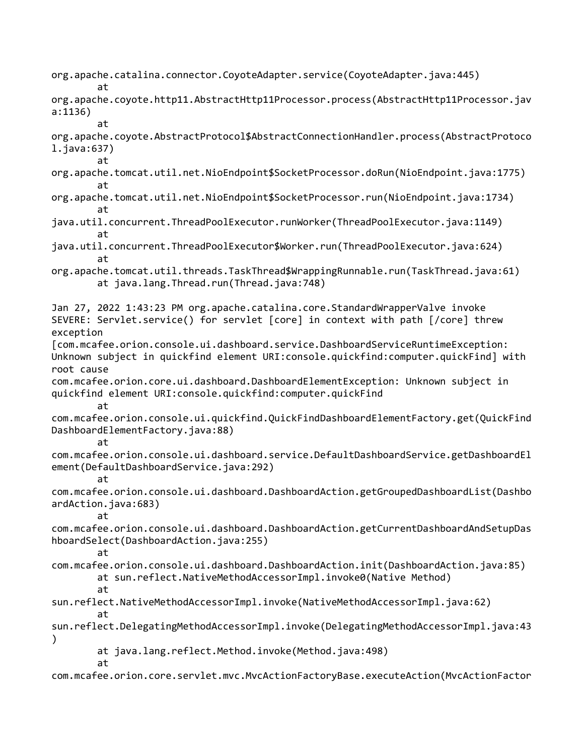```
org.apache.catalina.connector.CoyoteAdapter.service(CoyoteAdapter.java:445)
        at
org.apache.coyote.http11.AbstractHttp11Processor.process(AbstractHttp11Processor.jav
a:1136)
        at
org.apache.coyote.AbstractProtocol$AbstractConnectionHandler.process(AbstractProtoco
l.java:637)
        at
org.apache.tomcat.util.net.NioEndpoint$SocketProcessor.doRun(NioEndpoint.java:1775)
        at
org.apache.tomcat.util.net.NioEndpoint$SocketProcessor.run(NioEndpoint.java:1734)
        at
java.util.concurrent.ThreadPoolExecutor.runWorker(ThreadPoolExecutor.java:1149)
        at
java.util.concurrent.ThreadPoolExecutor$Worker.run(ThreadPoolExecutor.java:624)
        at
org.apache.tomcat.util.threads.TaskThread$WrappingRunnable.run(TaskThread.java:61)
        at java.lang.Thread.run(Thread.java:748)

Jan 27, 2022 1:43:23 PM org.apache.catalina.core.StandardWrapperValve invoke
SEVERE: Servlet.service() for servlet [core] in context with path [/core] threw
exception
[com.mcafee.orion.console.ui.dashboard.service.DashboardServiceRuntimeException:
Unknown subject in quickfind element URI:console.quickfind:computer.quickFind] with
root cause
com.mcafee.orion.core.ui.dashboard.DashboardElementException: Unknown subject in
quickfind element URI:console.quickfind:computer.quickFind
        at
com.mcafee.orion.console.ui.quickfind.QuickFindDashboardElementFactory.get(QuickFind
DashboardElementFactory.java:88)
        at
com.mcafee.orion.console.ui.dashboard.service.DefaultDashboardService.getDashboardEl
ement(DefaultDashboardService.java:292)
        at
com.mcafee.orion.console.ui.dashboard.DashboardAction.getGroupedDashboardList(Dashbo
ardAction.java:683)
        at
com.mcafee.orion.console.ui.dashboard.DashboardAction.getCurrentDashboardAndSetupDas
hboardSelect(DashboardAction.java:255)
        at
com.mcafee.orion.console.ui.dashboard.DashboardAction.init(DashboardAction.java:85)
        at sun.reflect.NativeMethodAccessorImpl.invoke0(Native Method)
        at
sun.reflect.NativeMethodAccessorImpl.invoke(NativeMethodAccessorImpl.java:62)
        at
sun.reflect.DelegatingMethodAccessorImpl.invoke(DelegatingMethodAccessorImpl.java:43
)
        at java.lang.reflect.Method.invoke(Method.java:498)
        at
com.mcafee.orion.core.servlet.mvc.MvcActionFactoryBase.executeAction(MvcActionFactor
```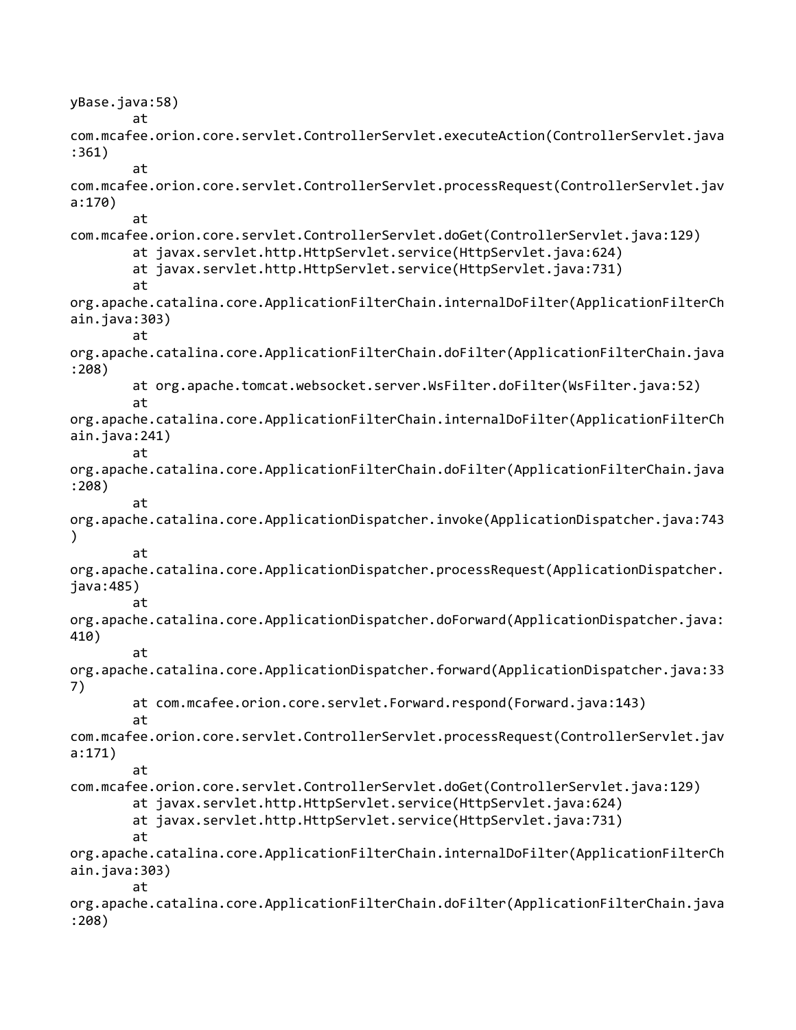```
yBase.java:58)
        at
com.mcafee.orion.core.servlet.ControllerServlet.executeAction(ControllerServlet.java
:361)
        at
com.mcafee.orion.core.servlet.ControllerServlet.processRequest(ControllerServlet.jav
a:170)
        at
com.mcafee.orion.core.servlet.ControllerServlet.doGet(ControllerServlet.java:129)
        at javax.servlet.http.HttpServlet.service(HttpServlet.java:624)
        at javax.servlet.http.HttpServlet.service(HttpServlet.java:731)
        at
org.apache.catalina.core.ApplicationFilterChain.internalDoFilter(ApplicationFilterCh
ain.java:303)
        at
org.apache.catalina.core.ApplicationFilterChain.doFilter(ApplicationFilterChain.java
:208)
        at org.apache.tomcat.websocket.server.WsFilter.doFilter(WsFilter.java:52)
        at
org.apache.catalina.core.ApplicationFilterChain.internalDoFilter(ApplicationFilterCh
ain.java:241)
        at
org.apache.catalina.core.ApplicationFilterChain.doFilter(ApplicationFilterChain.java
:208)
        at
org.apache.catalina.core.ApplicationDispatcher.invoke(ApplicationDispatcher.java:743
)
        at
org.apache.catalina.core.ApplicationDispatcher.processRequest(ApplicationDispatcher.
java:485)
        at
org.apache.catalina.core.ApplicationDispatcher.doForward(ApplicationDispatcher.java:
410)
        at
org.apache.catalina.core.ApplicationDispatcher.forward(ApplicationDispatcher.java:33
7)
        at com.mcafee.orion.core.servlet.Forward.respond(Forward.java:143)
        at
com.mcafee.orion.core.servlet.ControllerServlet.processRequest(ControllerServlet.jav
a:171)
        at
com.mcafee.orion.core.servlet.ControllerServlet.doGet(ControllerServlet.java:129)
        at javax.servlet.http.HttpServlet.service(HttpServlet.java:624)
        at javax.servlet.http.HttpServlet.service(HttpServlet.java:731)
        at
org.apache.catalina.core.ApplicationFilterChain.internalDoFilter(ApplicationFilterCh
ain.java:303)
        at
org.apache.catalina.core.ApplicationFilterChain.doFilter(ApplicationFilterChain.java
:208)
```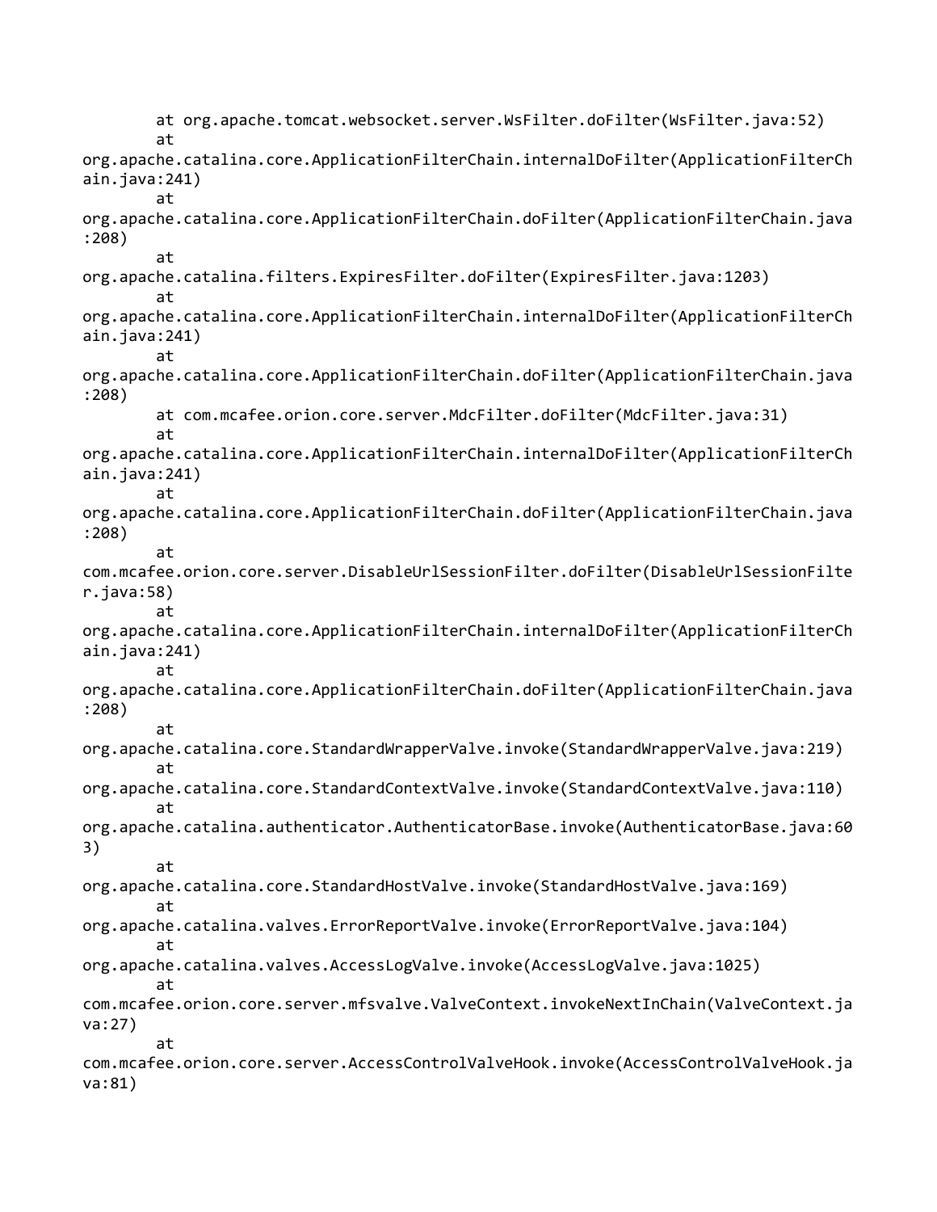```
        at org.apache.tomcat.websocket.server.WsFilter.doFilter(WsFilter.java:52)
        at
org.apache.catalina.core.ApplicationFilterChain.internalDoFilter(ApplicationFilterCh
ain.java:241)
        at
org.apache.catalina.core.ApplicationFilterChain.doFilter(ApplicationFilterChain.java
:208)
        at
org.apache.catalina.filters.ExpiresFilter.doFilter(ExpiresFilter.java:1203)
        at
org.apache.catalina.core.ApplicationFilterChain.internalDoFilter(ApplicationFilterCh
ain.java:241)
        at
org.apache.catalina.core.ApplicationFilterChain.doFilter(ApplicationFilterChain.java
:208)
        at com.mcafee.orion.core.server.MdcFilter.doFilter(MdcFilter.java:31)
        at
org.apache.catalina.core.ApplicationFilterChain.internalDoFilter(ApplicationFilterCh
ain.java:241)
        at
org.apache.catalina.core.ApplicationFilterChain.doFilter(ApplicationFilterChain.java
:208)
        at
com.mcafee.orion.core.server.DisableUrlSessionFilter.doFilter(DisableUrlSessionFilte
r.java:58)
        at
org.apache.catalina.core.ApplicationFilterChain.internalDoFilter(ApplicationFilterCh
ain.java:241)
        at
org.apache.catalina.core.ApplicationFilterChain.doFilter(ApplicationFilterChain.java
:208)
        at
org.apache.catalina.core.StandardWrapperValve.invoke(StandardWrapperValve.java:219)
        at
org.apache.catalina.core.StandardContextValve.invoke(StandardContextValve.java:110)
        at
org.apache.catalina.authenticator.AuthenticatorBase.invoke(AuthenticatorBase.java:60
3)
        at
org.apache.catalina.core.StandardHostValve.invoke(StandardHostValve.java:169)
        at
org.apache.catalina.valves.ErrorReportValve.invoke(ErrorReportValve.java:104)
        at
org.apache.catalina.valves.AccessLogValve.invoke(AccessLogValve.java:1025)
        at
com.mcafee.orion.core.server.mfsvalve.ValveContext.invokeNextInChain(ValveContext.ja
va:27)
        at
com.mcafee.orion.core.server.AccessControlValveHook.invoke(AccessControlValveHook.ja
va:81)
```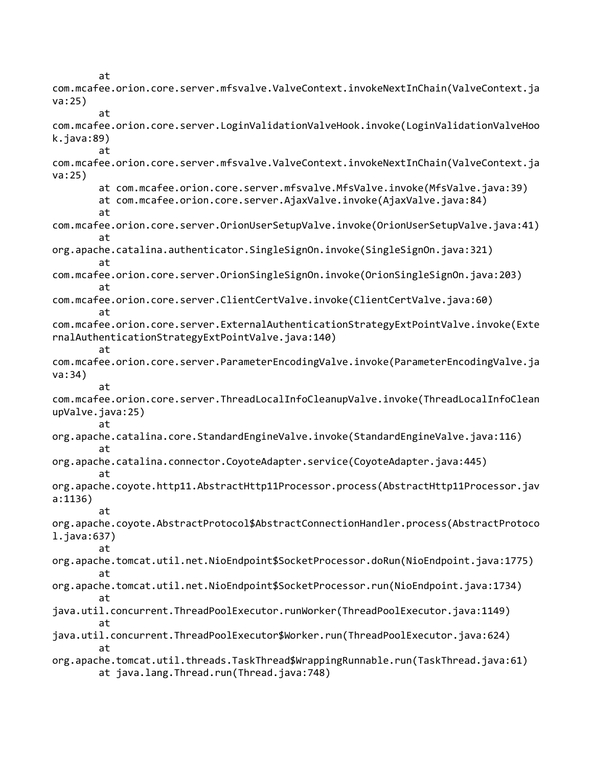```
        at
com.mcafee.orion.core.server.mfsvalve.ValveContext.invokeNextInChain(ValveContext.ja
va:25)
        at
com.mcafee.orion.core.server.LoginValidationValveHook.invoke(LoginValidationValveHoo
k.java:89)
        at
com.mcafee.orion.core.server.mfsvalve.ValveContext.invokeNextInChain(ValveContext.ja
va:25)
        at com.mcafee.orion.core.server.mfsvalve.MfsValve.invoke(MfsValve.java:39)
        at com.mcafee.orion.core.server.AjaxValve.invoke(AjaxValve.java:84)
        at
com.mcafee.orion.core.server.OrionUserSetupValve.invoke(OrionUserSetupValve.java:41)
        at
org.apache.catalina.authenticator.SingleSignOn.invoke(SingleSignOn.java:321)
        at
com.mcafee.orion.core.server.OrionSingleSignOn.invoke(OrionSingleSignOn.java:203)
        at
com.mcafee.orion.core.server.ClientCertValve.invoke(ClientCertValve.java:60)
        at
com.mcafee.orion.core.server.ExternalAuthenticationStrategyExtPointValve.invoke(Exte
rnalAuthenticationStrategyExtPointValve.java:140)
        at
com.mcafee.orion.core.server.ParameterEncodingValve.invoke(ParameterEncodingValve.ja
va:34)
        at
com.mcafee.orion.core.server.ThreadLocalInfoCleanupValve.invoke(ThreadLocalInfoClean
upValve.java:25)
        at
org.apache.catalina.core.StandardEngineValve.invoke(StandardEngineValve.java:116)
        at
org.apache.catalina.connector.CoyoteAdapter.service(CoyoteAdapter.java:445)
        at
org.apache.coyote.http11.AbstractHttp11Processor.process(AbstractHttp11Processor.jav
a:1136)
        at
org.apache.coyote.AbstractProtocol$AbstractConnectionHandler.process(AbstractProtoco
l.java:637)
        at
org.apache.tomcat.util.net.NioEndpoint$SocketProcessor.doRun(NioEndpoint.java:1775)
        at
org.apache.tomcat.util.net.NioEndpoint$SocketProcessor.run(NioEndpoint.java:1734)
        at
java.util.concurrent.ThreadPoolExecutor.runWorker(ThreadPoolExecutor.java:1149)
        at
java.util.concurrent.ThreadPoolExecutor$Worker.run(ThreadPoolExecutor.java:624)
        at
org.apache.tomcat.util.threads.TaskThread$WrappingRunnable.run(TaskThread.java:61)
        at java.lang.Thread.run(Thread.java:748)
```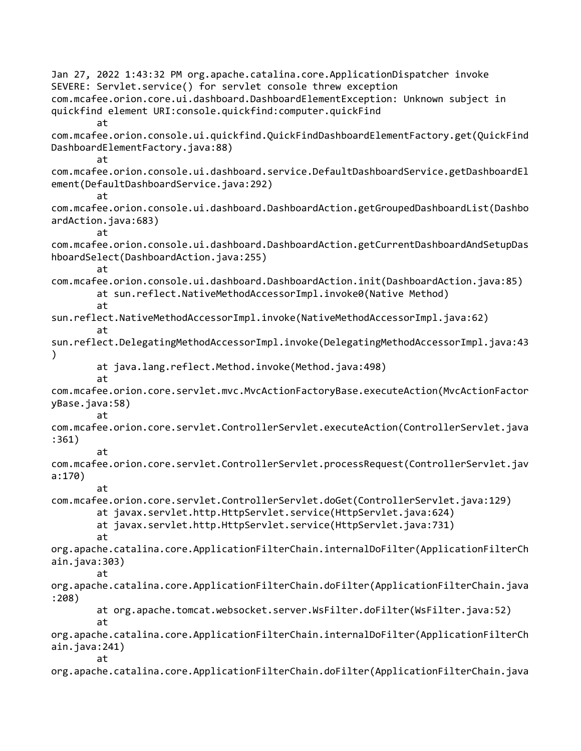```
Jan 27, 2022 1:43:32 PM org.apache.catalina.core.ApplicationDispatcher invoke
SEVERE: Servlet.service() for servlet console threw exception
com.mcafee.orion.core.ui.dashboard.DashboardElementException: Unknown subject in
quickfind element URI:console.quickfind:computer.quickFind
        at
com.mcafee.orion.console.ui.quickfind.QuickFindDashboardElementFactory.get(QuickFind
DashboardElementFactory.java:88)
        at
com.mcafee.orion.console.ui.dashboard.service.DefaultDashboardService.getDashboardEl
ement(DefaultDashboardService.java:292)
        at
com.mcafee.orion.console.ui.dashboard.DashboardAction.getGroupedDashboardList(Dashbo
ardAction.java:683)
        at
com.mcafee.orion.console.ui.dashboard.DashboardAction.getCurrentDashboardAndSetupDas
hboardSelect(DashboardAction.java:255)
        at
com.mcafee.orion.console.ui.dashboard.DashboardAction.init(DashboardAction.java:85)
        at sun.reflect.NativeMethodAccessorImpl.invoke0(Native Method)
        at
sun.reflect.NativeMethodAccessorImpl.invoke(NativeMethodAccessorImpl.java:62)
        at
sun.reflect.DelegatingMethodAccessorImpl.invoke(DelegatingMethodAccessorImpl.java:43
)
        at java.lang.reflect.Method.invoke(Method.java:498)
        at
com.mcafee.orion.core.servlet.mvc.MvcActionFactoryBase.executeAction(MvcActionFactor
yBase.java:58)
        at
com.mcafee.orion.core.servlet.ControllerServlet.executeAction(ControllerServlet.java
:361)
        at
com.mcafee.orion.core.servlet.ControllerServlet.processRequest(ControllerServlet.jav
a:170)
        at
com.mcafee.orion.core.servlet.ControllerServlet.doGet(ControllerServlet.java:129)
        at javax.servlet.http.HttpServlet.service(HttpServlet.java:624)
        at javax.servlet.http.HttpServlet.service(HttpServlet.java:731)
        at
org.apache.catalina.core.ApplicationFilterChain.internalDoFilter(ApplicationFilterCh
ain.java:303)
        at
org.apache.catalina.core.ApplicationFilterChain.doFilter(ApplicationFilterChain.java
:208)
        at org.apache.tomcat.websocket.server.WsFilter.doFilter(WsFilter.java:52)
        at
org.apache.catalina.core.ApplicationFilterChain.internalDoFilter(ApplicationFilterCh
ain.java:241)
        at
org.apache.catalina.core.ApplicationFilterChain.doFilter(ApplicationFilterChain.java
```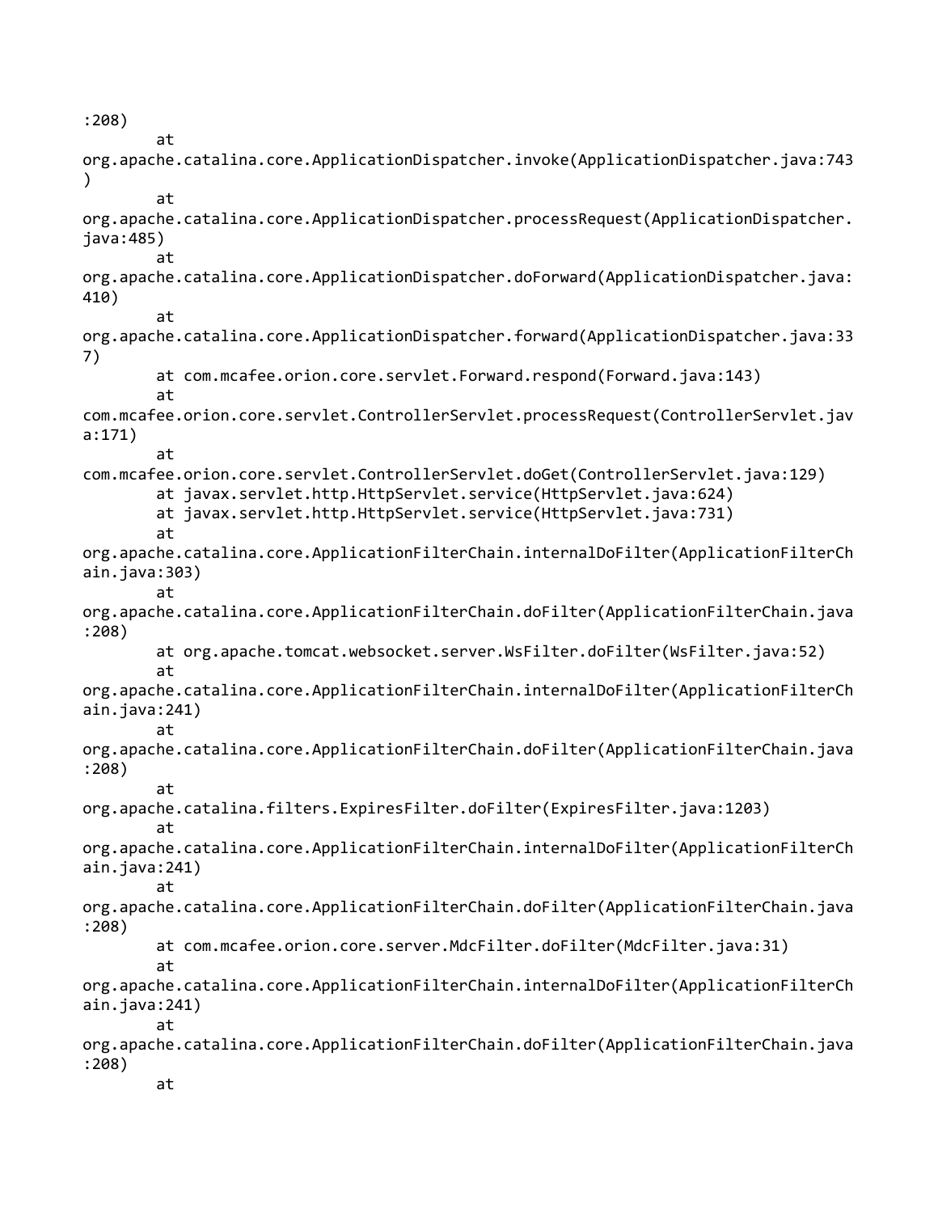```
:208)
        at
org.apache.catalina.core.ApplicationDispatcher.invoke(ApplicationDispatcher.java:743
)
        at
org.apache.catalina.core.ApplicationDispatcher.processRequest(ApplicationDispatcher.
java:485)
        at
org.apache.catalina.core.ApplicationDispatcher.doForward(ApplicationDispatcher.java:
410)
        at
org.apache.catalina.core.ApplicationDispatcher.forward(ApplicationDispatcher.java:33
7)
        at com.mcafee.orion.core.servlet.Forward.respond(Forward.java:143)
        at
com.mcafee.orion.core.servlet.ControllerServlet.processRequest(ControllerServlet.jav
a:171)
        at
com.mcafee.orion.core.servlet.ControllerServlet.doGet(ControllerServlet.java:129)
        at javax.servlet.http.HttpServlet.service(HttpServlet.java:624)
        at javax.servlet.http.HttpServlet.service(HttpServlet.java:731)
        at
org.apache.catalina.core.ApplicationFilterChain.internalDoFilter(ApplicationFilterCh
ain.java:303)
        at
org.apache.catalina.core.ApplicationFilterChain.doFilter(ApplicationFilterChain.java
:208)
        at org.apache.tomcat.websocket.server.WsFilter.doFilter(WsFilter.java:52)
        at
org.apache.catalina.core.ApplicationFilterChain.internalDoFilter(ApplicationFilterCh
ain.java:241)
        at
org.apache.catalina.core.ApplicationFilterChain.doFilter(ApplicationFilterChain.java
:208)
        at
org.apache.catalina.filters.ExpiresFilter.doFilter(ExpiresFilter.java:1203)
        at
org.apache.catalina.core.ApplicationFilterChain.internalDoFilter(ApplicationFilterCh
ain.java:241)
        at
org.apache.catalina.core.ApplicationFilterChain.doFilter(ApplicationFilterChain.java
:208)
        at com.mcafee.orion.core.server.MdcFilter.doFilter(MdcFilter.java:31)
        at
org.apache.catalina.core.ApplicationFilterChain.internalDoFilter(ApplicationFilterCh
ain.java:241)
        at
org.apache.catalina.core.ApplicationFilterChain.doFilter(ApplicationFilterChain.java
:208)
        at
```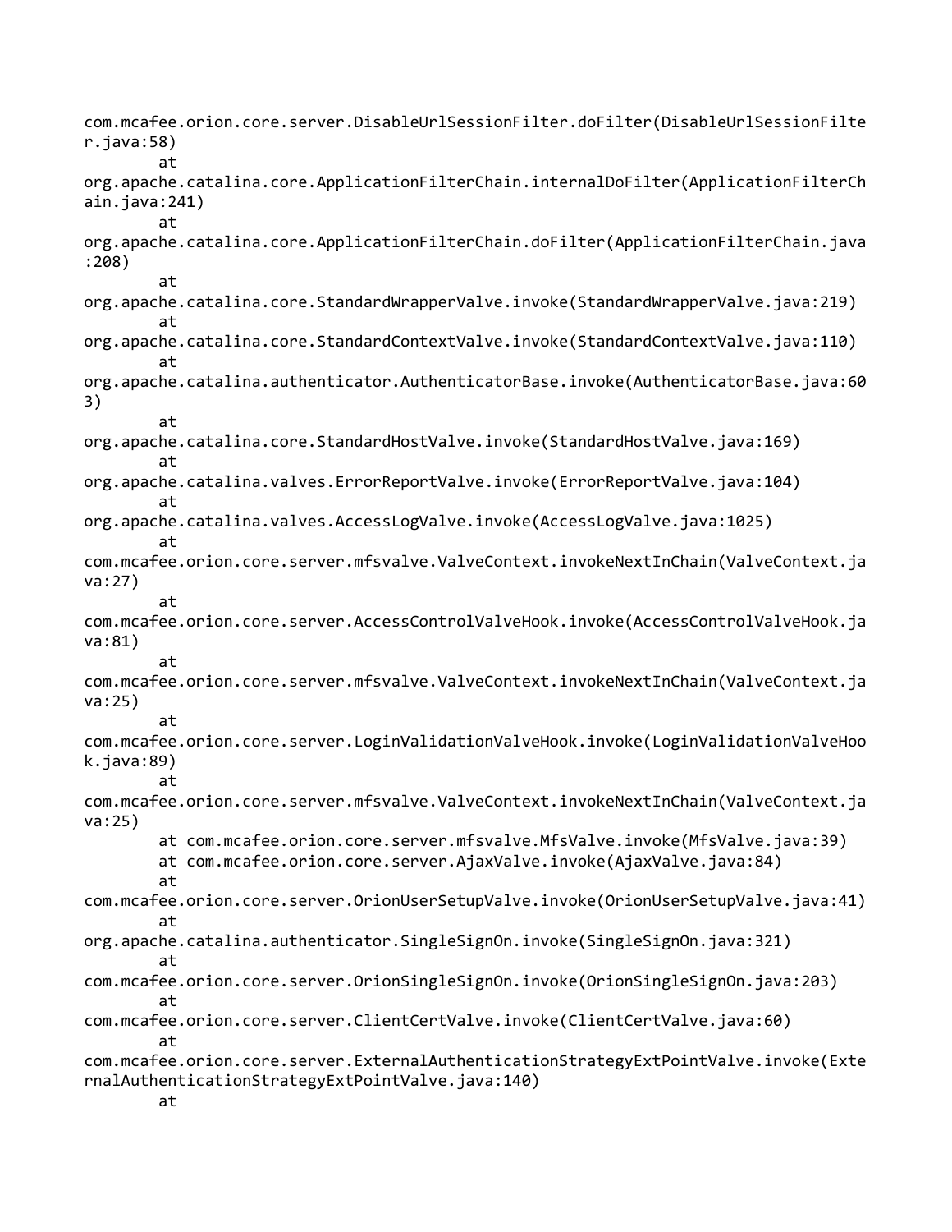```
com.mcafee.orion.core.server.DisableUrlSessionFilter.doFilter(DisableUrlSessionFilte
r.java:58)
        at
org.apache.catalina.core.ApplicationFilterChain.internalDoFilter(ApplicationFilterCh
ain.java:241)
        at
org.apache.catalina.core.ApplicationFilterChain.doFilter(ApplicationFilterChain.java
:208)
        at
org.apache.catalina.core.StandardWrapperValve.invoke(StandardWrapperValve.java:219)
        at
org.apache.catalina.core.StandardContextValve.invoke(StandardContextValve.java:110)
        at
org.apache.catalina.authenticator.AuthenticatorBase.invoke(AuthenticatorBase.java:60
3)
        at
org.apache.catalina.core.StandardHostValve.invoke(StandardHostValve.java:169)
        at
org.apache.catalina.valves.ErrorReportValve.invoke(ErrorReportValve.java:104)
        at
org.apache.catalina.valves.AccessLogValve.invoke(AccessLogValve.java:1025)
        at
com.mcafee.orion.core.server.mfsvalve.ValveContext.invokeNextInChain(ValveContext.ja
va:27)
        at
com.mcafee.orion.core.server.AccessControlValveHook.invoke(AccessControlValveHook.ja
va:81)
        at
com.mcafee.orion.core.server.mfsvalve.ValveContext.invokeNextInChain(ValveContext.ja
va:25)
        at
com.mcafee.orion.core.server.LoginValidationValveHook.invoke(LoginValidationValveHoo
k.java:89)
        at
com.mcafee.orion.core.server.mfsvalve.ValveContext.invokeNextInChain(ValveContext.ja
va:25)
        at com.mcafee.orion.core.server.mfsvalve.MfsValve.invoke(MfsValve.java:39)
        at com.mcafee.orion.core.server.AjaxValve.invoke(AjaxValve.java:84)
        at
com.mcafee.orion.core.server.OrionUserSetupValve.invoke(OrionUserSetupValve.java:41)
        at
org.apache.catalina.authenticator.SingleSignOn.invoke(SingleSignOn.java:321)
        at
com.mcafee.orion.core.server.OrionSingleSignOn.invoke(OrionSingleSignOn.java:203)
        at
com.mcafee.orion.core.server.ClientCertValve.invoke(ClientCertValve.java:60)
        at
com.mcafee.orion.core.server.ExternalAuthenticationStrategyExtPointValve.invoke(Exte
rnalAuthenticationStrategyExtPointValve.java:140)
        at
```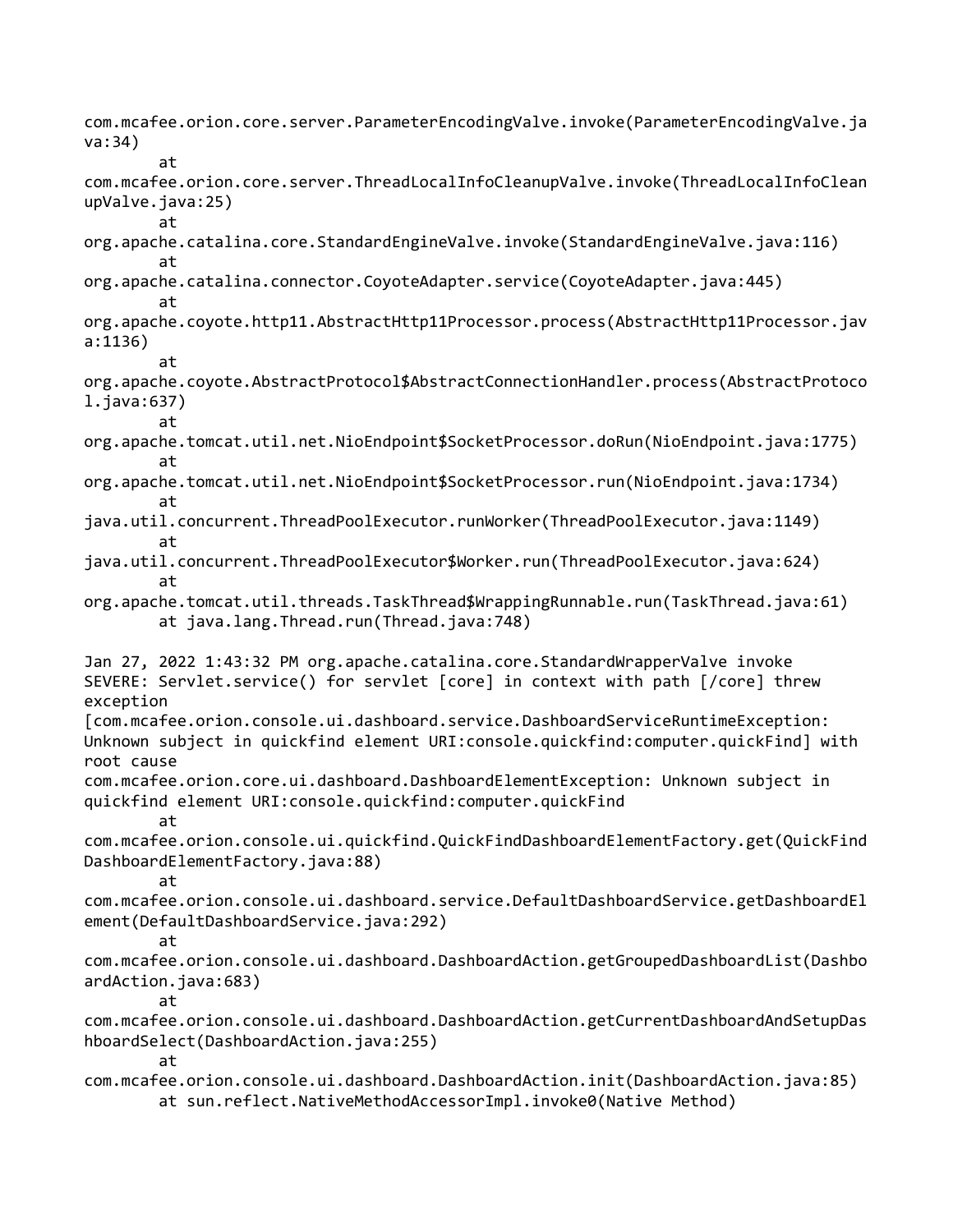```
com.mcafee.orion.core.server.ParameterEncodingValve.invoke(ParameterEncodingValve.java:34)
        at
com.mcafee.orion.core.server.ThreadLocalInfoCleanupValve.invoke(ThreadLocalInfoCleanupValve.java:25)
        at
org.apache.catalina.core.StandardEngineValve.invoke(StandardEngineValve.java:116)
        at
org.apache.catalina.connector.CoyoteAdapter.service(CoyoteAdapter.java:445)
        at
org.apache.coyote.http11.AbstractHttp11Processor.process(AbstractHttp11Processor.java:1136)
        at
org.apache.coyote.AbstractProtocol$AbstractConnectionHandler.process(AbstractProtocol.java:637)
        at
org.apache.tomcat.util.net.NioEndpoint$SocketProcessor.doRun(NioEndpoint.java:1775)
        at
org.apache.tomcat.util.net.NioEndpoint$SocketProcessor.run(NioEndpoint.java:1734)
        at
java.util.concurrent.ThreadPoolExecutor.runWorker(ThreadPoolExecutor.java:1149)
        at
java.util.concurrent.ThreadPoolExecutor$Worker.run(ThreadPoolExecutor.java:624)
        at
org.apache.tomcat.util.threads.TaskThread$WrappingRunnable.run(TaskThread.java:61)
        at java.lang.Thread.run(Thread.java:748)

Jan 27, 2022 1:43:32 PM org.apache.catalina.core.StandardWrapperValve invoke
SEVERE: Servlet.service() for servlet [core] in context with path [/core] threw
exception
[com.mcafee.orion.console.ui.dashboard.service.DashboardServiceRuntimeException:
Unknown subject in quickfind element URI:console.quickfind:computer.quickFind] with
root cause
com.mcafee.orion.core.ui.dashboard.DashboardElementException: Unknown subject in
quickfind element URI:console.quickfind:computer.quickFind
        at
com.mcafee.orion.console.ui.quickfind.QuickFindDashboardElementFactory.get(QuickFindDashboardElementFactory.java:88)
        at
com.mcafee.orion.console.ui.dashboard.service.DefaultDashboardService.getDashboardElement(DefaultDashboardService.java:292)
        at
com.mcafee.orion.console.ui.dashboard.DashboardAction.getGroupedDashboardList(DashboardAction.java:683)
        at
com.mcafee.orion.console.ui.dashboard.DashboardAction.getCurrentDashboardAndSetupDashboardSelect(DashboardAction.java:255)
        at
com.mcafee.orion.console.ui.dashboard.DashboardAction.init(DashboardAction.java:85)
        at sun.reflect.NativeMethodAccessorImpl.invoke0(Native Method)
```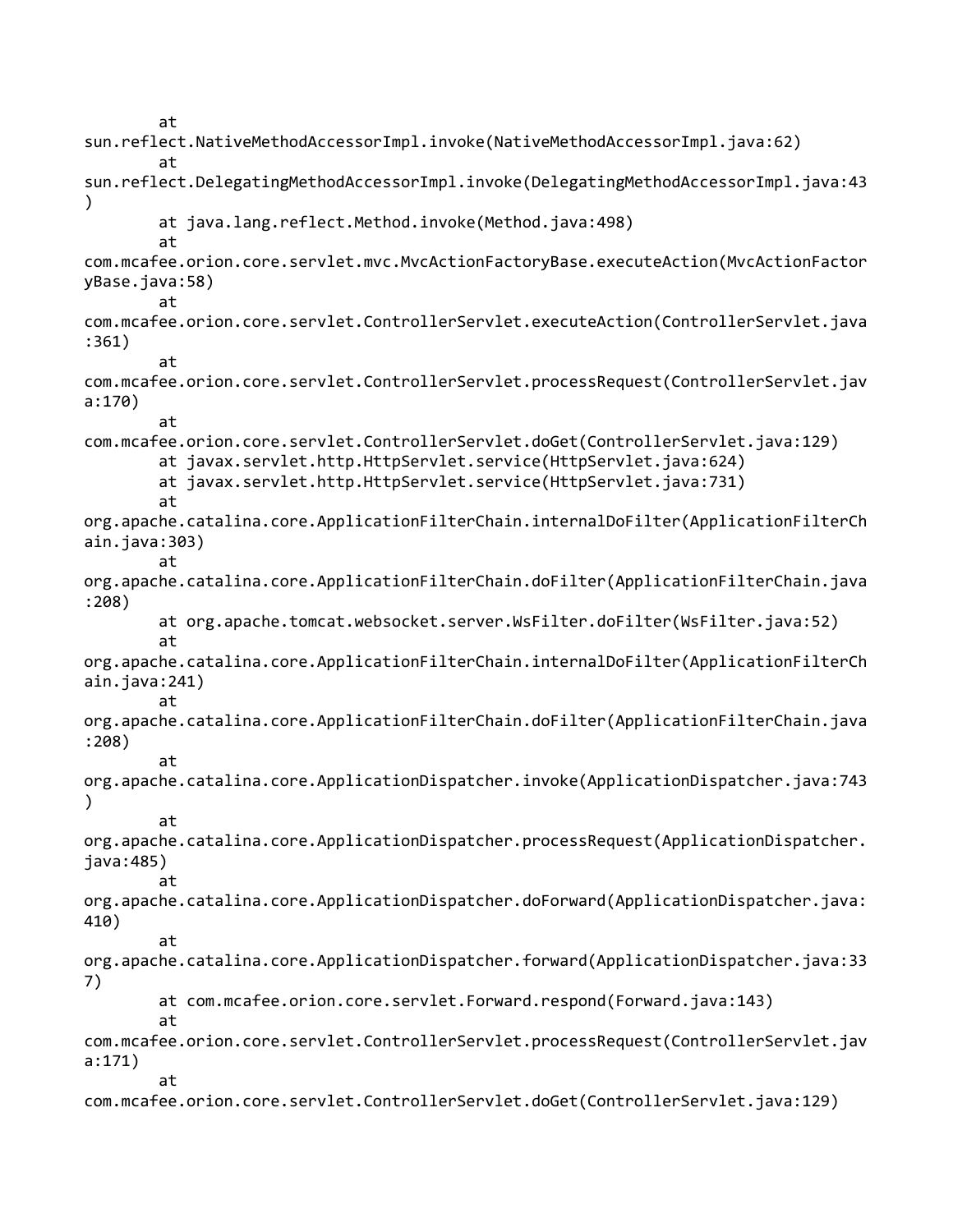```
        at
sun.reflect.NativeMethodAccessorImpl.invoke(NativeMethodAccessorImpl.java:62)
        at
sun.reflect.DelegatingMethodAccessorImpl.invoke(DelegatingMethodAccessorImpl.java:43
)
        at java.lang.reflect.Method.invoke(Method.java:498)
        at
com.mcafee.orion.core.servlet.mvc.MvcActionFactoryBase.executeAction(MvcActionFactor
yBase.java:58)
        at
com.mcafee.orion.core.servlet.ControllerServlet.executeAction(ControllerServlet.java
:361)
        at
com.mcafee.orion.core.servlet.ControllerServlet.processRequest(ControllerServlet.jav
a:170)
        at
com.mcafee.orion.core.servlet.ControllerServlet.doGet(ControllerServlet.java:129)
        at javax.servlet.http.HttpServlet.service(HttpServlet.java:624)
        at javax.servlet.http.HttpServlet.service(HttpServlet.java:731)
        at
org.apache.catalina.core.ApplicationFilterChain.internalDoFilter(ApplicationFilterCh
ain.java:303)
        at
org.apache.catalina.core.ApplicationFilterChain.doFilter(ApplicationFilterChain.java
:208)
        at org.apache.tomcat.websocket.server.WsFilter.doFilter(WsFilter.java:52)
        at
org.apache.catalina.core.ApplicationFilterChain.internalDoFilter(ApplicationFilterCh
ain.java:241)
        at
org.apache.catalina.core.ApplicationFilterChain.doFilter(ApplicationFilterChain.java
:208)
        at
org.apache.catalina.core.ApplicationDispatcher.invoke(ApplicationDispatcher.java:743
)
        at
org.apache.catalina.core.ApplicationDispatcher.processRequest(ApplicationDispatcher.
java:485)
        at
org.apache.catalina.core.ApplicationDispatcher.doForward(ApplicationDispatcher.java:
410)
        at
org.apache.catalina.core.ApplicationDispatcher.forward(ApplicationDispatcher.java:33
7)
        at com.mcafee.orion.core.servlet.Forward.respond(Forward.java:143)
        at
com.mcafee.orion.core.servlet.ControllerServlet.processRequest(ControllerServlet.jav
a:171)
        at
com.mcafee.orion.core.servlet.ControllerServlet.doGet(ControllerServlet.java:129)
```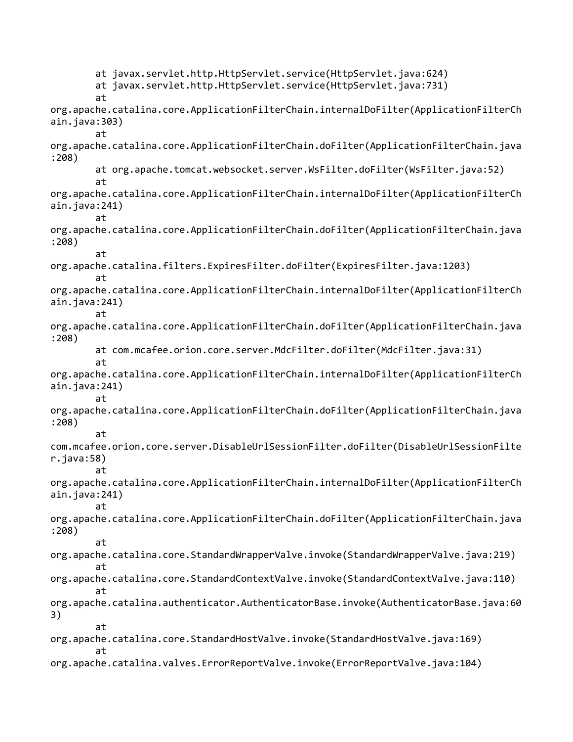```
        at javax.servlet.http.HttpServlet.service(HttpServlet.java:624)
        at javax.servlet.http.HttpServlet.service(HttpServlet.java:731)
        at
org.apache.catalina.core.ApplicationFilterChain.internalDoFilter(ApplicationFilterCh
ain.java:303)
        at
org.apache.catalina.core.ApplicationFilterChain.doFilter(ApplicationFilterChain.java
:208)
        at org.apache.tomcat.websocket.server.WsFilter.doFilter(WsFilter.java:52)
        at
org.apache.catalina.core.ApplicationFilterChain.internalDoFilter(ApplicationFilterCh
ain.java:241)
        at
org.apache.catalina.core.ApplicationFilterChain.doFilter(ApplicationFilterChain.java
:208)
        at
org.apache.catalina.filters.ExpiresFilter.doFilter(ExpiresFilter.java:1203)
        at
org.apache.catalina.core.ApplicationFilterChain.internalDoFilter(ApplicationFilterCh
ain.java:241)
        at
org.apache.catalina.core.ApplicationFilterChain.doFilter(ApplicationFilterChain.java
:208)
        at com.mcafee.orion.core.server.MdcFilter.doFilter(MdcFilter.java:31)
        at
org.apache.catalina.core.ApplicationFilterChain.internalDoFilter(ApplicationFilterCh
ain.java:241)
        at
org.apache.catalina.core.ApplicationFilterChain.doFilter(ApplicationFilterChain.java
:208)
        at
com.mcafee.orion.core.server.DisableUrlSessionFilter.doFilter(DisableUrlSessionFilte
r.java:58)
        at
org.apache.catalina.core.ApplicationFilterChain.internalDoFilter(ApplicationFilterCh
ain.java:241)
        at
org.apache.catalina.core.ApplicationFilterChain.doFilter(ApplicationFilterChain.java
:208)
        at
org.apache.catalina.core.StandardWrapperValve.invoke(StandardWrapperValve.java:219)
        at
org.apache.catalina.core.StandardContextValve.invoke(StandardContextValve.java:110)
        at
org.apache.catalina.authenticator.AuthenticatorBase.invoke(AuthenticatorBase.java:60
3)
        at
org.apache.catalina.core.StandardHostValve.invoke(StandardHostValve.java:169)
        at
org.apache.catalina.valves.ErrorReportValve.invoke(ErrorReportValve.java:104)
```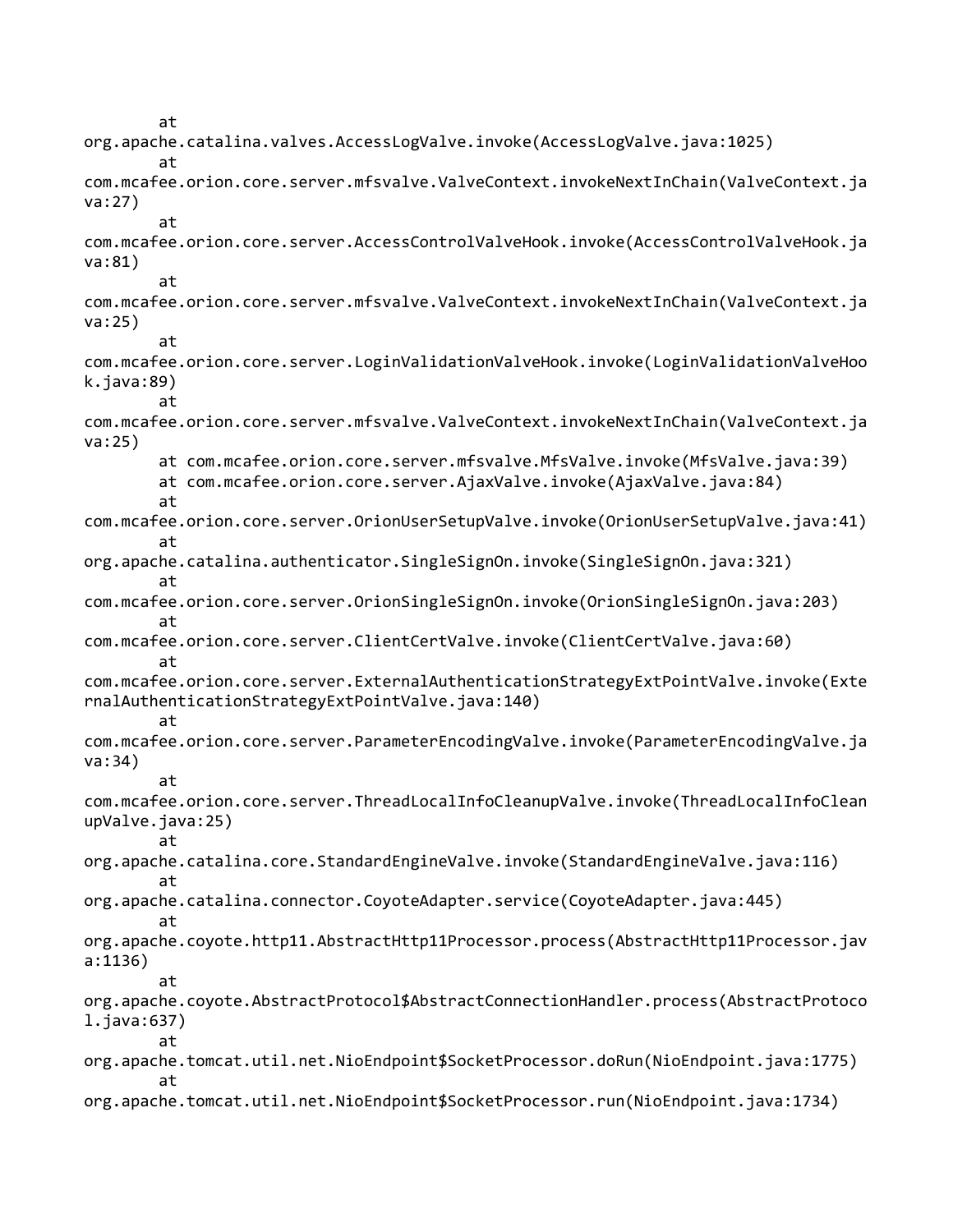```
        at 
org.apache.catalina.valves.AccessLogValve.invoke(AccessLogValve.java:1025)
        at 
com.mcafee.orion.core.server.mfsvalve.ValveContext.invokeNextInChain(ValveContext.ja
va:27)
        at 
com.mcafee.orion.core.server.AccessControlValveHook.invoke(AccessControlValveHook.ja
va:81)
        at 
com.mcafee.orion.core.server.mfsvalve.ValveContext.invokeNextInChain(ValveContext.ja
va:25)
        at 
com.mcafee.orion.core.server.LoginValidationValveHook.invoke(LoginValidationValveHoo
k.java:89)
        at 
com.mcafee.orion.core.server.mfsvalve.ValveContext.invokeNextInChain(ValveContext.ja
va:25)
        at com.mcafee.orion.core.server.mfsvalve.MfsValve.invoke(MfsValve.java:39)
        at com.mcafee.orion.core.server.AjaxValve.invoke(AjaxValve.java:84)
        at 
com.mcafee.orion.core.server.OrionUserSetupValve.invoke(OrionUserSetupValve.java:41)
        at 
org.apache.catalina.authenticator.SingleSignOn.invoke(SingleSignOn.java:321)
        at 
com.mcafee.orion.core.server.OrionSingleSignOn.invoke(OrionSingleSignOn.java:203)
        at 
com.mcafee.orion.core.server.ClientCertValve.invoke(ClientCertValve.java:60)
        at 
com.mcafee.orion.core.server.ExternalAuthenticationStrategyExtPointValve.invoke(Exte
rnalAuthenticationStrategyExtPointValve.java:140)
        at 
com.mcafee.orion.core.server.ParameterEncodingValve.invoke(ParameterEncodingValve.ja
va:34)
        at 
com.mcafee.orion.core.server.ThreadLocalInfoCleanupValve.invoke(ThreadLocalInfoClean
upValve.java:25)
        at 
org.apache.catalina.core.StandardEngineValve.invoke(StandardEngineValve.java:116)
        at 
org.apache.catalina.connector.CoyoteAdapter.service(CoyoteAdapter.java:445)
        at 
org.apache.coyote.http11.AbstractHttp11Processor.process(AbstractHttp11Processor.jav
a:1136)
        at 
org.apache.coyote.AbstractProtocol$AbstractConnectionHandler.process(AbstractProtoco
l.java:637)
        at 
org.apache.tomcat.util.net.NioEndpoint$SocketProcessor.doRun(NioEndpoint.java:1775)
        at 
org.apache.tomcat.util.net.NioEndpoint$SocketProcessor.run(NioEndpoint.java:1734)
```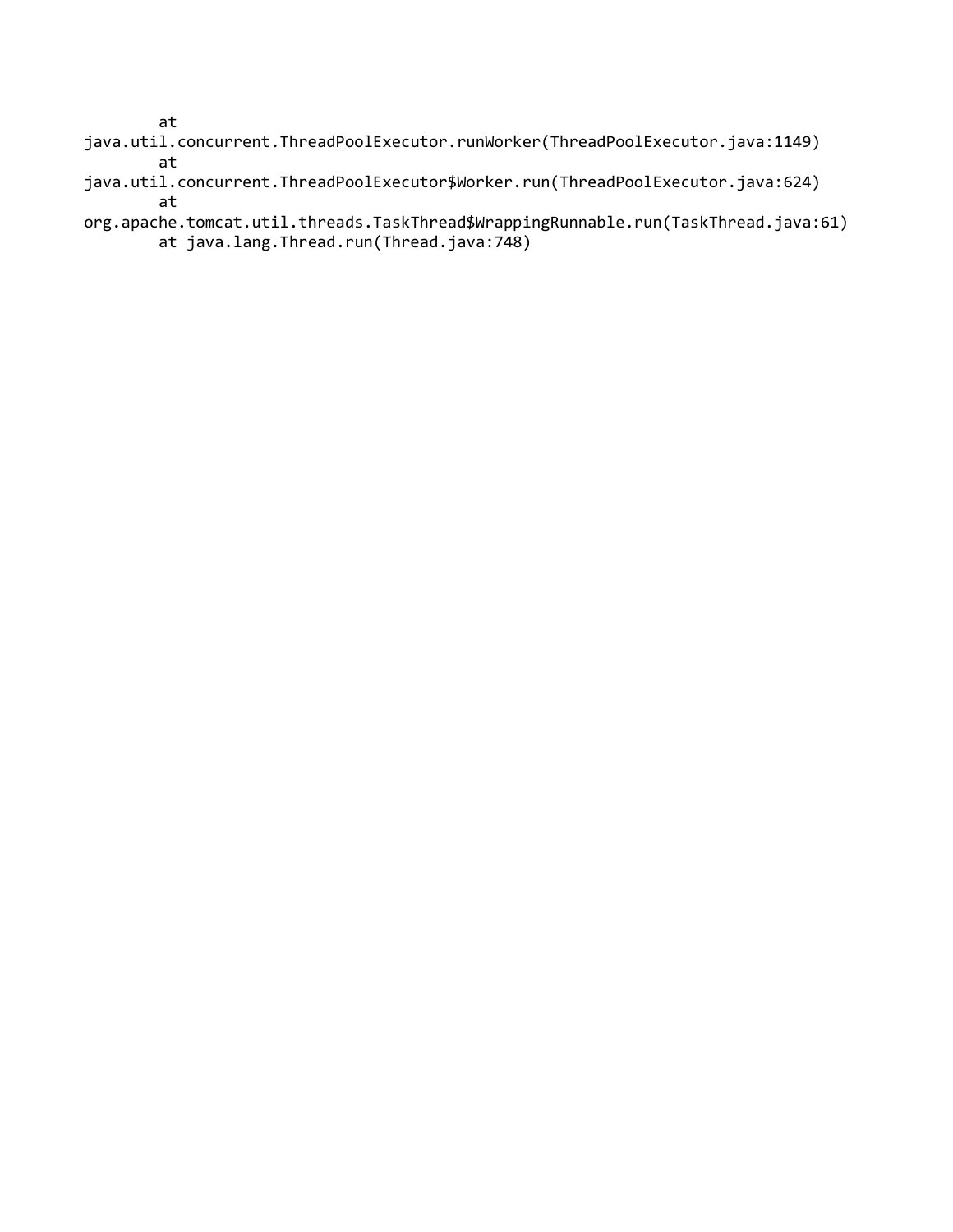```
        at
java.util.concurrent.ThreadPoolExecutor.runWorker(ThreadPoolExecutor.java:1149)
        at
java.util.concurrent.ThreadPoolExecutor$Worker.run(ThreadPoolExecutor.java:624)
        at
org.apache.tomcat.util.threads.TaskThread$WrappingRunnable.run(TaskThread.java:61)
        at java.lang.Thread.run(Thread.java:748)
```